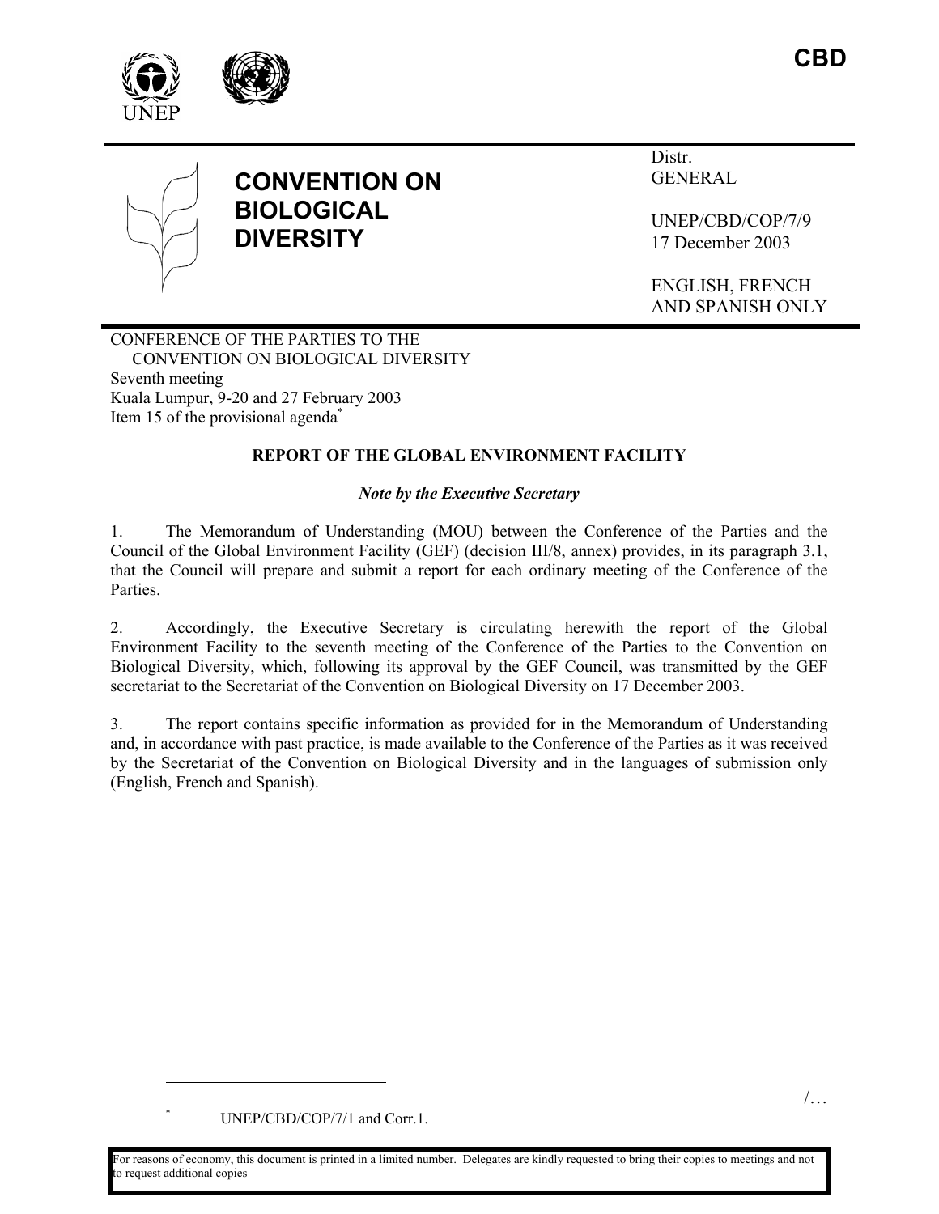CBD

UNEP

# CONVENTION ON BIOLOGICAL DIVERSITY

Distr.
GENERAL

UNEP/CBD/COP/7/9
17 December 2003

ENGLISH, FRENCH AND SPANISH ONLY

CONFERENCE OF THE PARTIES TO THE
CONVENTION ON BIOLOGICAL DIVERSITY
Seventh meeting
Kuala Lumpur, 9-20 and 27 February 2003
Item 15 of the provisional agenda*

## REPORT OF THE GLOBAL ENVIRONMENT FACILITY

*Note by the Executive Secretary*

1. The Memorandum of Understanding (MOU) between the Conference of the Parties and the Council of the Global Environment Facility (GEF) (decision III/8, annex) provides, in its paragraph 3.1, that the Council will prepare and submit a report for each ordinary meeting of the Conference of the Parties.

2. Accordingly, the Executive Secretary is circulating herewith the report of the Global Environment Facility to the seventh meeting of the Conference of the Parties to the Convention on Biological Diversity, which, following its approval by the GEF Council, was transmitted by the GEF secretariat to the Secretariat of the Convention on Biological Diversity on 17 December 2003.

3. The report contains specific information as provided for in the Memorandum of Understanding and, in accordance with past practice, is made available to the Conference of the Parties as it was received by the Secretariat of the Convention on Biological Diversity and in the languages of submission only (English, French and Spanish).

/…

\* UNEP/CBD/COP/7/1 and Corr.1.

For reasons of economy, this document is printed in a limited number. Delegates are kindly requested to bring their copies to meetings and not to request additional copies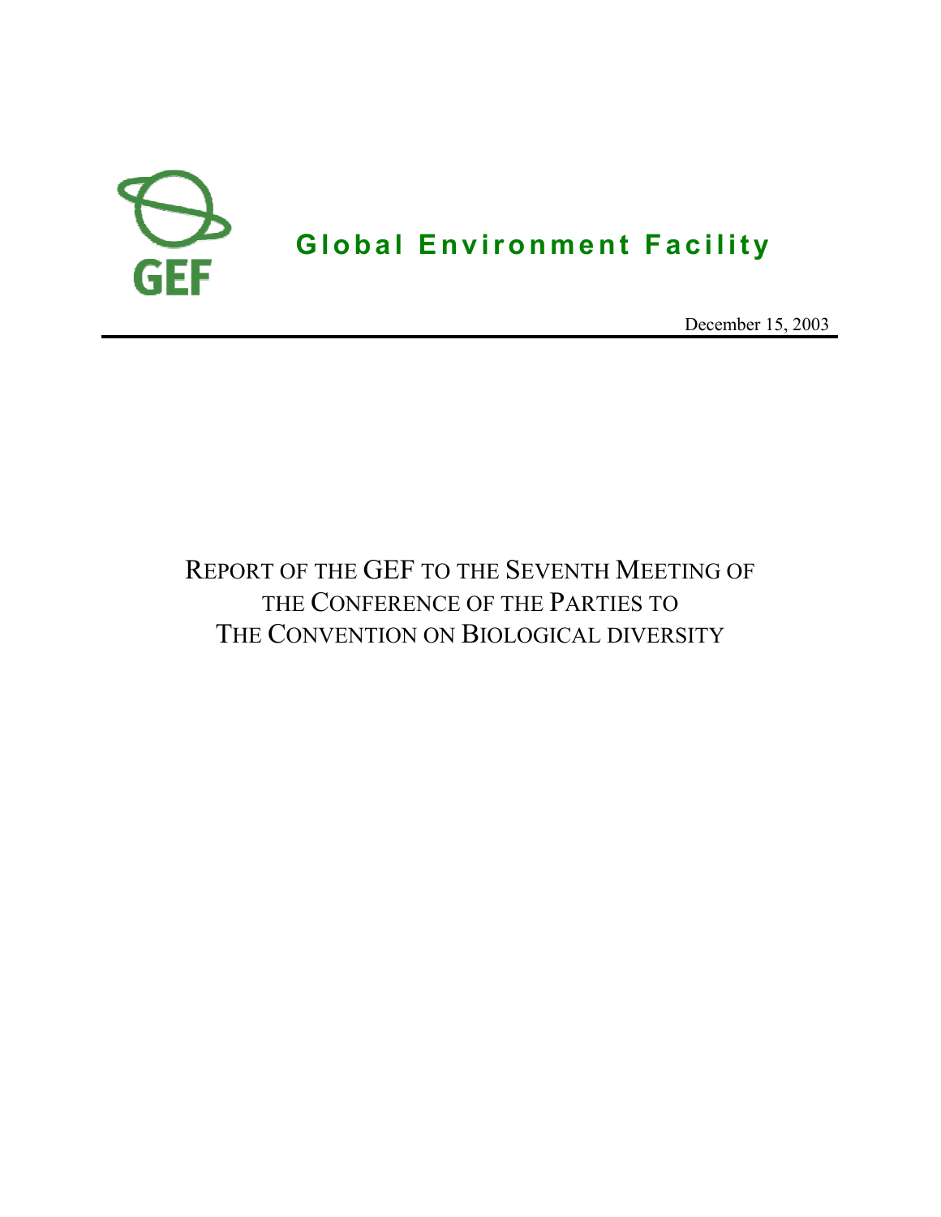**Global Environment Facility**

December 15, 2003

# REPORT OF THE GEF TO THE SEVENTH MEETING OF THE CONFERENCE OF THE PARTIES TO THE CONVENTION ON BIOLOGICAL DIVERSITY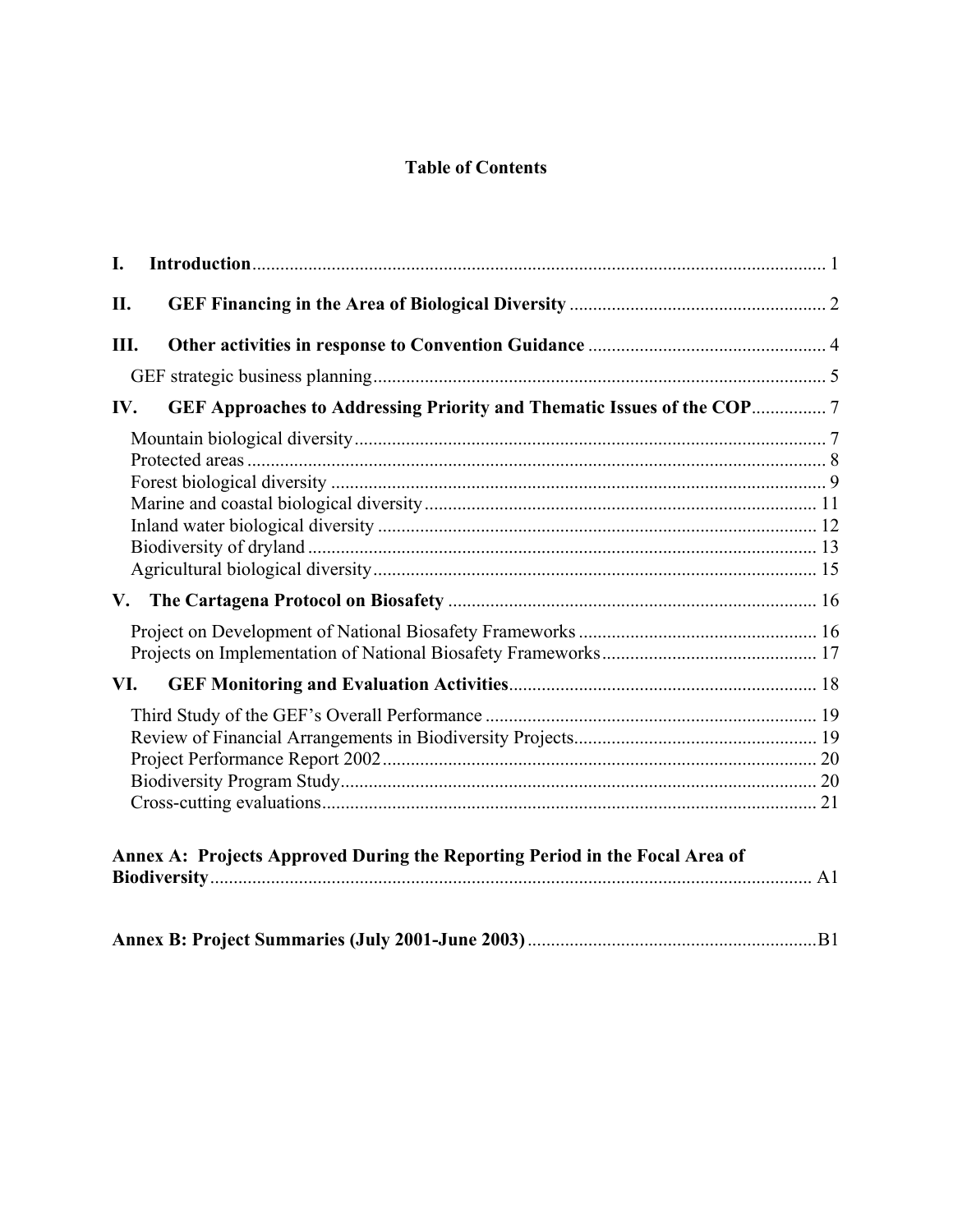# Table of Contents

**I. Introduction** .......... 1

**II. GEF Financing in the Area of Biological Diversity** .......... 2

**III. Other activities in response to Convention Guidance** .......... 4

GEF strategic business planning .......... 5

**IV. GEF Approaches to Addressing Priority and Thematic Issues of the COP** .......... 7

Mountain biological diversity .......... 7
Protected areas .......... 8
Forest biological diversity .......... 9
Marine and coastal biological diversity .......... 11
Inland water biological diversity .......... 12
Biodiversity of dryland .......... 13
Agricultural biological diversity .......... 15

**V. The Cartagena Protocol on Biosafety** .......... 16

Project on Development of National Biosafety Frameworks .......... 16
Projects on Implementation of National Biosafety Frameworks .......... 17

**VI. GEF Monitoring and Evaluation Activities** .......... 18

Third Study of the GEF's Overall Performance .......... 19
Review of Financial Arrangements in Biodiversity Projects .......... 19
Project Performance Report 2002 .......... 20
Biodiversity Program Study .......... 20
Cross-cutting evaluations .......... 21

**Annex A: Projects Approved During the Reporting Period in the Focal Area of Biodiversity** .......... A1

**Annex B: Project Summaries (July 2001-June 2003)** .......... B1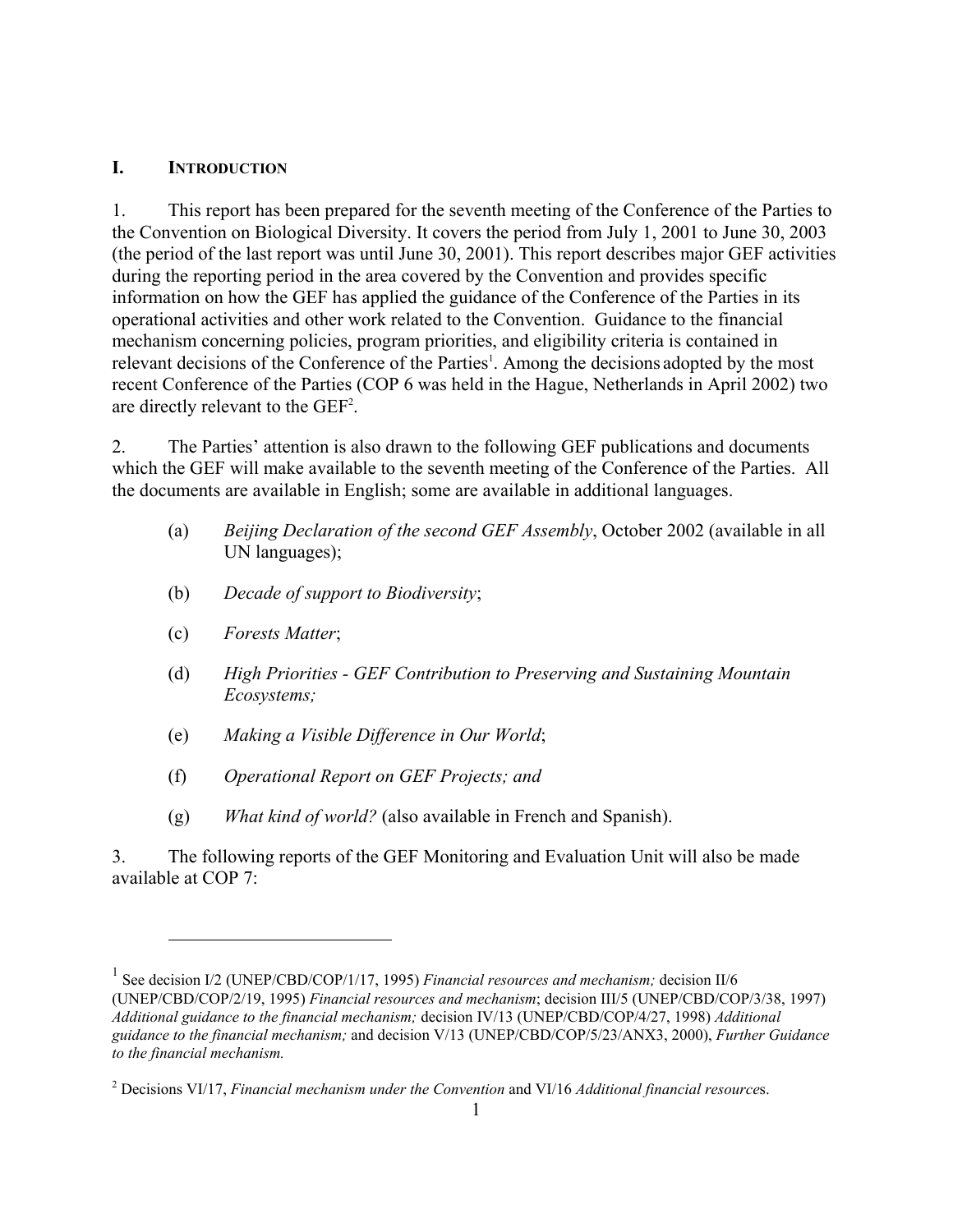## I. INTRODUCTION

1. This report has been prepared for the seventh meeting of the Conference of the Parties to the Convention on Biological Diversity. It covers the period from July 1, 2001 to June 30, 2003 (the period of the last report was until June 30, 2001). This report describes major GEF activities during the reporting period in the area covered by the Convention and provides specific information on how the GEF has applied the guidance of the Conference of the Parties in its operational activities and other work related to the Convention. Guidance to the financial mechanism concerning policies, program priorities, and eligibility criteria is contained in relevant decisions of the Conference of the Parties[1]. Among the decisions adopted by the most recent Conference of the Parties (COP 6 was held in the Hague, Netherlands in April 2002) two are directly relevant to the GEF[2].

2. The Parties' attention is also drawn to the following GEF publications and documents which the GEF will make available to the seventh meeting of the Conference of the Parties. All the documents are available in English; some are available in additional languages.

(a) *Beijing Declaration of the second GEF Assembly*, October 2002 (available in all UN languages);

(b) *Decade of support to Biodiversity*;

(c) *Forests Matter*;

(d) *High Priorities - GEF Contribution to Preserving and Sustaining Mountain Ecosystems;*

(e) *Making a Visible Difference in Our World*;

(f) *Operational Report on GEF Projects; and*

(g) *What kind of world?* (also available in French and Spanish).

3. The following reports of the GEF Monitoring and Evaluation Unit will also be made available at COP 7:

---

[1] See decision I/2 (UNEP/CBD/COP/1/17, 1995) *Financial resources and mechanism;* decision II/6 (UNEP/CBD/COP/2/19, 1995) *Financial resources and mechanism*; decision III/5 (UNEP/CBD/COP/3/38, 1997) *Additional guidance to the financial mechanism;* decision IV/13 (UNEP/CBD/COP/4/27, 1998) *Additional guidance to the financial mechanism;* and decision V/13 (UNEP/CBD/COP/5/23/ANX3, 2000), *Further Guidance to the financial mechanism.*

[2] Decisions VI/17, *Financial mechanism under the Convention* and VI/16 *Additional financial resource*s.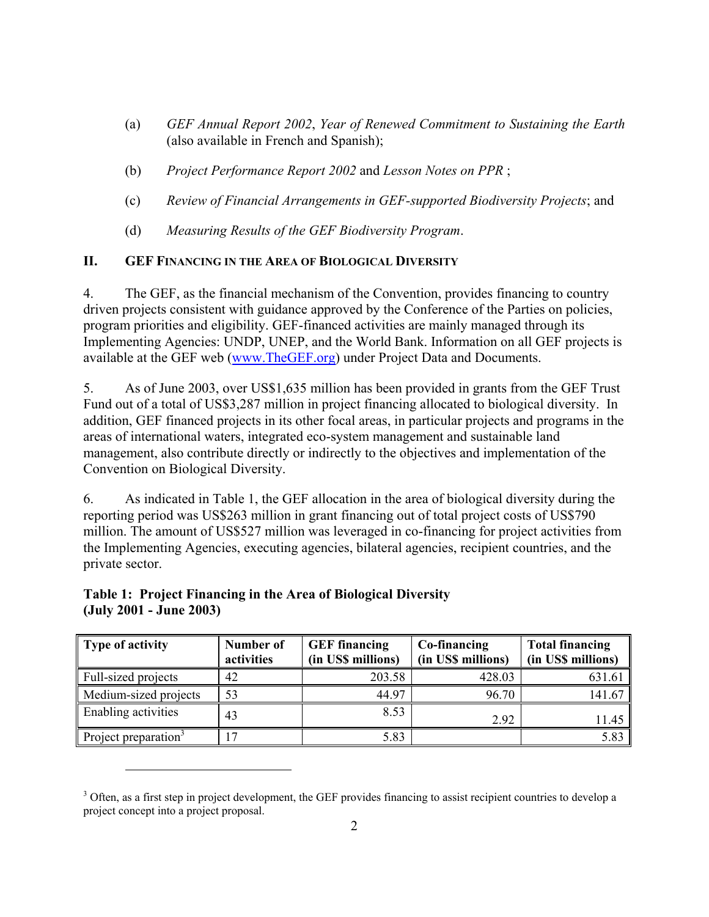(a) *GEF Annual Report 2002*, *Year of Renewed Commitment to Sustaining the Earth* (also available in French and Spanish);

(b) *Project Performance Report 2002* and *Lesson Notes on PPR* ;

(c) *Review of Financial Arrangements in GEF-supported Biodiversity Projects*; and

(d) *Measuring Results of the GEF Biodiversity Program*.

## II. GEF FINANCING IN THE AREA OF BIOLOGICAL DIVERSITY

4. The GEF, as the financial mechanism of the Convention, provides financing to country driven projects consistent with guidance approved by the Conference of the Parties on policies, program priorities and eligibility. GEF-financed activities are mainly managed through its Implementing Agencies: UNDP, UNEP, and the World Bank. Information on all GEF projects is available at the GEF web (www.TheGEF.org) under Project Data and Documents.

5. As of June 2003, over US$1,635 million has been provided in grants from the GEF Trust Fund out of a total of US$3,287 million in project financing allocated to biological diversity. In addition, GEF financed projects in its other focal areas, in particular projects and programs in the areas of international waters, integrated eco-system management and sustainable land management, also contribute directly or indirectly to the objectives and implementation of the Convention on Biological Diversity.

6. As indicated in Table 1, the GEF allocation in the area of biological diversity during the reporting period was US$263 million in grant financing out of total project costs of US$790 million. The amount of US$527 million was leveraged in co-financing for project activities from the Implementing Agencies, executing agencies, bilateral agencies, recipient countries, and the private sector.

**Table 1: Project Financing in the Area of Biological Diversity (July 2001 - June 2003)**

| Type of activity | Number of activities | GEF financing (in US$ millions) | Co-financing (in US$ millions) | Total financing (in US$ millions) |
|---|---|---|---|---|
| Full-sized projects | 42 | 203.58 | 428.03 | 631.61 |
| Medium-sized projects | 53 | 44.97 | 96.70 | 141.67 |
| Enabling activities | 43 | 8.53 | 2.92 | 11.45 |
| Project preparation[3] | 17 | 5.83 | | 5.83 |

[3] Often, as a first step in project development, the GEF provides financing to assist recipient countries to develop a project concept into a project proposal.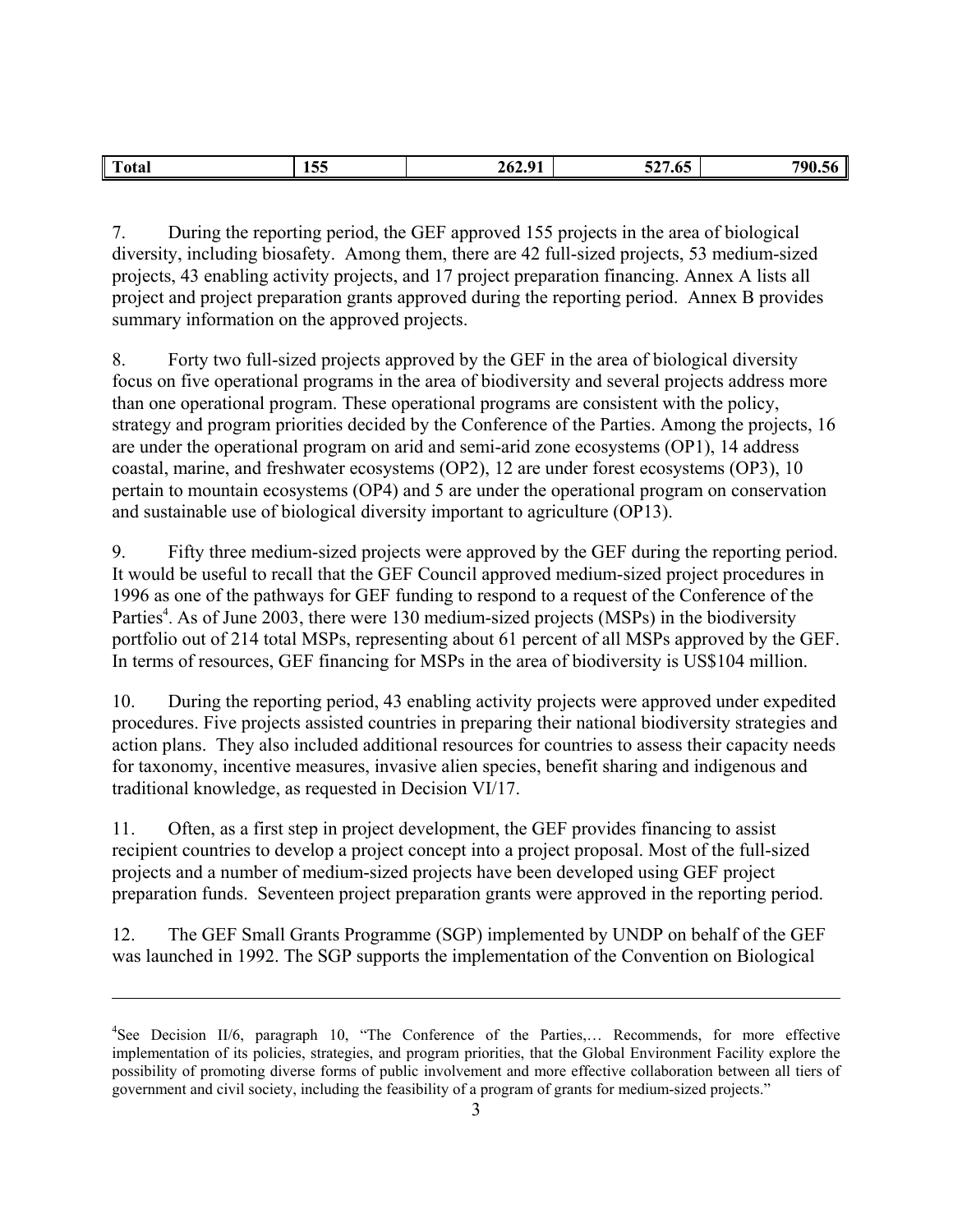| | | | | |
|---|---|---|---|---|
| **Total** | **155** | **262.91** | **527.65** | **790.56** |

7. During the reporting period, the GEF approved 155 projects in the area of biological diversity, including biosafety. Among them, there are 42 full-sized projects, 53 medium-sized projects, 43 enabling activity projects, and 17 project preparation financing. Annex A lists all project and project preparation grants approved during the reporting period. Annex B provides summary information on the approved projects.

8. Forty two full-sized projects approved by the GEF in the area of biological diversity focus on five operational programs in the area of biodiversity and several projects address more than one operational program. These operational programs are consistent with the policy, strategy and program priorities decided by the Conference of the Parties. Among the projects, 16 are under the operational program on arid and semi-arid zone ecosystems (OP1), 14 address coastal, marine, and freshwater ecosystems (OP2), 12 are under forest ecosystems (OP3), 10 pertain to mountain ecosystems (OP4) and 5 are under the operational program on conservation and sustainable use of biological diversity important to agriculture (OP13).

9. Fifty three medium-sized projects were approved by the GEF during the reporting period. It would be useful to recall that the GEF Council approved medium-sized project procedures in 1996 as one of the pathways for GEF funding to respond to a request of the Conference of the Parties[4]. As of June 2003, there were 130 medium-sized projects (MSPs) in the biodiversity portfolio out of 214 total MSPs, representing about 61 percent of all MSPs approved by the GEF. In terms of resources, GEF financing for MSPs in the area of biodiversity is US$104 million.

10. During the reporting period, 43 enabling activity projects were approved under expedited procedures. Five projects assisted countries in preparing their national biodiversity strategies and action plans. They also included additional resources for countries to assess their capacity needs for taxonomy, incentive measures, invasive alien species, benefit sharing and indigenous and traditional knowledge, as requested in Decision VI/17.

11. Often, as a first step in project development, the GEF provides financing to assist recipient countries to develop a project concept into a project proposal. Most of the full-sized projects and a number of medium-sized projects have been developed using GEF project preparation funds. Seventeen project preparation grants were approved in the reporting period.

12. The GEF Small Grants Programme (SGP) implemented by UNDP on behalf of the GEF was launched in 1992. The SGP supports the implementation of the Convention on Biological

---

[4] See Decision II/6, paragraph 10, "The Conference of the Parties,… Recommends, for more effective implementation of its policies, strategies, and program priorities, that the Global Environment Facility explore the possibility of promoting diverse forms of public involvement and more effective collaboration between all tiers of government and civil society, including the feasibility of a program of grants for medium-sized projects."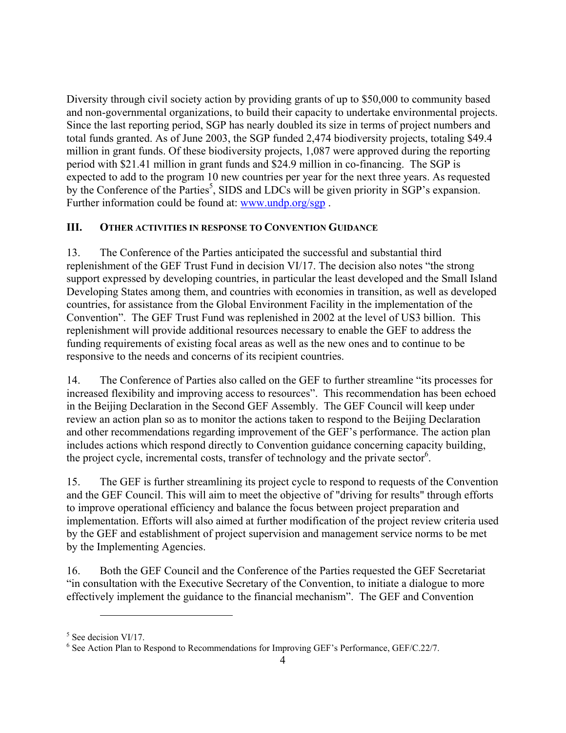Diversity through civil society action by providing grants of up to $50,000 to community based and non-governmental organizations, to build their capacity to undertake environmental projects. Since the last reporting period, SGP has nearly doubled its size in terms of project numbers and total funds granted. As of June 2003, the SGP funded 2,474 biodiversity projects, totaling $49.4 million in grant funds. Of these biodiversity projects, 1,087 were approved during the reporting period with $21.41 million in grant funds and $24.9 million in co-financing. The SGP is expected to add to the program 10 new countries per year for the next three years. As requested by the Conference of the Parties[5], SIDS and LDCs will be given priority in SGP's expansion. Further information could be found at: [www.undp.org/sgp](www.undp.org/sgp) .

## III. OTHER ACTIVITIES IN RESPONSE TO CONVENTION GUIDANCE

13. The Conference of the Parties anticipated the successful and substantial third replenishment of the GEF Trust Fund in decision VI/17. The decision also notes "the strong support expressed by developing countries, in particular the least developed and the Small Island Developing States among them, and countries with economies in transition, as well as developed countries, for assistance from the Global Environment Facility in the implementation of the Convention". The GEF Trust Fund was replenished in 2002 at the level of US3 billion. This replenishment will provide additional resources necessary to enable the GEF to address the funding requirements of existing focal areas as well as the new ones and to continue to be responsive to the needs and concerns of its recipient countries.

14. The Conference of Parties also called on the GEF to further streamline "its processes for increased flexibility and improving access to resources". This recommendation has been echoed in the Beijing Declaration in the Second GEF Assembly. The GEF Council will keep under review an action plan so as to monitor the actions taken to respond to the Beijing Declaration and other recommendations regarding improvement of the GEF's performance. The action plan includes actions which respond directly to Convention guidance concerning capacity building, the project cycle, incremental costs, transfer of technology and the private sector[6].

15. The GEF is further streamlining its project cycle to respond to requests of the Convention and the GEF Council. This will aim to meet the objective of "driving for results" through efforts to improve operational efficiency and balance the focus between project preparation and implementation. Efforts will also aimed at further modification of the project review criteria used by the GEF and establishment of project supervision and management service norms to be met by the Implementing Agencies.

16. Both the GEF Council and the Conference of the Parties requested the GEF Secretariat "in consultation with the Executive Secretary of the Convention, to initiate a dialogue to more effectively implement the guidance to the financial mechanism". The GEF and Convention

---

[5] See decision VI/17.

[6] See Action Plan to Respond to Recommendations for Improving GEF's Performance, GEF/C.22/7.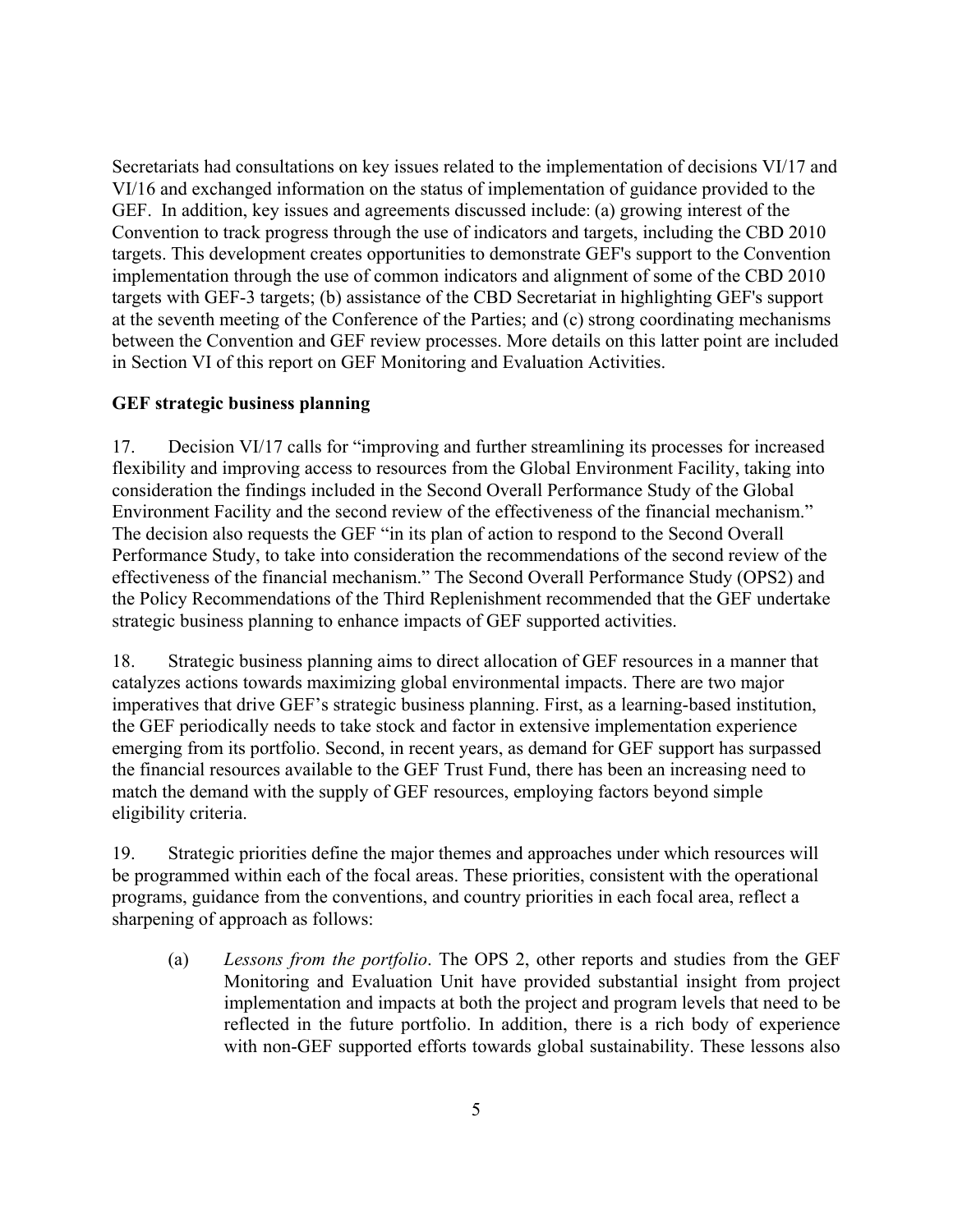Secretariats had consultations on key issues related to the implementation of decisions VI/17 and VI/16 and exchanged information on the status of implementation of guidance provided to the GEF. In addition, key issues and agreements discussed include: (a) growing interest of the Convention to track progress through the use of indicators and targets, including the CBD 2010 targets. This development creates opportunities to demonstrate GEF's support to the Convention implementation through the use of common indicators and alignment of some of the CBD 2010 targets with GEF-3 targets; (b) assistance of the CBD Secretariat in highlighting GEF's support at the seventh meeting of the Conference of the Parties; and (c) strong coordinating mechanisms between the Convention and GEF review processes. More details on this latter point are included in Section VI of this report on GEF Monitoring and Evaluation Activities.

**GEF strategic business planning**

17. Decision VI/17 calls for "improving and further streamlining its processes for increased flexibility and improving access to resources from the Global Environment Facility, taking into consideration the findings included in the Second Overall Performance Study of the Global Environment Facility and the second review of the effectiveness of the financial mechanism." The decision also requests the GEF "in its plan of action to respond to the Second Overall Performance Study, to take into consideration the recommendations of the second review of the effectiveness of the financial mechanism." The Second Overall Performance Study (OPS2) and the Policy Recommendations of the Third Replenishment recommended that the GEF undertake strategic business planning to enhance impacts of GEF supported activities.

18. Strategic business planning aims to direct allocation of GEF resources in a manner that catalyzes actions towards maximizing global environmental impacts. There are two major imperatives that drive GEF's strategic business planning. First, as a learning-based institution, the GEF periodically needs to take stock and factor in extensive implementation experience emerging from its portfolio. Second, in recent years, as demand for GEF support has surpassed the financial resources available to the GEF Trust Fund, there has been an increasing need to match the demand with the supply of GEF resources, employing factors beyond simple eligibility criteria.

19. Strategic priorities define the major themes and approaches under which resources will be programmed within each of the focal areas. These priorities, consistent with the operational programs, guidance from the conventions, and country priorities in each focal area, reflect a sharpening of approach as follows:

(a) *Lessons from the portfolio*. The OPS 2, other reports and studies from the GEF Monitoring and Evaluation Unit have provided substantial insight from project implementation and impacts at both the project and program levels that need to be reflected in the future portfolio. In addition, there is a rich body of experience with non-GEF supported efforts towards global sustainability. These lessons also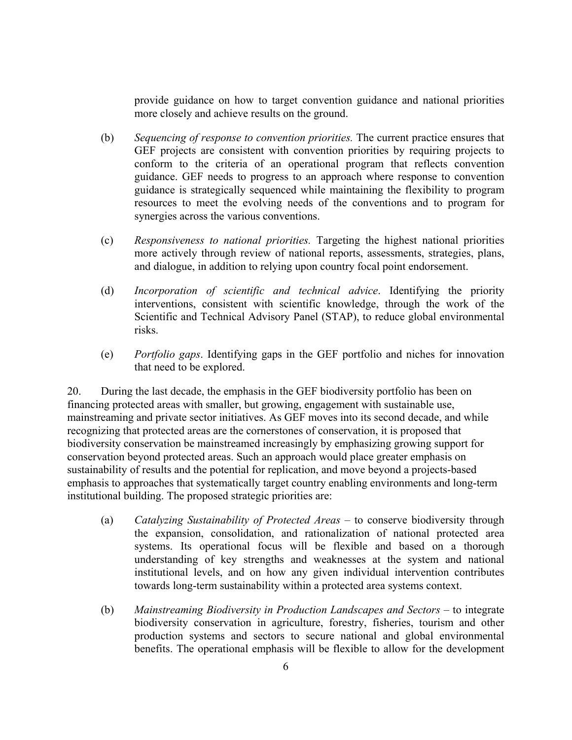provide guidance on how to target convention guidance and national priorities more closely and achieve results on the ground.

(b) *Sequencing of response to convention priorities.* The current practice ensures that GEF projects are consistent with convention priorities by requiring projects to conform to the criteria of an operational program that reflects convention guidance. GEF needs to progress to an approach where response to convention guidance is strategically sequenced while maintaining the flexibility to program resources to meet the evolving needs of the conventions and to program for synergies across the various conventions.

(c) *Responsiveness to national priorities.* Targeting the highest national priorities more actively through review of national reports, assessments, strategies, plans, and dialogue, in addition to relying upon country focal point endorsement.

(d) *Incorporation of scientific and technical advice*. Identifying the priority interventions, consistent with scientific knowledge, through the work of the Scientific and Technical Advisory Panel (STAP), to reduce global environmental risks.

(e) *Portfolio gaps*. Identifying gaps in the GEF portfolio and niches for innovation that need to be explored.

20. During the last decade, the emphasis in the GEF biodiversity portfolio has been on financing protected areas with smaller, but growing, engagement with sustainable use, mainstreaming and private sector initiatives. As GEF moves into its second decade, and while recognizing that protected areas are the cornerstones of conservation, it is proposed that biodiversity conservation be mainstreamed increasingly by emphasizing growing support for conservation beyond protected areas. Such an approach would place greater emphasis on sustainability of results and the potential for replication, and move beyond a projects-based emphasis to approaches that systematically target country enabling environments and long-term institutional building. The proposed strategic priorities are:

(a) *Catalyzing Sustainability of Protected Areas* – to conserve biodiversity through the expansion, consolidation, and rationalization of national protected area systems. Its operational focus will be flexible and based on a thorough understanding of key strengths and weaknesses at the system and national institutional levels, and on how any given individual intervention contributes towards long-term sustainability within a protected area systems context.

(b) *Mainstreaming Biodiversity in Production Landscapes and Sectors* – to integrate biodiversity conservation in agriculture, forestry, fisheries, tourism and other production systems and sectors to secure national and global environmental benefits. The operational emphasis will be flexible to allow for the development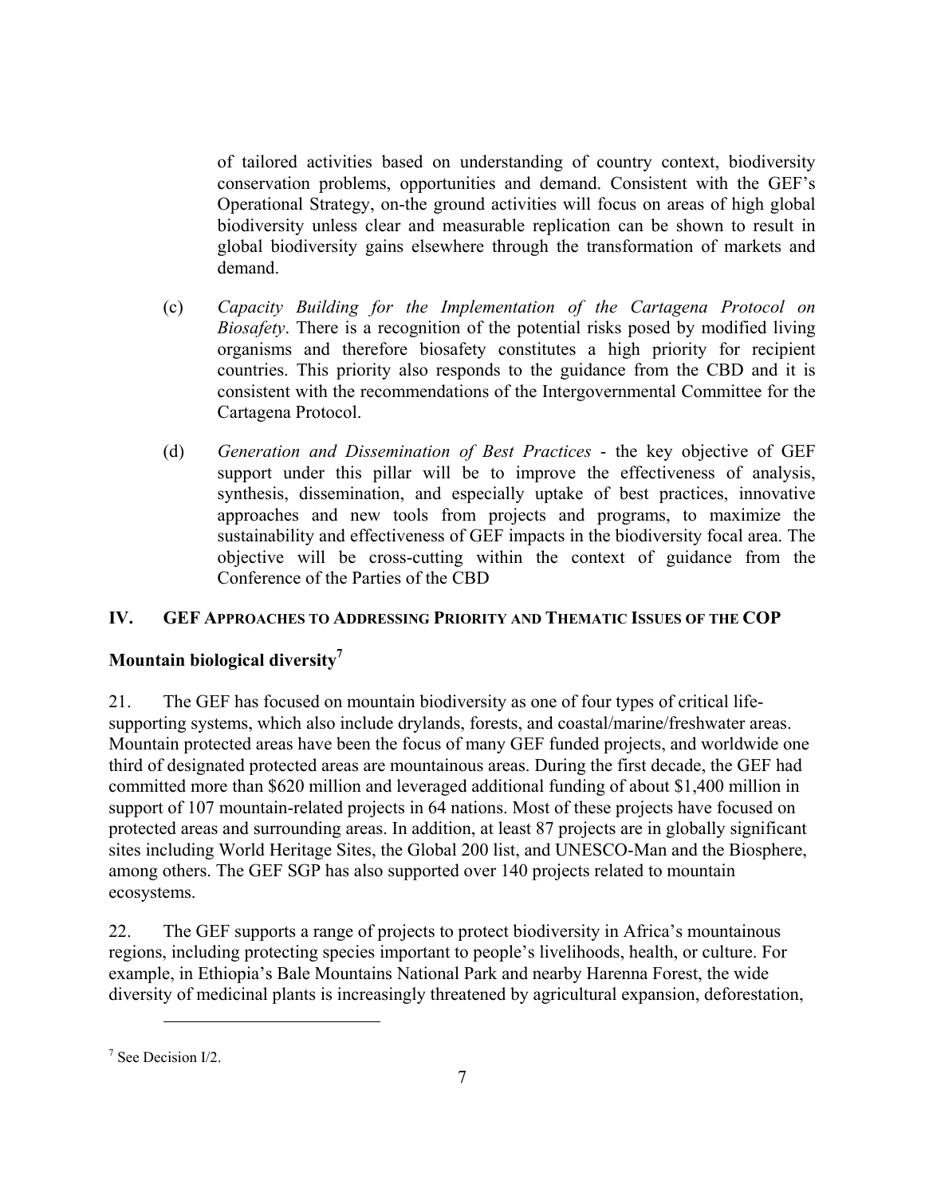of tailored activities based on understanding of country context, biodiversity conservation problems, opportunities and demand. Consistent with the GEF's Operational Strategy, on-the ground activities will focus on areas of high global biodiversity unless clear and measurable replication can be shown to result in global biodiversity gains elsewhere through the transformation of markets and demand.

(c) *Capacity Building for the Implementation of the Cartagena Protocol on Biosafety*. There is a recognition of the potential risks posed by modified living organisms and therefore biosafety constitutes a high priority for recipient countries. This priority also responds to the guidance from the CBD and it is consistent with the recommendations of the Intergovernmental Committee for the Cartagena Protocol.

(d) *Generation and Dissemination of Best Practices* - the key objective of GEF support under this pillar will be to improve the effectiveness of analysis, synthesis, dissemination, and especially uptake of best practices, innovative approaches and new tools from projects and programs, to maximize the sustainability and effectiveness of GEF impacts in the biodiversity focal area. The objective will be cross-cutting within the context of guidance from the Conference of the Parties of the CBD

## IV. GEF Approaches to Addressing Priority and Thematic Issues of the COP

### Mountain biological diversity[7]

21. The GEF has focused on mountain biodiversity as one of four types of critical life-supporting systems, which also include drylands, forests, and coastal/marine/freshwater areas. Mountain protected areas have been the focus of many GEF funded projects, and worldwide one third of designated protected areas are mountainous areas. During the first decade, the GEF had committed more than $620 million and leveraged additional funding of about $1,400 million in support of 107 mountain-related projects in 64 nations. Most of these projects have focused on protected areas and surrounding areas. In addition, at least 87 projects are in globally significant sites including World Heritage Sites, the Global 200 list, and UNESCO-Man and the Biosphere, among others. The GEF SGP has also supported over 140 projects related to mountain ecosystems.

22. The GEF supports a range of projects to protect biodiversity in Africa's mountainous regions, including protecting species important to people's livelihoods, health, or culture. For example, in Ethiopia's Bale Mountains National Park and nearby Harenna Forest, the wide diversity of medicinal plants is increasingly threatened by agricultural expansion, deforestation,

[7] See Decision I/2.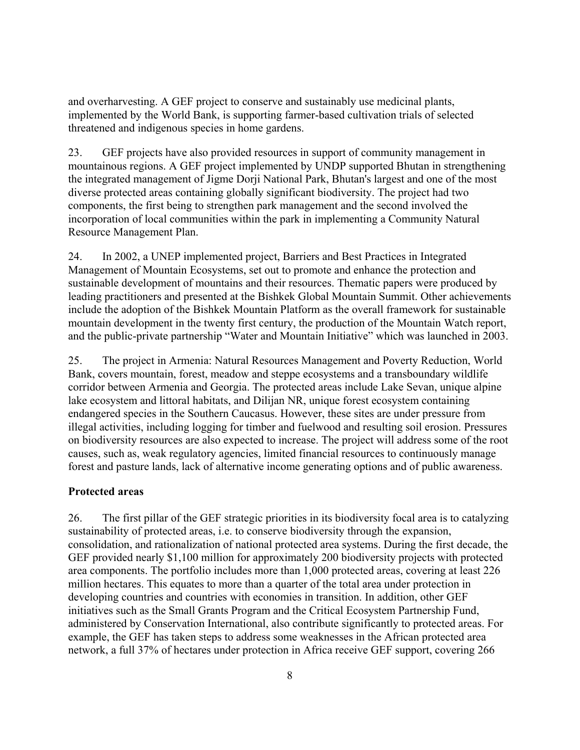and overharvesting. A GEF project to conserve and sustainably use medicinal plants, implemented by the World Bank, is supporting farmer-based cultivation trials of selected threatened and indigenous species in home gardens.

23. GEF projects have also provided resources in support of community management in mountainous regions. A GEF project implemented by UNDP supported Bhutan in strengthening the integrated management of Jigme Dorji National Park, Bhutan's largest and one of the most diverse protected areas containing globally significant biodiversity. The project had two components, the first being to strengthen park management and the second involved the incorporation of local communities within the park in implementing a Community Natural Resource Management Plan.

24. In 2002, a UNEP implemented project, Barriers and Best Practices in Integrated Management of Mountain Ecosystems, set out to promote and enhance the protection and sustainable development of mountains and their resources. Thematic papers were produced by leading practitioners and presented at the Bishkek Global Mountain Summit. Other achievements include the adoption of the Bishkek Mountain Platform as the overall framework for sustainable mountain development in the twenty first century, the production of the Mountain Watch report, and the public-private partnership "Water and Mountain Initiative" which was launched in 2003.

25. The project in Armenia: Natural Resources Management and Poverty Reduction, World Bank, covers mountain, forest, meadow and steppe ecosystems and a transboundary wildlife corridor between Armenia and Georgia. The protected areas include Lake Sevan, unique alpine lake ecosystem and littoral habitats, and Dilijan NR, unique forest ecosystem containing endangered species in the Southern Caucasus. However, these sites are under pressure from illegal activities, including logging for timber and fuelwood and resulting soil erosion. Pressures on biodiversity resources are also expected to increase. The project will address some of the root causes, such as, weak regulatory agencies, limited financial resources to continuously manage forest and pasture lands, lack of alternative income generating options and of public awareness.

**Protected areas**

26. The first pillar of the GEF strategic priorities in its biodiversity focal area is to catalyzing sustainability of protected areas, i.e. to conserve biodiversity through the expansion, consolidation, and rationalization of national protected area systems. During the first decade, the GEF provided nearly $1,100 million for approximately 200 biodiversity projects with protected area components. The portfolio includes more than 1,000 protected areas, covering at least 226 million hectares. This equates to more than a quarter of the total area under protection in developing countries and countries with economies in transition. In addition, other GEF initiatives such as the Small Grants Program and the Critical Ecosystem Partnership Fund, administered by Conservation International, also contribute significantly to protected areas. For example, the GEF has taken steps to address some weaknesses in the African protected area network, a full 37% of hectares under protection in Africa receive GEF support, covering 266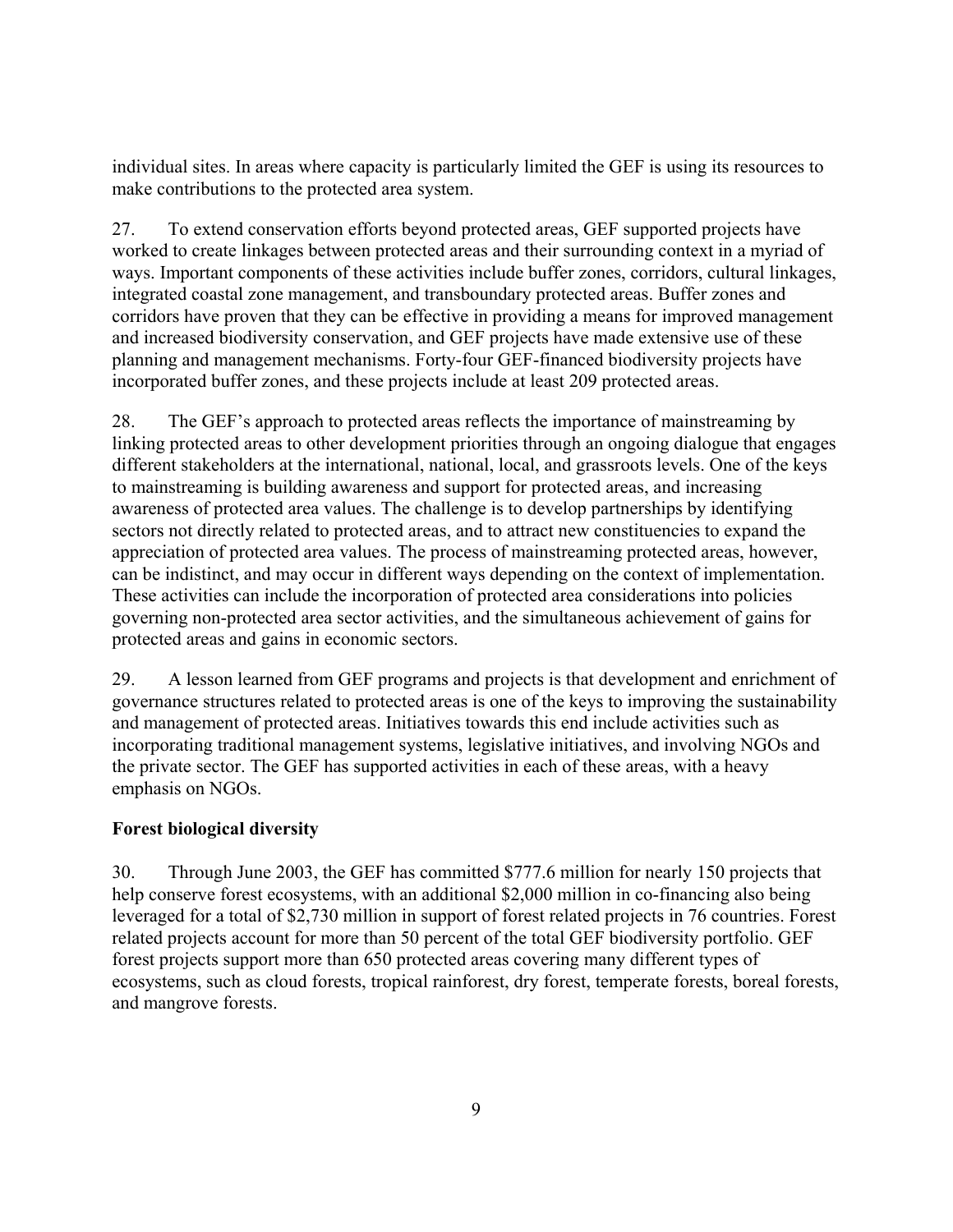individual sites. In areas where capacity is particularly limited the GEF is using its resources to make contributions to the protected area system.

27. To extend conservation efforts beyond protected areas, GEF supported projects have worked to create linkages between protected areas and their surrounding context in a myriad of ways. Important components of these activities include buffer zones, corridors, cultural linkages, integrated coastal zone management, and transboundary protected areas. Buffer zones and corridors have proven that they can be effective in providing a means for improved management and increased biodiversity conservation, and GEF projects have made extensive use of these planning and management mechanisms. Forty-four GEF-financed biodiversity projects have incorporated buffer zones, and these projects include at least 209 protected areas.

28. The GEF's approach to protected areas reflects the importance of mainstreaming by linking protected areas to other development priorities through an ongoing dialogue that engages different stakeholders at the international, national, local, and grassroots levels. One of the keys to mainstreaming is building awareness and support for protected areas, and increasing awareness of protected area values. The challenge is to develop partnerships by identifying sectors not directly related to protected areas, and to attract new constituencies to expand the appreciation of protected area values. The process of mainstreaming protected areas, however, can be indistinct, and may occur in different ways depending on the context of implementation. These activities can include the incorporation of protected area considerations into policies governing non-protected area sector activities, and the simultaneous achievement of gains for protected areas and gains in economic sectors.

29. A lesson learned from GEF programs and projects is that development and enrichment of governance structures related to protected areas is one of the keys to improving the sustainability and management of protected areas. Initiatives towards this end include activities such as incorporating traditional management systems, legislative initiatives, and involving NGOs and the private sector. The GEF has supported activities in each of these areas, with a heavy emphasis on NGOs.

**Forest biological diversity**

30. Through June 2003, the GEF has committed $777.6 million for nearly 150 projects that help conserve forest ecosystems, with an additional $2,000 million in co-financing also being leveraged for a total of $2,730 million in support of forest related projects in 76 countries. Forest related projects account for more than 50 percent of the total GEF biodiversity portfolio. GEF forest projects support more than 650 protected areas covering many different types of ecosystems, such as cloud forests, tropical rainforest, dry forest, temperate forests, boreal forests, and mangrove forests.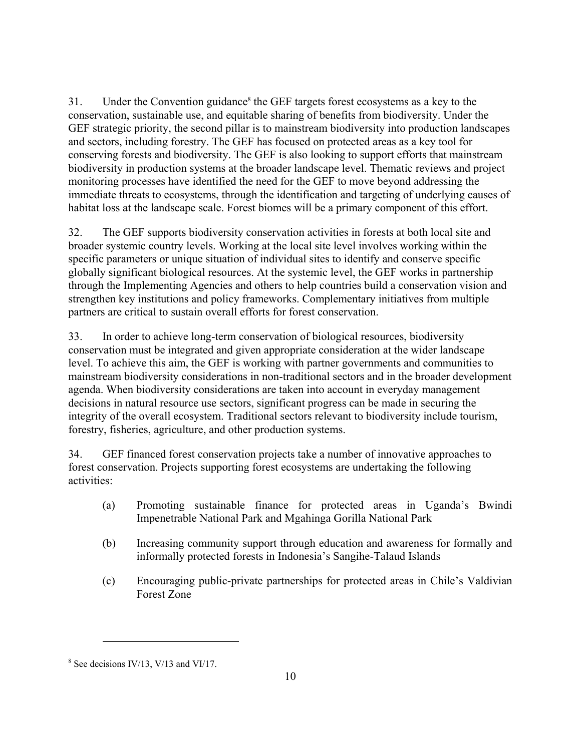31. Under the Convention guidance[8] the GEF targets forest ecosystems as a key to the conservation, sustainable use, and equitable sharing of benefits from biodiversity. Under the GEF strategic priority, the second pillar is to mainstream biodiversity into production landscapes and sectors, including forestry. The GEF has focused on protected areas as a key tool for conserving forests and biodiversity. The GEF is also looking to support efforts that mainstream biodiversity in production systems at the broader landscape level. Thematic reviews and project monitoring processes have identified the need for the GEF to move beyond addressing the immediate threats to ecosystems, through the identification and targeting of underlying causes of habitat loss at the landscape scale. Forest biomes will be a primary component of this effort.

32. The GEF supports biodiversity conservation activities in forests at both local site and broader systemic country levels. Working at the local site level involves working within the specific parameters or unique situation of individual sites to identify and conserve specific globally significant biological resources. At the systemic level, the GEF works in partnership through the Implementing Agencies and others to help countries build a conservation vision and strengthen key institutions and policy frameworks. Complementary initiatives from multiple partners are critical to sustain overall efforts for forest conservation.

33. In order to achieve long-term conservation of biological resources, biodiversity conservation must be integrated and given appropriate consideration at the wider landscape level. To achieve this aim, the GEF is working with partner governments and communities to mainstream biodiversity considerations in non-traditional sectors and in the broader development agenda. When biodiversity considerations are taken into account in everyday management decisions in natural resource use sectors, significant progress can be made in securing the integrity of the overall ecosystem. Traditional sectors relevant to biodiversity include tourism, forestry, fisheries, agriculture, and other production systems.

34. GEF financed forest conservation projects take a number of innovative approaches to forest conservation. Projects supporting forest ecosystems are undertaking the following activities:

(a) Promoting sustainable finance for protected areas in Uganda's Bwindi Impenetrable National Park and Mgahinga Gorilla National Park

(b) Increasing community support through education and awareness for formally and informally protected forests in Indonesia's Sangihe-Talaud Islands

(c) Encouraging public-private partnerships for protected areas in Chile's Valdivian Forest Zone

[8] See decisions IV/13, V/13 and VI/17.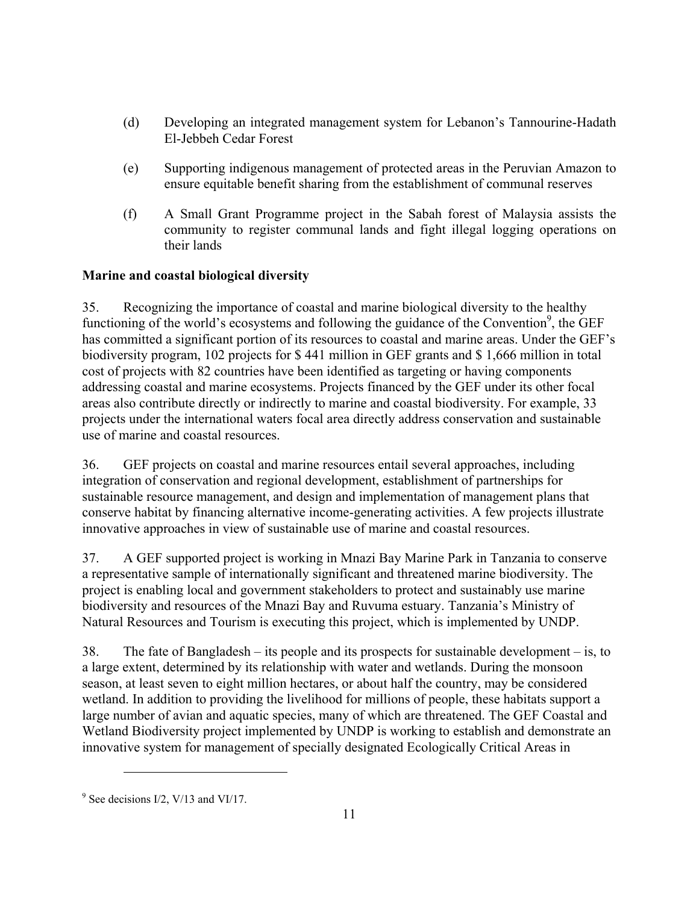(d) Developing an integrated management system for Lebanon's Tannourine-Hadath El-Jebbeh Cedar Forest

(e) Supporting indigenous management of protected areas in the Peruvian Amazon to ensure equitable benefit sharing from the establishment of communal reserves

(f) A Small Grant Programme project in the Sabah forest of Malaysia assists the community to register communal lands and fight illegal logging operations on their lands

**Marine and coastal biological diversity**

35. Recognizing the importance of coastal and marine biological diversity to the healthy functioning of the world's ecosystems and following the guidance of the Convention[9], the GEF has committed a significant portion of its resources to coastal and marine areas. Under the GEF's biodiversity program, 102 projects for $ 441 million in GEF grants and $ 1,666 million in total cost of projects with 82 countries have been identified as targeting or having components addressing coastal and marine ecosystems. Projects financed by the GEF under its other focal areas also contribute directly or indirectly to marine and coastal biodiversity. For example, 33 projects under the international waters focal area directly address conservation and sustainable use of marine and coastal resources.

36. GEF projects on coastal and marine resources entail several approaches, including integration of conservation and regional development, establishment of partnerships for sustainable resource management, and design and implementation of management plans that conserve habitat by financing alternative income-generating activities. A few projects illustrate innovative approaches in view of sustainable use of marine and coastal resources.

37. A GEF supported project is working in Mnazi Bay Marine Park in Tanzania to conserve a representative sample of internationally significant and threatened marine biodiversity. The project is enabling local and government stakeholders to protect and sustainably use marine biodiversity and resources of the Mnazi Bay and Ruvuma estuary. Tanzania's Ministry of Natural Resources and Tourism is executing this project, which is implemented by UNDP.

38. The fate of Bangladesh – its people and its prospects for sustainable development – is, to a large extent, determined by its relationship with water and wetlands. During the monsoon season, at least seven to eight million hectares, or about half the country, may be considered wetland. In addition to providing the livelihood for millions of people, these habitats support a large number of avian and aquatic species, many of which are threatened. The GEF Coastal and Wetland Biodiversity project implemented by UNDP is working to establish and demonstrate an innovative system for management of specially designated Ecologically Critical Areas in

[9] See decisions I/2, V/13 and VI/17.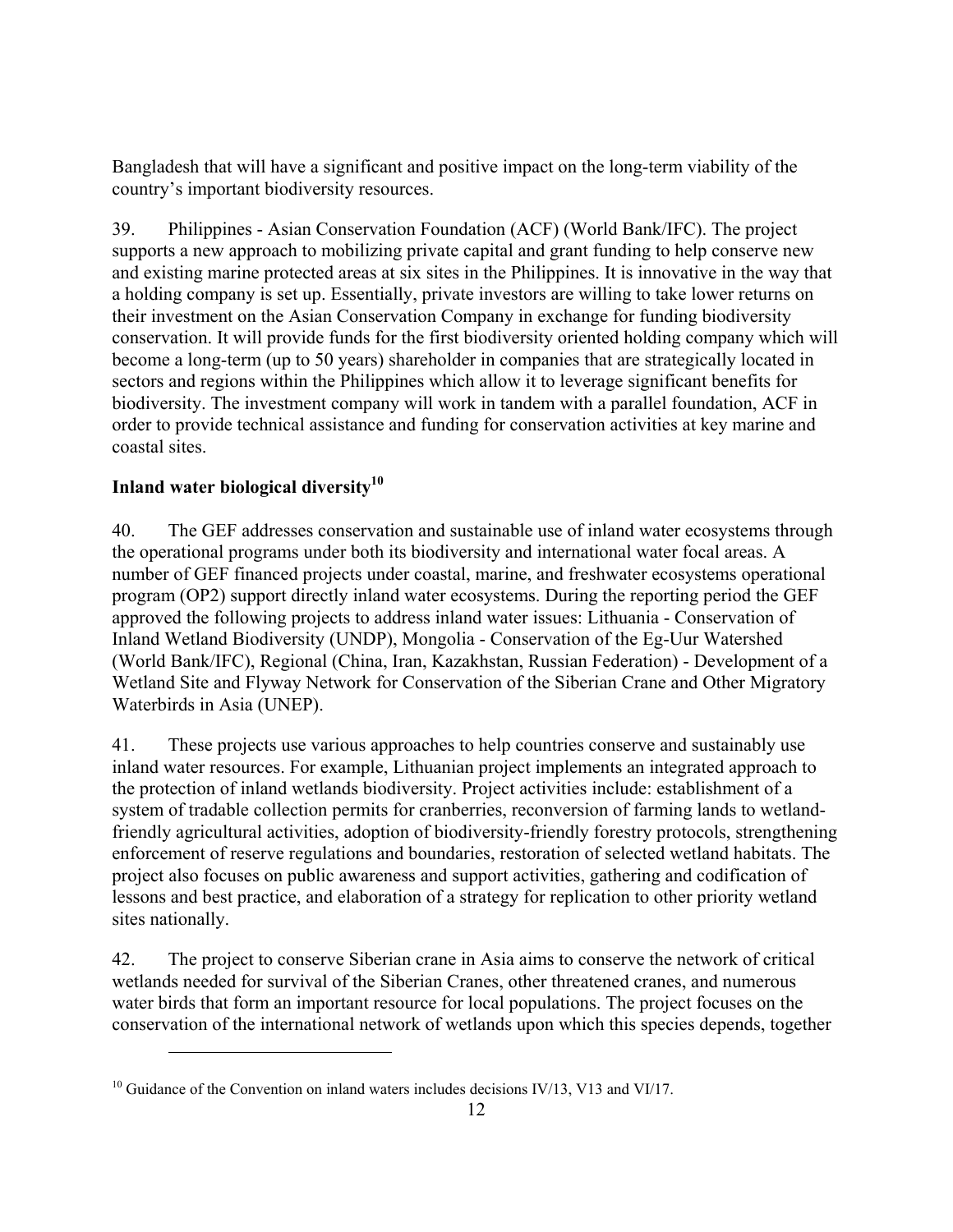Bangladesh that will have a significant and positive impact on the long-term viability of the country's important biodiversity resources.

39. Philippines - Asian Conservation Foundation (ACF) (World Bank/IFC). The project supports a new approach to mobilizing private capital and grant funding to help conserve new and existing marine protected areas at six sites in the Philippines. It is innovative in the way that a holding company is set up. Essentially, private investors are willing to take lower returns on their investment on the Asian Conservation Company in exchange for funding biodiversity conservation. It will provide funds for the first biodiversity oriented holding company which will become a long-term (up to 50 years) shareholder in companies that are strategically located in sectors and regions within the Philippines which allow it to leverage significant benefits for biodiversity. The investment company will work in tandem with a parallel foundation, ACF in order to provide technical assistance and funding for conservation activities at key marine and coastal sites.

**Inland water biological diversity[10]**

40. The GEF addresses conservation and sustainable use of inland water ecosystems through the operational programs under both its biodiversity and international water focal areas. A number of GEF financed projects under coastal, marine, and freshwater ecosystems operational program (OP2) support directly inland water ecosystems. During the reporting period the GEF approved the following projects to address inland water issues: Lithuania - Conservation of Inland Wetland Biodiversity (UNDP), Mongolia - Conservation of the Eg-Uur Watershed (World Bank/IFC), Regional (China, Iran, Kazakhstan, Russian Federation) - Development of a Wetland Site and Flyway Network for Conservation of the Siberian Crane and Other Migratory Waterbirds in Asia (UNEP).

41. These projects use various approaches to help countries conserve and sustainably use inland water resources. For example, Lithuanian project implements an integrated approach to the protection of inland wetlands biodiversity. Project activities include: establishment of a system of tradable collection permits for cranberries, reconversion of farming lands to wetland-friendly agricultural activities, adoption of biodiversity-friendly forestry protocols, strengthening enforcement of reserve regulations and boundaries, restoration of selected wetland habitats. The project also focuses on public awareness and support activities, gathering and codification of lessons and best practice, and elaboration of a strategy for replication to other priority wetland sites nationally.

42. The project to conserve Siberian crane in Asia aims to conserve the network of critical wetlands needed for survival of the Siberian Cranes, other threatened cranes, and numerous water birds that form an important resource for local populations. The project focuses on the conservation of the international network of wetlands upon which this species depends, together

[10] Guidance of the Convention on inland waters includes decisions IV/13, V13 and VI/17.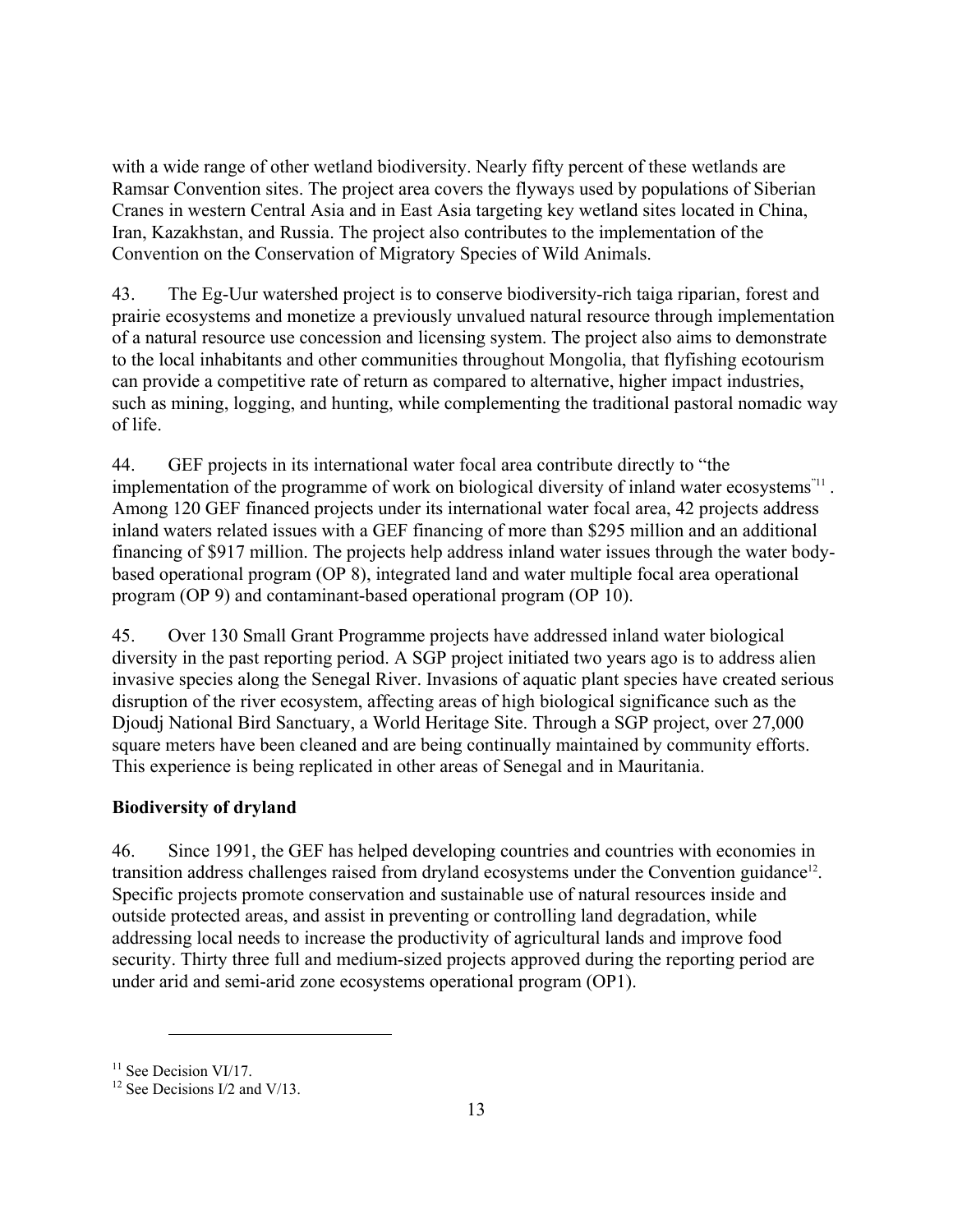with a wide range of other wetland biodiversity. Nearly fifty percent of these wetlands are Ramsar Convention sites. The project area covers the flyways used by populations of Siberian Cranes in western Central Asia and in East Asia targeting key wetland sites located in China, Iran, Kazakhstan, and Russia. The project also contributes to the implementation of the Convention on the Conservation of Migratory Species of Wild Animals.

43. The Eg-Uur watershed project is to conserve biodiversity-rich taiga riparian, forest and prairie ecosystems and monetize a previously unvalued natural resource through implementation of a natural resource use concession and licensing system. The project also aims to demonstrate to the local inhabitants and other communities throughout Mongolia, that flyfishing ecotourism can provide a competitive rate of return as compared to alternative, higher impact industries, such as mining, logging, and hunting, while complementing the traditional pastoral nomadic way of life.

44. GEF projects in its international water focal area contribute directly to "the implementation of the programme of work on biological diversity of inland water ecosystems"[11]. Among 120 GEF financed projects under its international water focal area, 42 projects address inland waters related issues with a GEF financing of more than $295 million and an additional financing of $917 million. The projects help address inland water issues through the water body-based operational program (OP 8), integrated land and water multiple focal area operational program (OP 9) and contaminant-based operational program (OP 10).

45. Over 130 Small Grant Programme projects have addressed inland water biological diversity in the past reporting period. A SGP project initiated two years ago is to address alien invasive species along the Senegal River. Invasions of aquatic plant species have created serious disruption of the river ecosystem, affecting areas of high biological significance such as the Djoudj National Bird Sanctuary, a World Heritage Site. Through a SGP project, over 27,000 square meters have been cleaned and are being continually maintained by community efforts. This experience is being replicated in other areas of Senegal and in Mauritania.

**Biodiversity of dryland**

46. Since 1991, the GEF has helped developing countries and countries with economies in transition address challenges raised from dryland ecosystems under the Convention guidance[12]. Specific projects promote conservation and sustainable use of natural resources inside and outside protected areas, and assist in preventing or controlling land degradation, while addressing local needs to increase the productivity of agricultural lands and improve food security. Thirty three full and medium-sized projects approved during the reporting period are under arid and semi-arid zone ecosystems operational program (OP1).

---

[11] See Decision VI/17.

[12] See Decisions I/2 and V/13.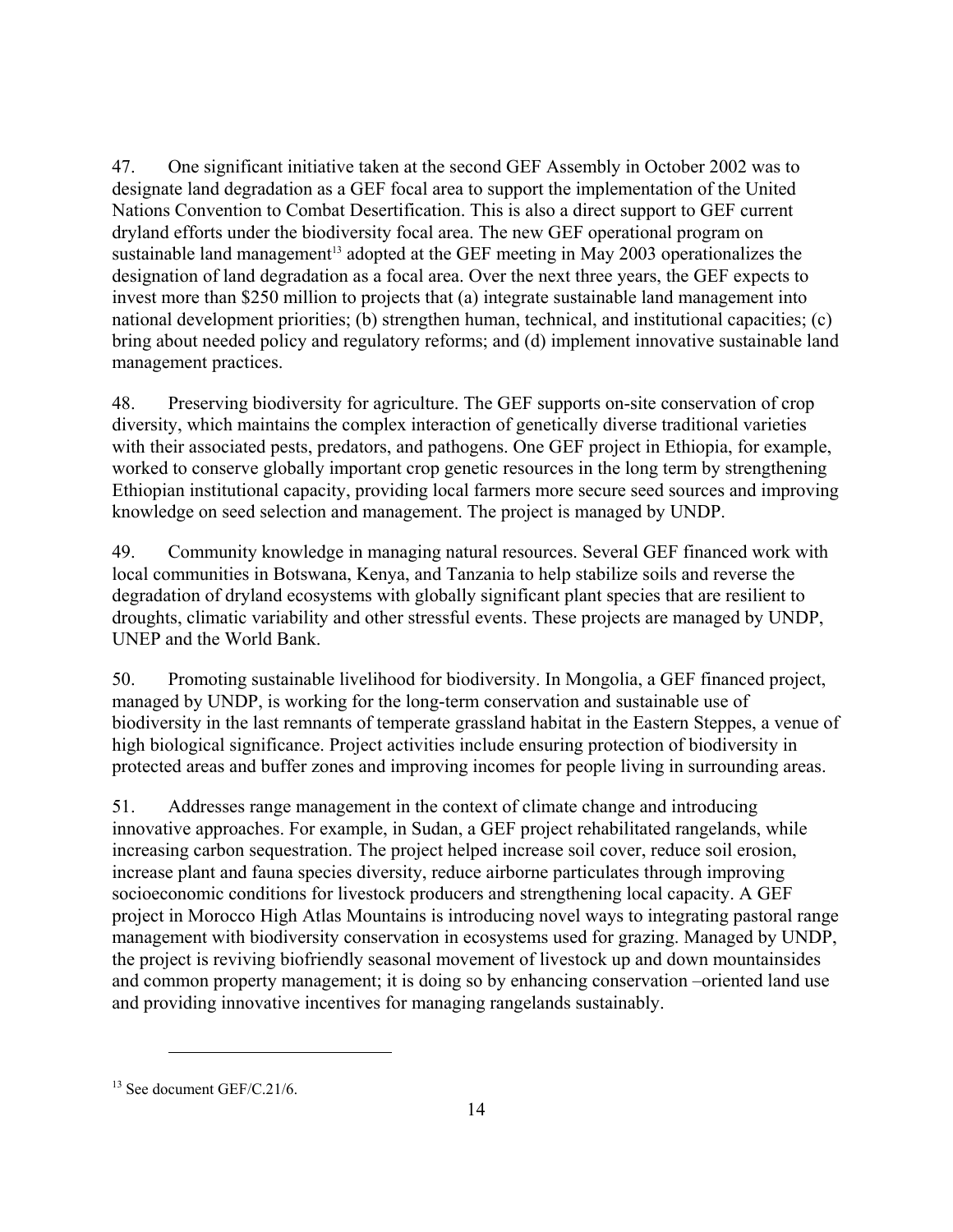47. One significant initiative taken at the second GEF Assembly in October 2002 was to designate land degradation as a GEF focal area to support the implementation of the United Nations Convention to Combat Desertification. This is also a direct support to GEF current dryland efforts under the biodiversity focal area. The new GEF operational program on sustainable land management[13] adopted at the GEF meeting in May 2003 operationalizes the designation of land degradation as a focal area. Over the next three years, the GEF expects to invest more than $250 million to projects that (a) integrate sustainable land management into national development priorities; (b) strengthen human, technical, and institutional capacities; (c) bring about needed policy and regulatory reforms; and (d) implement innovative sustainable land management practices.

48. Preserving biodiversity for agriculture. The GEF supports on-site conservation of crop diversity, which maintains the complex interaction of genetically diverse traditional varieties with their associated pests, predators, and pathogens. One GEF project in Ethiopia, for example, worked to conserve globally important crop genetic resources in the long term by strengthening Ethiopian institutional capacity, providing local farmers more secure seed sources and improving knowledge on seed selection and management. The project is managed by UNDP.

49. Community knowledge in managing natural resources. Several GEF financed work with local communities in Botswana, Kenya, and Tanzania to help stabilize soils and reverse the degradation of dryland ecosystems with globally significant plant species that are resilient to droughts, climatic variability and other stressful events. These projects are managed by UNDP, UNEP and the World Bank.

50. Promoting sustainable livelihood for biodiversity. In Mongolia, a GEF financed project, managed by UNDP, is working for the long-term conservation and sustainable use of biodiversity in the last remnants of temperate grassland habitat in the Eastern Steppes, a venue of high biological significance. Project activities include ensuring protection of biodiversity in protected areas and buffer zones and improving incomes for people living in surrounding areas.

51. Addresses range management in the context of climate change and introducing innovative approaches. For example, in Sudan, a GEF project rehabilitated rangelands, while increasing carbon sequestration. The project helped increase soil cover, reduce soil erosion, increase plant and fauna species diversity, reduce airborne particulates through improving socioeconomic conditions for livestock producers and strengthening local capacity. A GEF project in Morocco High Atlas Mountains is introducing novel ways to integrating pastoral range management with biodiversity conservation in ecosystems used for grazing. Managed by UNDP, the project is reviving biofriendly seasonal movement of livestock up and down mountainsides and common property management; it is doing so by enhancing conservation –oriented land use and providing innovative incentives for managing rangelands sustainably.

[13] See document GEF/C.21/6.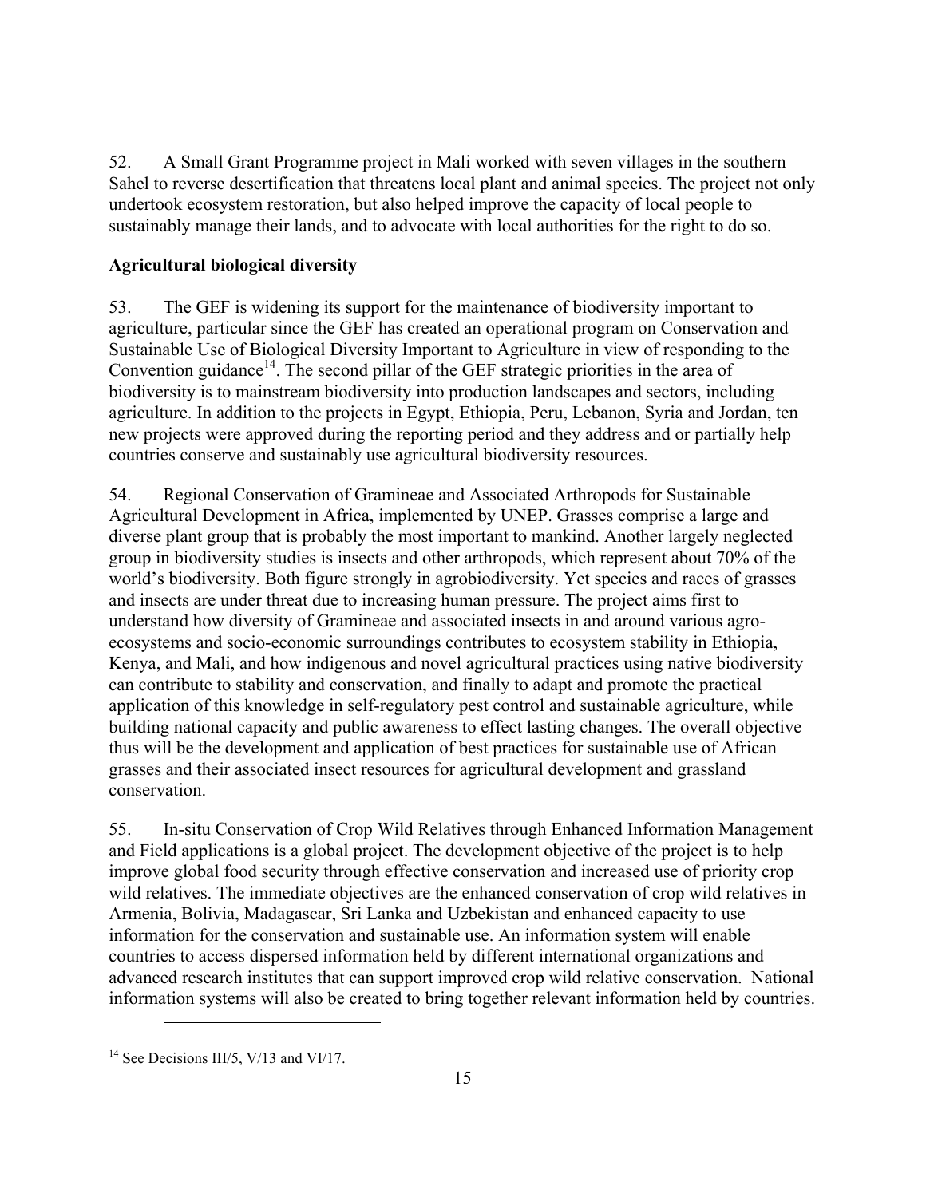52. A Small Grant Programme project in Mali worked with seven villages in the southern Sahel to reverse desertification that threatens local plant and animal species. The project not only undertook ecosystem restoration, but also helped improve the capacity of local people to sustainably manage their lands, and to advocate with local authorities for the right to do so.

**Agricultural biological diversity**

53. The GEF is widening its support for the maintenance of biodiversity important to agriculture, particular since the GEF has created an operational program on Conservation and Sustainable Use of Biological Diversity Important to Agriculture in view of responding to the Convention guidance[14]. The second pillar of the GEF strategic priorities in the area of biodiversity is to mainstream biodiversity into production landscapes and sectors, including agriculture. In addition to the projects in Egypt, Ethiopia, Peru, Lebanon, Syria and Jordan, ten new projects were approved during the reporting period and they address and or partially help countries conserve and sustainably use agricultural biodiversity resources.

54. Regional Conservation of Gramineae and Associated Arthropods for Sustainable Agricultural Development in Africa, implemented by UNEP. Grasses comprise a large and diverse plant group that is probably the most important to mankind. Another largely neglected group in biodiversity studies is insects and other arthropods, which represent about 70% of the world's biodiversity. Both figure strongly in agrobiodiversity. Yet species and races of grasses and insects are under threat due to increasing human pressure. The project aims first to understand how diversity of Gramineae and associated insects in and around various agro-ecosystems and socio-economic surroundings contributes to ecosystem stability in Ethiopia, Kenya, and Mali, and how indigenous and novel agricultural practices using native biodiversity can contribute to stability and conservation, and finally to adapt and promote the practical application of this knowledge in self-regulatory pest control and sustainable agriculture, while building national capacity and public awareness to effect lasting changes. The overall objective thus will be the development and application of best practices for sustainable use of African grasses and their associated insect resources for agricultural development and grassland conservation.

55. In-situ Conservation of Crop Wild Relatives through Enhanced Information Management and Field applications is a global project. The development objective of the project is to help improve global food security through effective conservation and increased use of priority crop wild relatives. The immediate objectives are the enhanced conservation of crop wild relatives in Armenia, Bolivia, Madagascar, Sri Lanka and Uzbekistan and enhanced capacity to use information for the conservation and sustainable use. An information system will enable countries to access dispersed information held by different international organizations and advanced research institutes that can support improved crop wild relative conservation. National information systems will also be created to bring together relevant information held by countries.

[14] See Decisions III/5, V/13 and VI/17.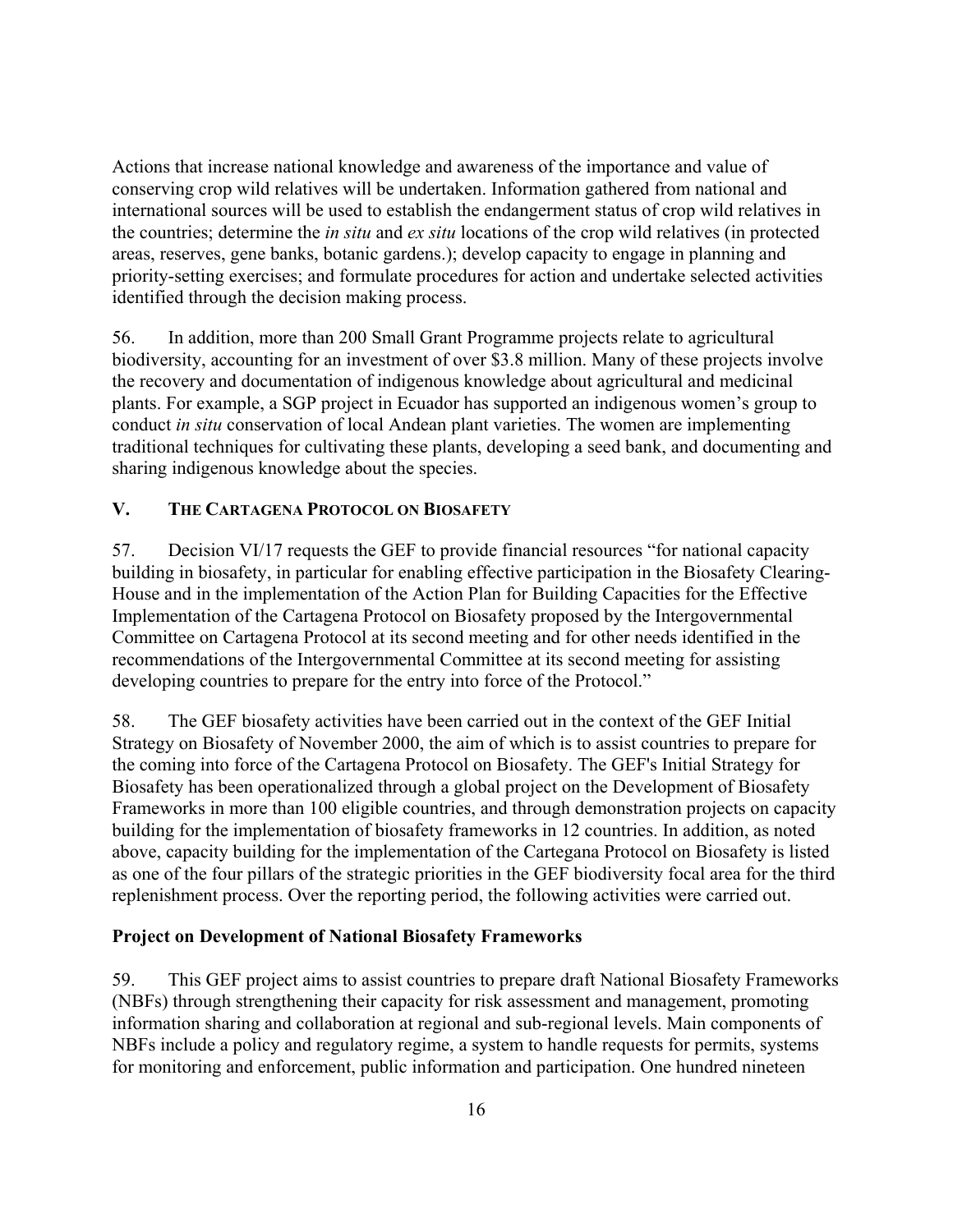Actions that increase national knowledge and awareness of the importance and value of conserving crop wild relatives will be undertaken. Information gathered from national and international sources will be used to establish the endangerment status of crop wild relatives in the countries; determine the *in situ* and *ex situ* locations of the crop wild relatives (in protected areas, reserves, gene banks, botanic gardens.); develop capacity to engage in planning and priority-setting exercises; and formulate procedures for action and undertake selected activities identified through the decision making process.

56. In addition, more than 200 Small Grant Programme projects relate to agricultural biodiversity, accounting for an investment of over $3.8 million. Many of these projects involve the recovery and documentation of indigenous knowledge about agricultural and medicinal plants. For example, a SGP project in Ecuador has supported an indigenous women's group to conduct *in situ* conservation of local Andean plant varieties. The women are implementing traditional techniques for cultivating these plants, developing a seed bank, and documenting and sharing indigenous knowledge about the species.

## V. The Cartagena Protocol on Biosafety

57. Decision VI/17 requests the GEF to provide financial resources "for national capacity building in biosafety, in particular for enabling effective participation in the Biosafety Clearing-House and in the implementation of the Action Plan for Building Capacities for the Effective Implementation of the Cartagena Protocol on Biosafety proposed by the Intergovernmental Committee on Cartagena Protocol at its second meeting and for other needs identified in the recommendations of the Intergovernmental Committee at its second meeting for assisting developing countries to prepare for the entry into force of the Protocol."

58. The GEF biosafety activities have been carried out in the context of the GEF Initial Strategy on Biosafety of November 2000, the aim of which is to assist countries to prepare for the coming into force of the Cartagena Protocol on Biosafety. The GEF's Initial Strategy for Biosafety has been operationalized through a global project on the Development of Biosafety Frameworks in more than 100 eligible countries, and through demonstration projects on capacity building for the implementation of biosafety frameworks in 12 countries. In addition, as noted above, capacity building for the implementation of the Cartegana Protocol on Biosafety is listed as one of the four pillars of the strategic priorities in the GEF biodiversity focal area for the third replenishment process. Over the reporting period, the following activities were carried out.

### Project on Development of National Biosafety Frameworks

59. This GEF project aims to assist countries to prepare draft National Biosafety Frameworks (NBFs) through strengthening their capacity for risk assessment and management, promoting information sharing and collaboration at regional and sub-regional levels. Main components of NBFs include a policy and regulatory regime, a system to handle requests for permits, systems for monitoring and enforcement, public information and participation. One hundred nineteen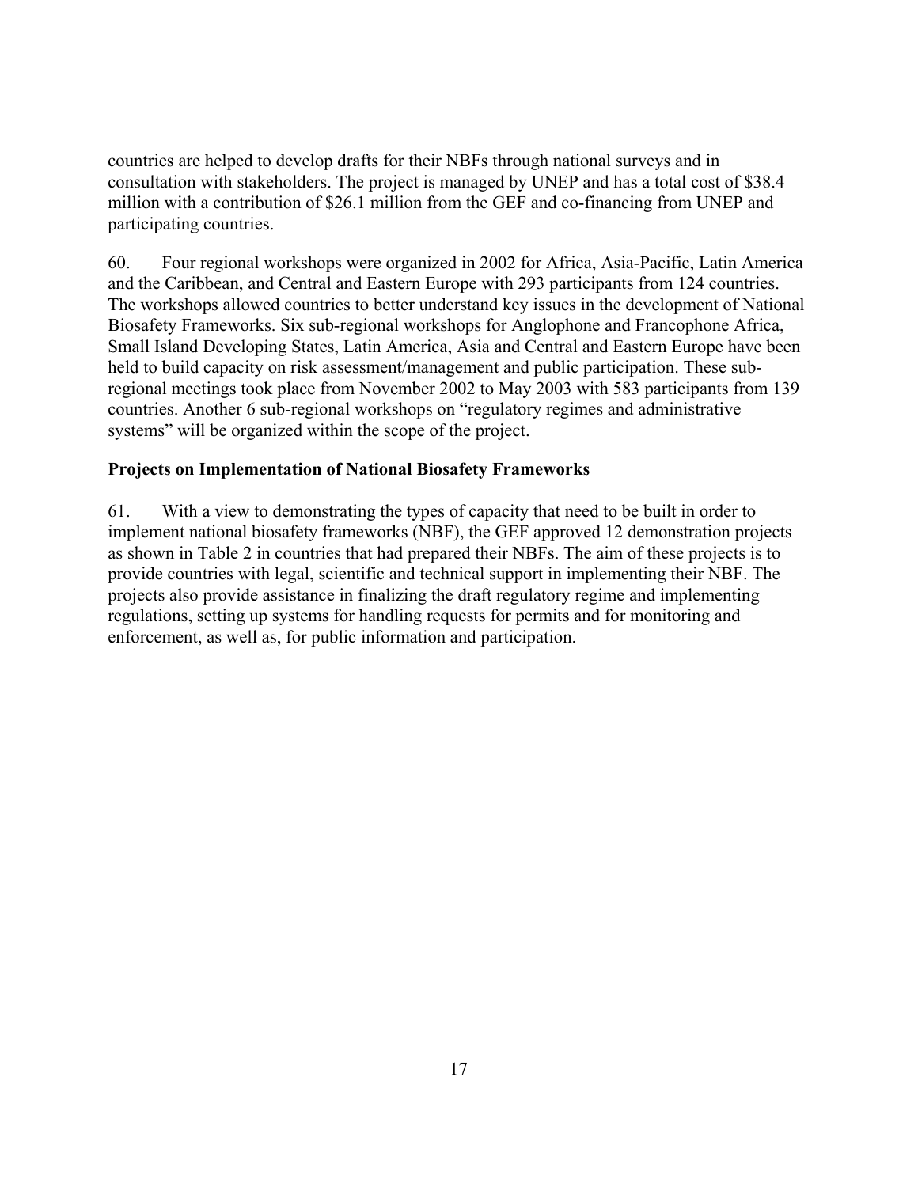countries are helped to develop drafts for their NBFs through national surveys and in consultation with stakeholders. The project is managed by UNEP and has a total cost of $38.4 million with a contribution of $26.1 million from the GEF and co-financing from UNEP and participating countries.

60. Four regional workshops were organized in 2002 for Africa, Asia-Pacific, Latin America and the Caribbean, and Central and Eastern Europe with 293 participants from 124 countries. The workshops allowed countries to better understand key issues in the development of National Biosafety Frameworks. Six sub-regional workshops for Anglophone and Francophone Africa, Small Island Developing States, Latin America, Asia and Central and Eastern Europe have been held to build capacity on risk assessment/management and public participation. These sub-regional meetings took place from November 2002 to May 2003 with 583 participants from 139 countries. Another 6 sub-regional workshops on "regulatory regimes and administrative systems" will be organized within the scope of the project.

### Projects on Implementation of National Biosafety Frameworks

61. With a view to demonstrating the types of capacity that need to be built in order to implement national biosafety frameworks (NBF), the GEF approved 12 demonstration projects as shown in Table 2 in countries that had prepared their NBFs. The aim of these projects is to provide countries with legal, scientific and technical support in implementing their NBF. The projects also provide assistance in finalizing the draft regulatory regime and implementing regulations, setting up systems for handling requests for permits and for monitoring and enforcement, as well as, for public information and participation.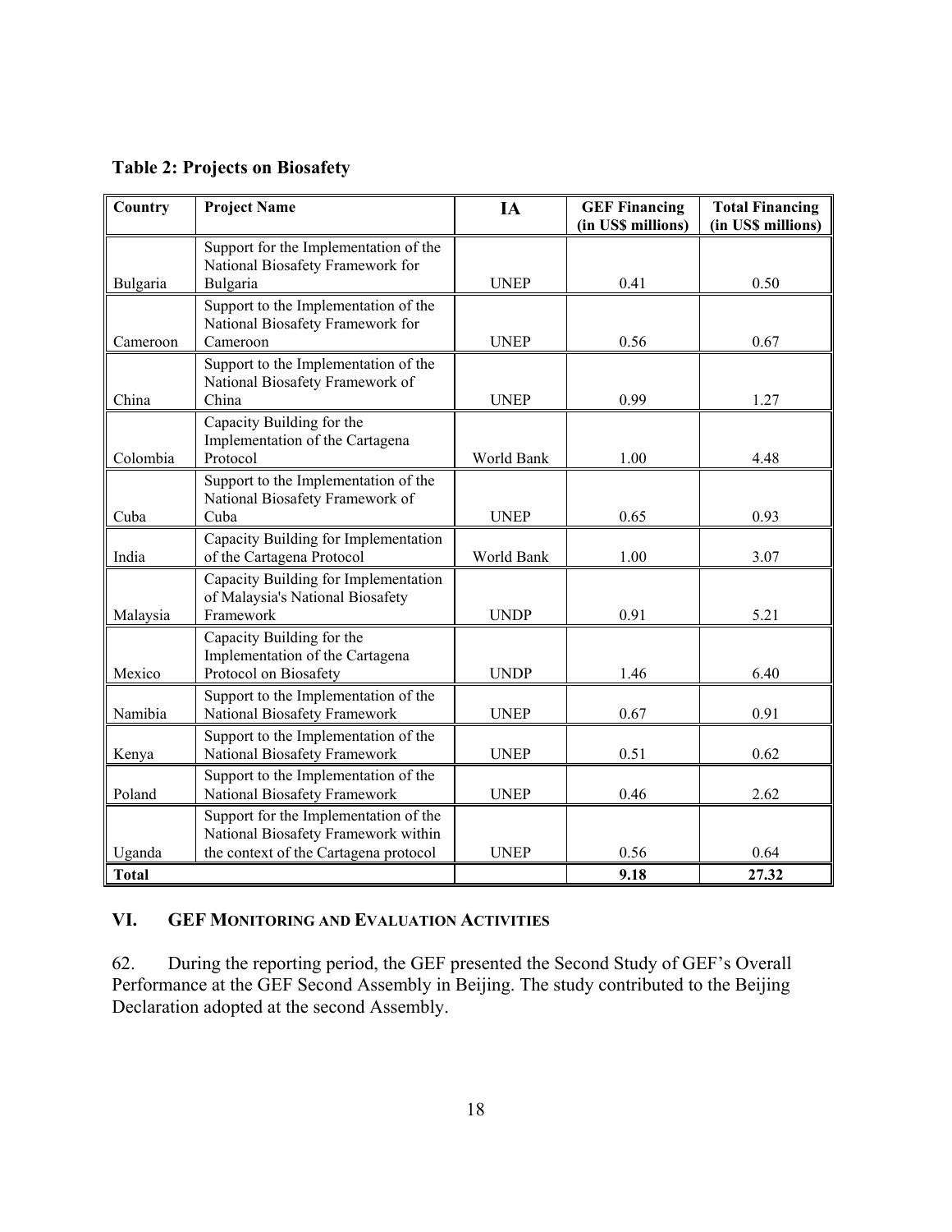**Table 2: Projects on Biosafety**

| Country | Project Name | IA | GEF Financing (in US$ millions) | Total Financing (in US$ millions) |
|---|---|---|---|---|
| Bulgaria | Support for the Implementation of the National Biosafety Framework for Bulgaria | UNEP | 0.41 | 0.50 |
| Cameroon | Support to the Implementation of the National Biosafety Framework for Cameroon | UNEP | 0.56 | 0.67 |
| China | Support to the Implementation of the National Biosafety Framework of China | UNEP | 0.99 | 1.27 |
| Colombia | Capacity Building for the Implementation of the Cartagena Protocol | World Bank | 1.00 | 4.48 |
| Cuba | Support to the Implementation of the National Biosafety Framework of Cuba | UNEP | 0.65 | 0.93 |
| India | Capacity Building for Implementation of the Cartagena Protocol | World Bank | 1.00 | 3.07 |
| Malaysia | Capacity Building for Implementation of Malaysia's National Biosafety Framework | UNDP | 0.91 | 5.21 |
| Mexico | Capacity Building for the Implementation of the Cartagena Protocol on Biosafety | UNDP | 1.46 | 6.40 |
| Namibia | Support to the Implementation of the National Biosafety Framework | UNEP | 0.67 | 0.91 |
| Kenya | Support to the Implementation of the National Biosafety Framework | UNEP | 0.51 | 0.62 |
| Poland | Support to the Implementation of the National Biosafety Framework | UNEP | 0.46 | 2.62 |
| Uganda | Support for the Implementation of the National Biosafety Framework within the context of the Cartagena protocol | UNEP | 0.56 | 0.64 |
| **Total** | | | **9.18** | **27.32** |

## VI. GEF MONITORING AND EVALUATION ACTIVITIES

62. During the reporting period, the GEF presented the Second Study of GEF's Overall Performance at the GEF Second Assembly in Beijing. The study contributed to the Beijing Declaration adopted at the second Assembly.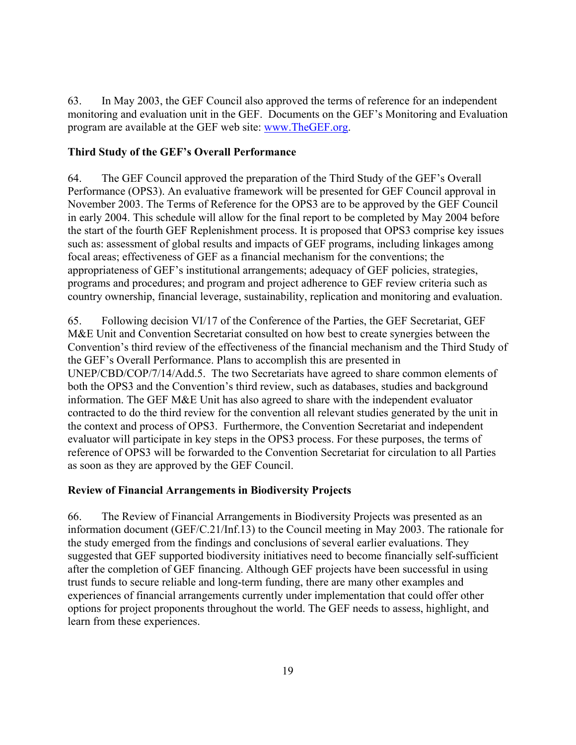63. In May 2003, the GEF Council also approved the terms of reference for an independent monitoring and evaluation unit in the GEF. Documents on the GEF's Monitoring and Evaluation program are available at the GEF web site: [www.TheGEF.org](http://www.TheGEF.org).

**Third Study of the GEF's Overall Performance**

64. The GEF Council approved the preparation of the Third Study of the GEF's Overall Performance (OPS3). An evaluative framework will be presented for GEF Council approval in November 2003. The Terms of Reference for the OPS3 are to be approved by the GEF Council in early 2004. This schedule will allow for the final report to be completed by May 2004 before the start of the fourth GEF Replenishment process. It is proposed that OPS3 comprise key issues such as: assessment of global results and impacts of GEF programs, including linkages among focal areas; effectiveness of GEF as a financial mechanism for the conventions; the appropriateness of GEF's institutional arrangements; adequacy of GEF policies, strategies, programs and procedures; and program and project adherence to GEF review criteria such as country ownership, financial leverage, sustainability, replication and monitoring and evaluation.

65. Following decision VI/17 of the Conference of the Parties, the GEF Secretariat, GEF M&E Unit and Convention Secretariat consulted on how best to create synergies between the Convention's third review of the effectiveness of the financial mechanism and the Third Study of the GEF's Overall Performance. Plans to accomplish this are presented in UNEP/CBD/COP/7/14/Add.5. The two Secretariats have agreed to share common elements of both the OPS3 and the Convention's third review, such as databases, studies and background information. The GEF M&E Unit has also agreed to share with the independent evaluator contracted to do the third review for the convention all relevant studies generated by the unit in the context and process of OPS3. Furthermore, the Convention Secretariat and independent evaluator will participate in key steps in the OPS3 process. For these purposes, the terms of reference of OPS3 will be forwarded to the Convention Secretariat for circulation to all Parties as soon as they are approved by the GEF Council.

**Review of Financial Arrangements in Biodiversity Projects**

66. The Review of Financial Arrangements in Biodiversity Projects was presented as an information document (GEF/C.21/Inf.13) to the Council meeting in May 2003. The rationale for the study emerged from the findings and conclusions of several earlier evaluations. They suggested that GEF supported biodiversity initiatives need to become financially self-sufficient after the completion of GEF financing. Although GEF projects have been successful in using trust funds to secure reliable and long-term funding, there are many other examples and experiences of financial arrangements currently under implementation that could offer other options for project proponents throughout the world. The GEF needs to assess, highlight, and learn from these experiences.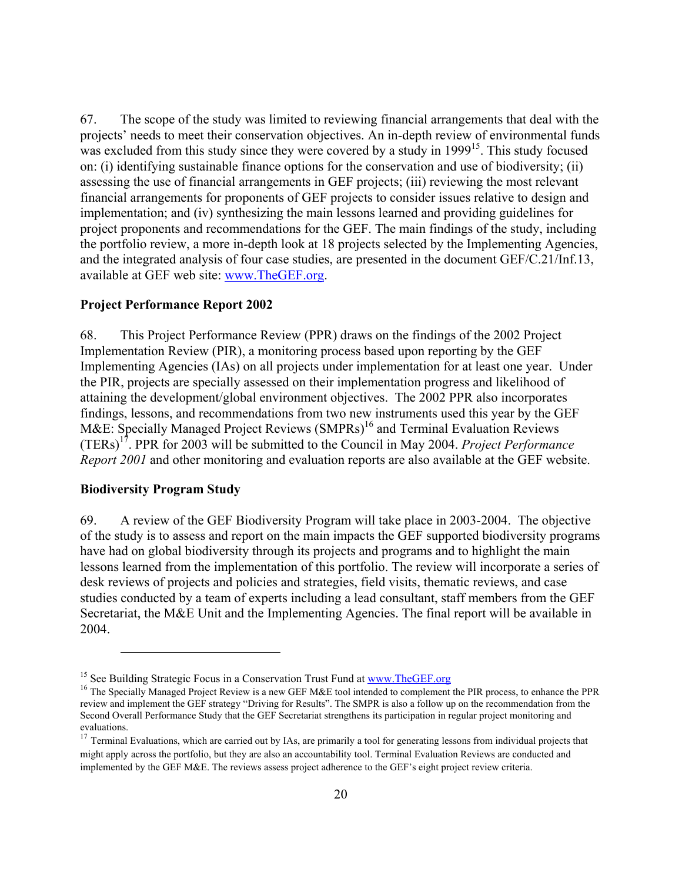67. The scope of the study was limited to reviewing financial arrangements that deal with the projects' needs to meet their conservation objectives. An in-depth review of environmental funds was excluded from this study since they were covered by a study in 1999[15]. This study focused on: (i) identifying sustainable finance options for the conservation and use of biodiversity; (ii) assessing the use of financial arrangements in GEF projects; (iii) reviewing the most relevant financial arrangements for proponents of GEF projects to consider issues relative to design and implementation; and (iv) synthesizing the main lessons learned and providing guidelines for project proponents and recommendations for the GEF. The main findings of the study, including the portfolio review, a more in-depth look at 18 projects selected by the Implementing Agencies, and the integrated analysis of four case studies, are presented in the document GEF/C.21/Inf.13, available at GEF web site: www.TheGEF.org.

**Project Performance Report 2002**

68. This Project Performance Review (PPR) draws on the findings of the 2002 Project Implementation Review (PIR), a monitoring process based upon reporting by the GEF Implementing Agencies (IAs) on all projects under implementation for at least one year. Under the PIR, projects are specially assessed on their implementation progress and likelihood of attaining the development/global environment objectives. The 2002 PPR also incorporates findings, lessons, and recommendations from two new instruments used this year by the GEF M&E: Specially Managed Project Reviews (SMPRs)[16] and Terminal Evaluation Reviews (TERs)[17]. PPR for 2003 will be submitted to the Council in May 2004. *Project Performance Report 2001* and other monitoring and evaluation reports are also available at the GEF website.

**Biodiversity Program Study**

69. A review of the GEF Biodiversity Program will take place in 2003-2004. The objective of the study is to assess and report on the main impacts the GEF supported biodiversity programs have had on global biodiversity through its projects and programs and to highlight the main lessons learned from the implementation of this portfolio. The review will incorporate a series of desk reviews of projects and policies and strategies, field visits, thematic reviews, and case studies conducted by a team of experts including a lead consultant, staff members from the GEF Secretariat, the M&E Unit and the Implementing Agencies. The final report will be available in 2004.

---

[15] See Building Strategic Focus in a Conservation Trust Fund at www.TheGEF.org

[16] The Specially Managed Project Review is a new GEF M&E tool intended to complement the PIR process, to enhance the PPR review and implement the GEF strategy "Driving for Results". The SMPR is also a follow up on the recommendation from the Second Overall Performance Study that the GEF Secretariat strengthens its participation in regular project monitoring and evaluations.

[17] Terminal Evaluations, which are carried out by IAs, are primarily a tool for generating lessons from individual projects that might apply across the portfolio, but they are also an accountability tool. Terminal Evaluation Reviews are conducted and implemented by the GEF M&E. The reviews assess project adherence to the GEF's eight project review criteria.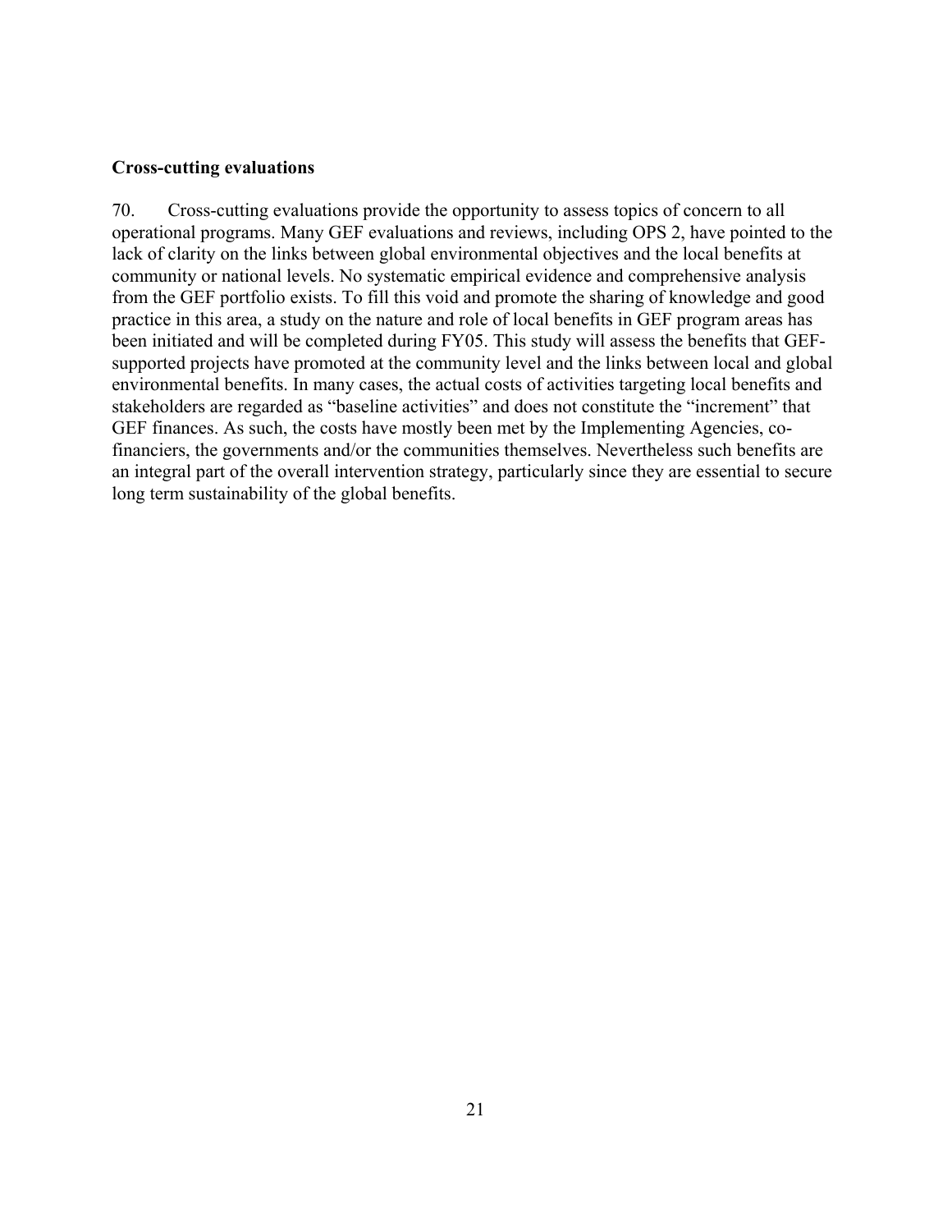**Cross-cutting evaluations**

70. Cross-cutting evaluations provide the opportunity to assess topics of concern to all operational programs. Many GEF evaluations and reviews, including OPS 2, have pointed to the lack of clarity on the links between global environmental objectives and the local benefits at community or national levels. No systematic empirical evidence and comprehensive analysis from the GEF portfolio exists. To fill this void and promote the sharing of knowledge and good practice in this area, a study on the nature and role of local benefits in GEF program areas has been initiated and will be completed during FY05. This study will assess the benefits that GEF-supported projects have promoted at the community level and the links between local and global environmental benefits. In many cases, the actual costs of activities targeting local benefits and stakeholders are regarded as "baseline activities" and does not constitute the "increment" that GEF finances. As such, the costs have mostly been met by the Implementing Agencies, co-financiers, the governments and/or the communities themselves. Nevertheless such benefits are an integral part of the overall intervention strategy, particularly since they are essential to secure long term sustainability of the global benefits.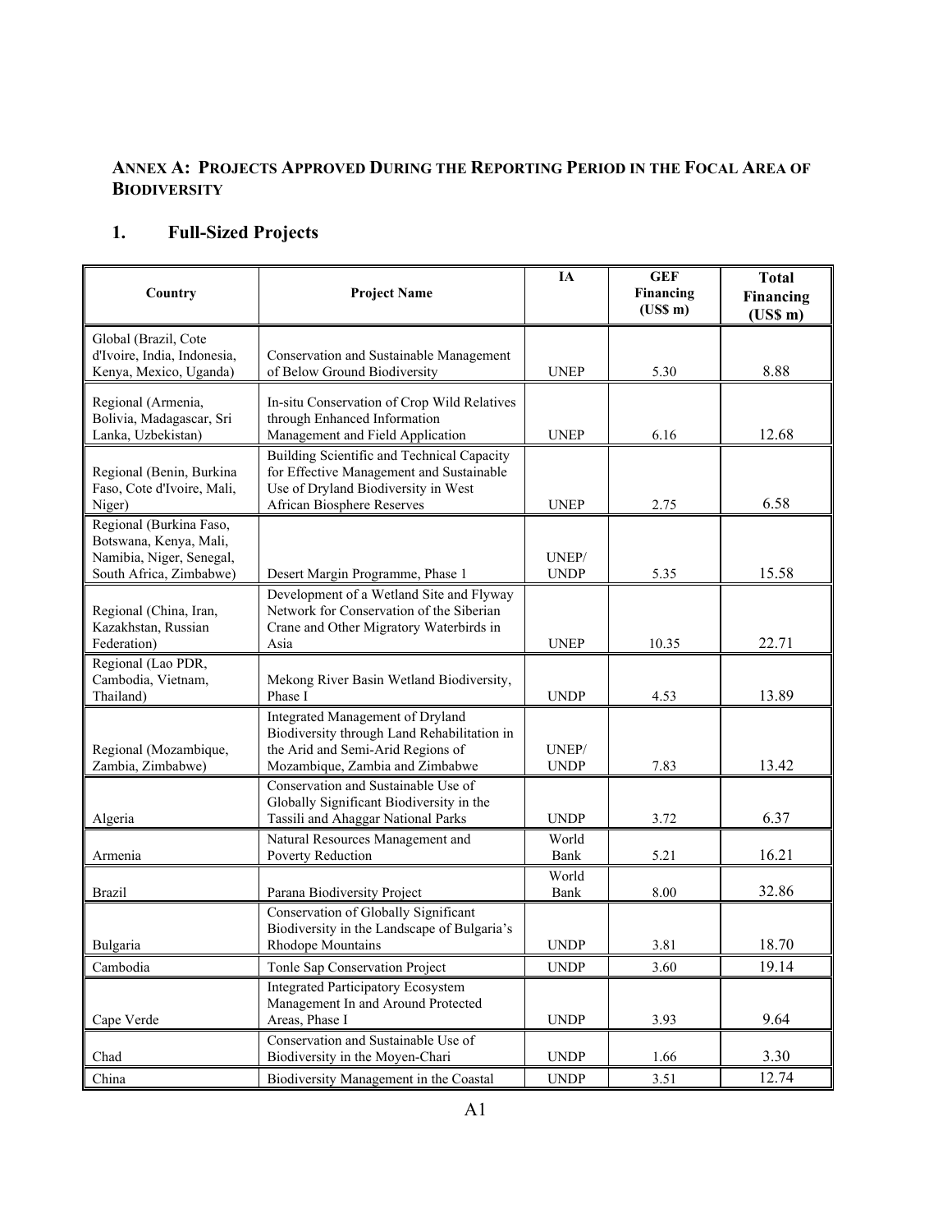## Annex A: Projects Approved During the Reporting Period in the Focal Area of Biodiversity

### 1. Full-Sized Projects

| Country | Project Name | IA | GEF Financing (US$ m) | Total Financing (US$ m) |
|---|---|---|---|---|
| Global (Brazil, Cote d'Ivoire, India, Indonesia, Kenya, Mexico, Uganda) | Conservation and Sustainable Management of Below Ground Biodiversity | UNEP | 5.30 | 8.88 |
| Regional (Armenia, Bolivia, Madagascar, Sri Lanka, Uzbekistan) | In-situ Conservation of Crop Wild Relatives through Enhanced Information Management and Field Application | UNEP | 6.16 | 12.68 |
| Regional (Benin, Burkina Faso, Cote d'Ivoire, Mali, Niger) | Building Scientific and Technical Capacity for Effective Management and Sustainable Use of Dryland Biodiversity in West African Biosphere Reserves | UNEP | 2.75 | 6.58 |
| Regional (Burkina Faso, Botswana, Kenya, Mali, Namibia, Niger, Senegal, South Africa, Zimbabwe) | Desert Margin Programme, Phase 1 | UNEP/ UNDP | 5.35 | 15.58 |
| Regional (China, Iran, Kazakhstan, Russian Federation) | Development of a Wetland Site and Flyway Network for Conservation of the Siberian Crane and Other Migratory Waterbirds in Asia | UNEP | 10.35 | 22.71 |
| Regional (Lao PDR, Cambodia, Vietnam, Thailand) | Mekong River Basin Wetland Biodiversity, Phase I | UNDP | 4.53 | 13.89 |
| Regional (Mozambique, Zambia, Zimbabwe) | Integrated Management of Dryland Biodiversity through Land Rehabilitation in the Arid and Semi-Arid Regions of Mozambique, Zambia and Zimbabwe | UNEP/ UNDP | 7.83 | 13.42 |
| Algeria | Conservation and Sustainable Use of Globally Significant Biodiversity in the Tassili and Ahaggar National Parks | UNDP | 3.72 | 6.37 |
| Armenia | Natural Resources Management and Poverty Reduction | World Bank | 5.21 | 16.21 |
| Brazil | Parana Biodiversity Project | World Bank | 8.00 | 32.86 |
| Bulgaria | Conservation of Globally Significant Biodiversity in the Landscape of Bulgaria's Rhodope Mountains | UNDP | 3.81 | 18.70 |
| Cambodia | Tonle Sap Conservation Project | UNDP | 3.60 | 19.14 |
| Cape Verde | Integrated Participatory Ecosystem Management In and Around Protected Areas, Phase I | UNDP | 3.93 | 9.64 |
| Chad | Conservation and Sustainable Use of Biodiversity in the Moyen-Chari | UNDP | 1.66 | 3.30 |
| China | Biodiversity Management in the Coastal | UNDP | 3.51 | 12.74 |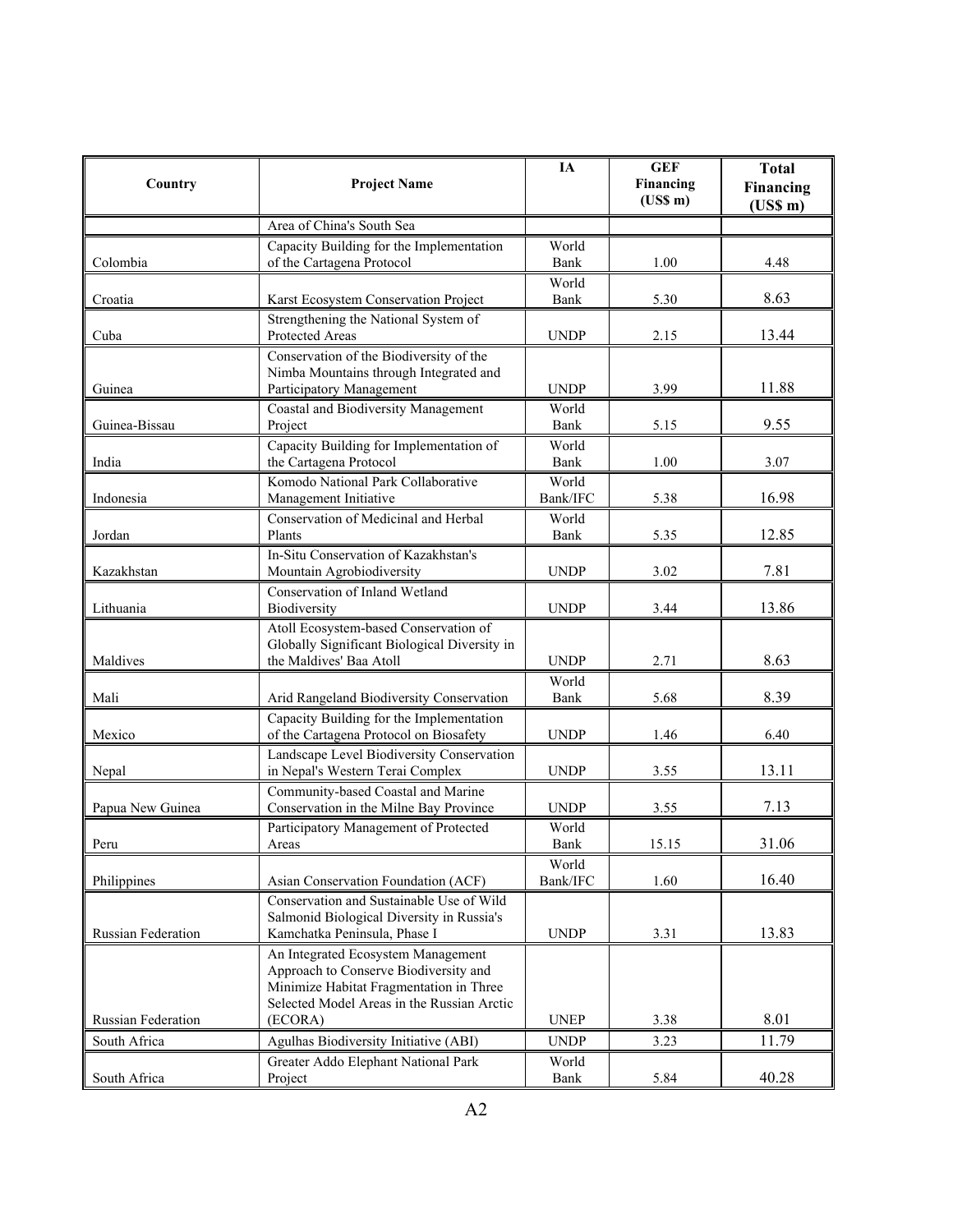| Country | Project Name | IA | GEF Financing (US$ m) | Total Financing (US$ m) |
|---|---|---|---|---|
| | Area of China's South Sea | | | |
| Colombia | Capacity Building for the Implementation of the Cartagena Protocol | World Bank | 1.00 | 4.48 |
| Croatia | Karst Ecosystem Conservation Project | World Bank | 5.30 | 8.63 |
| Cuba | Strengthening the National System of Protected Areas | UNDP | 2.15 | 13.44 |
| Guinea | Conservation of the Biodiversity of the Nimba Mountains through Integrated and Participatory Management | UNDP | 3.99 | 11.88 |
| Guinea-Bissau | Coastal and Biodiversity Management Project | World Bank | 5.15 | 9.55 |
| India | Capacity Building for Implementation of the Cartagena Protocol | World Bank | 1.00 | 3.07 |
| Indonesia | Komodo National Park Collaborative Management Initiative | World Bank/IFC | 5.38 | 16.98 |
| Jordan | Conservation of Medicinal and Herbal Plants | World Bank | 5.35 | 12.85 |
| Kazakhstan | In-Situ Conservation of Kazakhstan's Mountain Agrobiodiversity | UNDP | 3.02 | 7.81 |
| Lithuania | Conservation of Inland Wetland Biodiversity | UNDP | 3.44 | 13.86 |
| Maldives | Atoll Ecosystem-based Conservation of Globally Significant Biological Diversity in the Maldives' Baa Atoll | UNDP | 2.71 | 8.63 |
| Mali | Arid Rangeland Biodiversity Conservation | World Bank | 5.68 | 8.39 |
| Mexico | Capacity Building for the Implementation of the Cartagena Protocol on Biosafety | UNDP | 1.46 | 6.40 |
| Nepal | Landscape Level Biodiversity Conservation in Nepal's Western Terai Complex | UNDP | 3.55 | 13.11 |
| Papua New Guinea | Community-based Coastal and Marine Conservation in the Milne Bay Province | UNDP | 3.55 | 7.13 |
| Peru | Participatory Management of Protected Areas | World Bank | 15.15 | 31.06 |
| Philippines | Asian Conservation Foundation (ACF) | World Bank/IFC | 1.60 | 16.40 |
| Russian Federation | Conservation and Sustainable Use of Wild Salmonid Biological Diversity in Russia's Kamchatka Peninsula, Phase I | UNDP | 3.31 | 13.83 |
| Russian Federation | An Integrated Ecosystem Management Approach to Conserve Biodiversity and Minimize Habitat Fragmentation in Three Selected Model Areas in the Russian Arctic (ECORA) | UNEP | 3.38 | 8.01 |
| South Africa | Agulhas Biodiversity Initiative (ABI) | UNDP | 3.23 | 11.79 |
| South Africa | Greater Addo Elephant National Park Project | World Bank | 5.84 | 40.28 |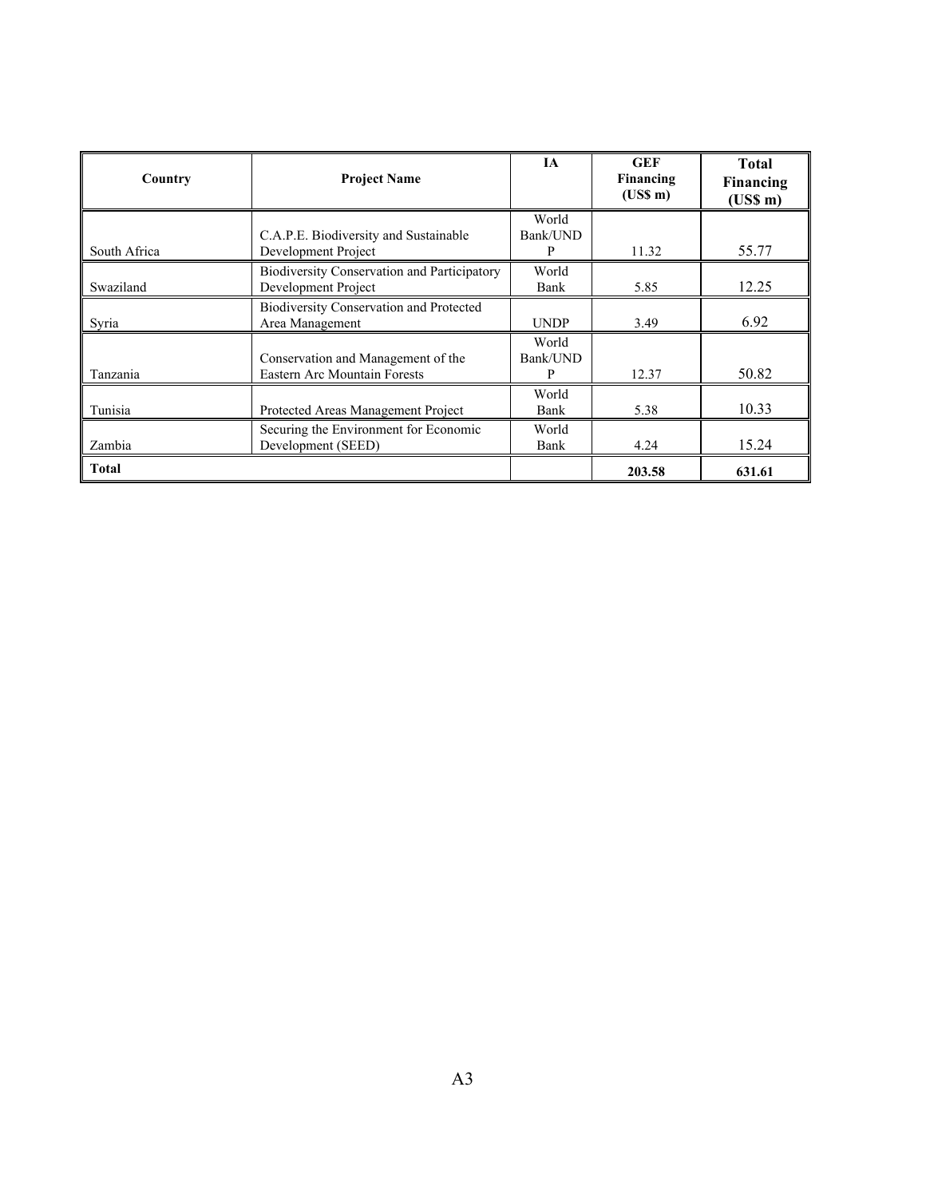| Country | Project Name | IA | GEF Financing (US$ m) | Total Financing (US$ m) |
|---|---|---|---|---|
| South Africa | C.A.P.E. Biodiversity and Sustainable Development Project | World Bank/UNDP | 11.32 | 55.77 |
| Swaziland | Biodiversity Conservation and Participatory Development Project | World Bank | 5.85 | 12.25 |
| Syria | Biodiversity Conservation and Protected Area Management | UNDP | 3.49 | 6.92 |
| Tanzania | Conservation and Management of the Eastern Arc Mountain Forests | World Bank/UNDP | 12.37 | 50.82 |
| Tunisia | Protected Areas Management Project | World Bank | 5.38 | 10.33 |
| Zambia | Securing the Environment for Economic Development (SEED) | World Bank | 4.24 | 15.24 |
| **Total** | | | **203.58** | **631.61** |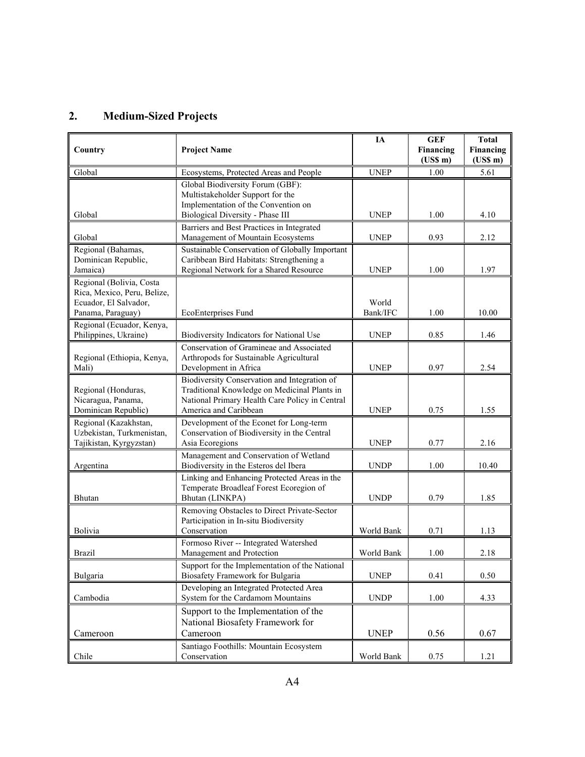## 2. Medium-Sized Projects

| Country | Project Name | IA | GEF Financing (US$ m) | Total Financing (US$ m) |
|---|---|---|---|---|
| Global | Ecosystems, Protected Areas and People | UNEP | 1.00 | 5.61 |
| Global | Global Biodiversity Forum (GBF): Multistakeholder Support for the Implementation of the Convention on Biological Diversity - Phase III | UNEP | 1.00 | 4.10 |
| Global | Barriers and Best Practices in Integrated Management of Mountain Ecosystems | UNEP | 0.93 | 2.12 |
| Regional (Bahamas, Dominican Republic, Jamaica) | Sustainable Conservation of Globally Important Caribbean Bird Habitats: Strengthening a Regional Network for a Shared Resource | UNEP | 1.00 | 1.97 |
| Regional (Bolivia, Costa Rica, Mexico, Peru, Belize, Ecuador, El Salvador, Panama, Paraguay) | EcoEnterprises Fund | World Bank/IFC | 1.00 | 10.00 |
| Regional (Ecuador, Kenya, Philippines, Ukraine) | Biodiversity Indicators for National Use | UNEP | 0.85 | 1.46 |
| Regional (Ethiopia, Kenya, Mali) | Conservation of Gramineae and Associated Arthropods for Sustainable Agricultural Development in Africa | UNEP | 0.97 | 2.54 |
| Regional (Honduras, Nicaragua, Panama, Dominican Republic) | Biodiversity Conservation and Integration of Traditional Knowledge on Medicinal Plants in National Primary Health Care Policy in Central America and Caribbean | UNEP | 0.75 | 1.55 |
| Regional (Kazakhstan, Uzbekistan, Turkmenistan, Tajikistan, Kyrgyzstan) | Development of the Econet for Long-term Conservation of Biodiversity in the Central Asia Ecoregions | UNEP | 0.77 | 2.16 |
| Argentina | Management and Conservation of Wetland Biodiversity in the Esteros del Ibera | UNDP | 1.00 | 10.40 |
| Bhutan | Linking and Enhancing Protected Areas in the Temperate Broadleaf Forest Ecoregion of Bhutan (LINKPA) | UNDP | 0.79 | 1.85 |
| Bolivia | Removing Obstacles to Direct Private-Sector Participation in In-situ Biodiversity Conservation | World Bank | 0.71 | 1.13 |
| Brazil | Formoso River -- Integrated Watershed Management and Protection | World Bank | 1.00 | 2.18 |
| Bulgaria | Support for the Implementation of the National Biosafety Framework for Bulgaria | UNEP | 0.41 | 0.50 |
| Cambodia | Developing an Integrated Protected Area System for the Cardamom Mountains | UNDP | 1.00 | 4.33 |
| Cameroon | Support to the Implementation of the National Biosafety Framework for Cameroon | UNEP | 0.56 | 0.67 |
| Chile | Santiago Foothills: Mountain Ecosystem Conservation | World Bank | 0.75 | 1.21 |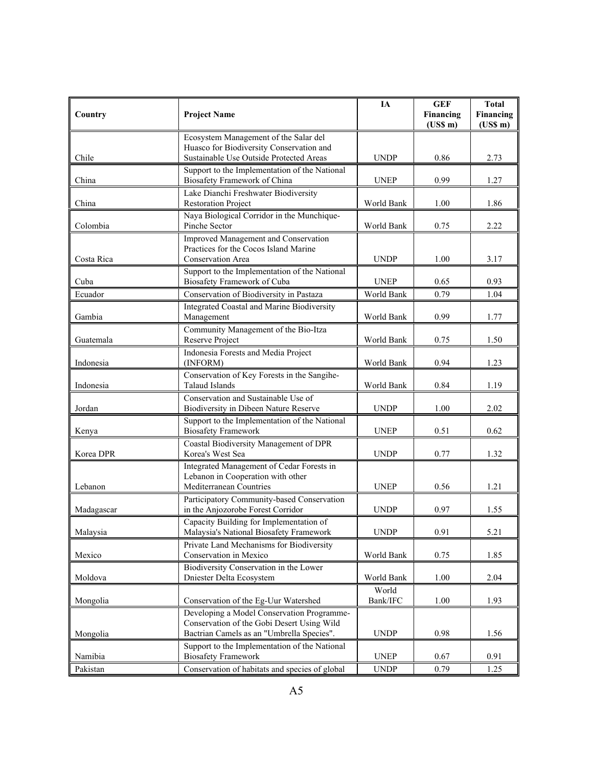| Country | Project Name | IA | GEF Financing (US$ m) | Total Financing (US$ m) |
|---|---|---|---|---|
| Chile | Ecosystem Management of the Salar del Huasco for Biodiversity Conservation and Sustainable Use Outside Protected Areas | UNDP | 0.86 | 2.73 |
| China | Support to the Implementation of the National Biosafety Framework of China | UNEP | 0.99 | 1.27 |
| China | Lake Dianchi Freshwater Biodiversity Restoration Project | World Bank | 1.00 | 1.86 |
| Colombia | Naya Biological Corridor in the Munchique-Pinche Sector | World Bank | 0.75 | 2.22 |
| Costa Rica | Improved Management and Conservation Practices for the Cocos Island Marine Conservation Area | UNDP | 1.00 | 3.17 |
| Cuba | Support to the Implementation of the National Biosafety Framework of Cuba | UNEP | 0.65 | 0.93 |
| Ecuador | Conservation of Biodiversity in Pastaza | World Bank | 0.79 | 1.04 |
| Gambia | Integrated Coastal and Marine Biodiversity Management | World Bank | 0.99 | 1.77 |
| Guatemala | Community Management of the Bio-Itza Reserve Project | World Bank | 0.75 | 1.50 |
| Indonesia | Indonesia Forests and Media Project (INFORM) | World Bank | 0.94 | 1.23 |
| Indonesia | Conservation of Key Forests in the Sangihe-Talaud Islands | World Bank | 0.84 | 1.19 |
| Jordan | Conservation and Sustainable Use of Biodiversity in Dibeen Nature Reserve | UNDP | 1.00 | 2.02 |
| Kenya | Support to the Implementation of the National Biosafety Framework | UNEP | 0.51 | 0.62 |
| Korea DPR | Coastal Biodiversity Management of DPR Korea's West Sea | UNDP | 0.77 | 1.32 |
| Lebanon | Integrated Management of Cedar Forests in Lebanon in Cooperation with other Mediterranean Countries | UNEP | 0.56 | 1.21 |
| Madagascar | Participatory Community-based Conservation in the Anjozorobe Forest Corridor | UNDP | 0.97 | 1.55 |
| Malaysia | Capacity Building for Implementation of Malaysia's National Biosafety Framework | UNDP | 0.91 | 5.21 |
| Mexico | Private Land Mechanisms for Biodiversity Conservation in Mexico | World Bank | 0.75 | 1.85 |
| Moldova | Biodiversity Conservation in the Lower Dniester Delta Ecosystem | World Bank | 1.00 | 2.04 |
| Mongolia | Conservation of the Eg-Uur Watershed | World Bank/IFC | 1.00 | 1.93 |
| Mongolia | Developing a Model Conservation Programme-Conservation of the Gobi Desert Using Wild Bactrian Camels as an "Umbrella Species". | UNDP | 0.98 | 1.56 |
| Namibia | Support to the Implementation of the National Biosafety Framework | UNEP | 0.67 | 0.91 |
| Pakistan | Conservation of habitats and species of global | UNDP | 0.79 | 1.25 |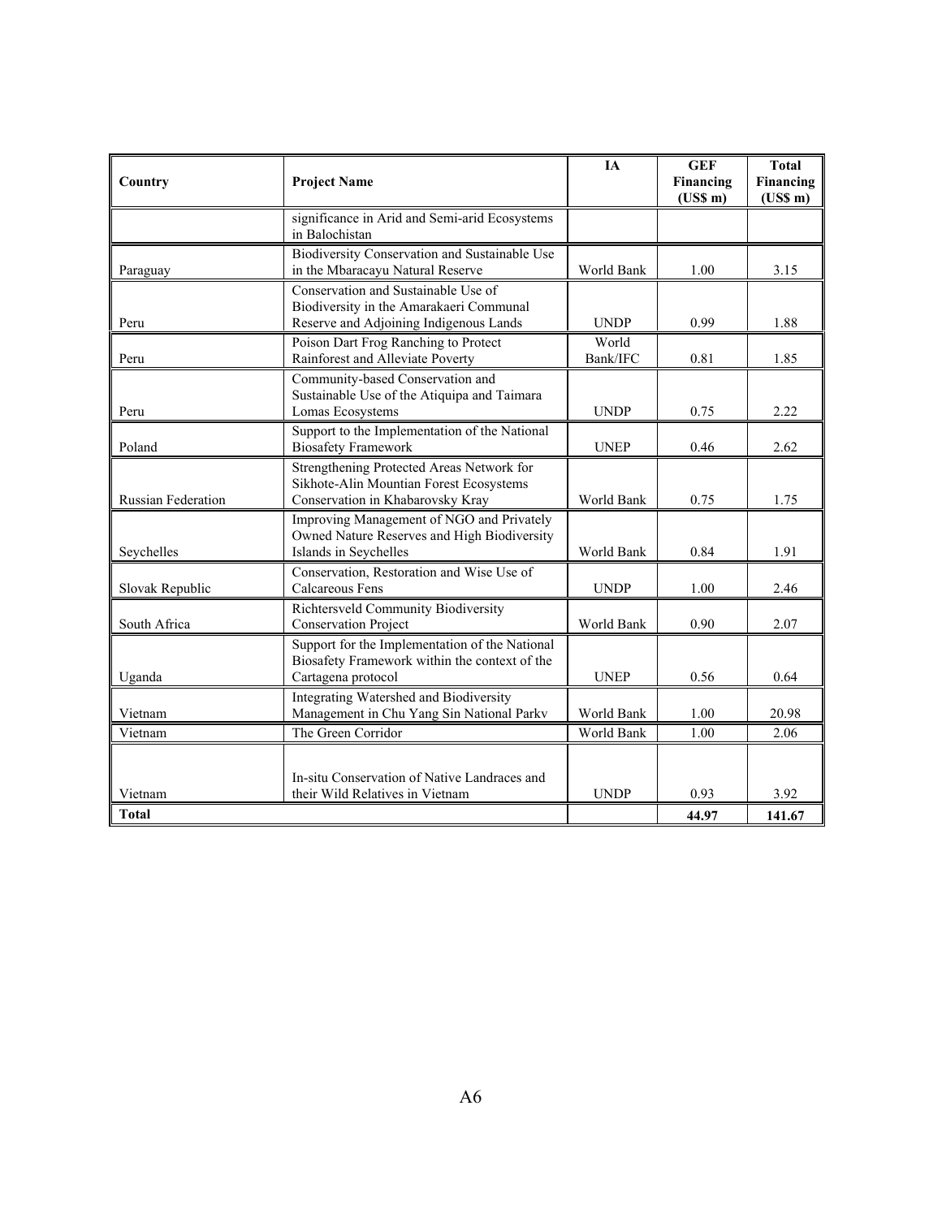| Country | Project Name | IA | GEF Financing (US$ m) | Total Financing (US$ m) |
|---|---|---|---|---|
| | significance in Arid and Semi-arid Ecosystems in Balochistan | | | |
| Paraguay | Biodiversity Conservation and Sustainable Use in the Mbaracayu Natural Reserve | World Bank | 1.00 | 3.15 |
| Peru | Conservation and Sustainable Use of Biodiversity in the Amarakaeri Communal Reserve and Adjoining Indigenous Lands | UNDP | 0.99 | 1.88 |
| Peru | Poison Dart Frog Ranching to Protect Rainforest and Alleviate Poverty | World Bank/IFC | 0.81 | 1.85 |
| Peru | Community-based Conservation and Sustainable Use of the Atiquipa and Taimara Lomas Ecosystems | UNDP | 0.75 | 2.22 |
| Poland | Support to the Implementation of the National Biosafety Framework | UNEP | 0.46 | 2.62 |
| Russian Federation | Strengthening Protected Areas Network for Sikhote-Alin Mountian Forest Ecosystems Conservation in Khabarovsky Kray | World Bank | 0.75 | 1.75 |
| Seychelles | Improving Management of NGO and Privately Owned Nature Reserves and High Biodiversity Islands in Seychelles | World Bank | 0.84 | 1.91 |
| Slovak Republic | Conservation, Restoration and Wise Use of Calcareous Fens | UNDP | 1.00 | 2.46 |
| South Africa | Richtersveld Community Biodiversity Conservation Project | World Bank | 0.90 | 2.07 |
| Uganda | Support for the Implementation of the National Biosafety Framework within the context of the Cartagena protocol | UNEP | 0.56 | 0.64 |
| Vietnam | Integrating Watershed and Biodiversity Management in Chu Yang Sin National Parkv | World Bank | 1.00 | 20.98 |
| Vietnam | The Green Corridor | World Bank | 1.00 | 2.06 |
| Vietnam | In-situ Conservation of Native Landraces and their Wild Relatives in Vietnam | UNDP | 0.93 | 3.92 |
| **Total** | | | **44.97** | **141.67** |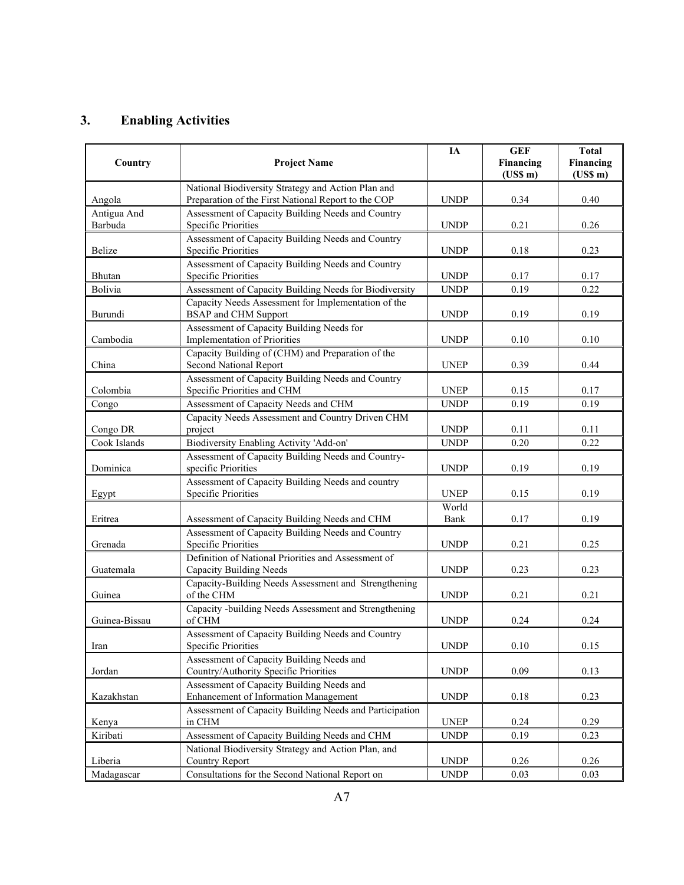## 3. Enabling Activities

| Country | Project Name | IA | GEF Financing (US$ m) | Total Financing (US$ m) |
|---|---|---|---|---|
| Angola | National Biodiversity Strategy and Action Plan and Preparation of the First National Report to the COP | UNDP | 0.34 | 0.40 |
| Antigua And Barbuda | Assessment of Capacity Building Needs and Country Specific Priorities | UNDP | 0.21 | 0.26 |
| Belize | Assessment of Capacity Building Needs and Country Specific Priorities | UNDP | 0.18 | 0.23 |
| Bhutan | Assessment of Capacity Building Needs and Country Specific Priorities | UNDP | 0.17 | 0.17 |
| Bolivia | Assessment of Capacity Building Needs for Biodiversity | UNDP | 0.19 | 0.22 |
| Burundi | Capacity Needs Assessment for Implementation of the BSAP and CHM Support | UNDP | 0.19 | 0.19 |
| Cambodia | Assessment of Capacity Building Needs for Implementation of Priorities | UNDP | 0.10 | 0.10 |
| China | Capacity Building of (CHM) and Preparation of the Second National Report | UNEP | 0.39 | 0.44 |
| Colombia | Assessment of Capacity Building Needs and Country Specific Priorities and CHM | UNEP | 0.15 | 0.17 |
| Congo | Assessment of Capacity Needs and CHM | UNDP | 0.19 | 0.19 |
| Congo DR | Capacity Needs Assessment and Country Driven CHM project | UNDP | 0.11 | 0.11 |
| Cook Islands | Biodiversity Enabling Activity 'Add-on' | UNDP | 0.20 | 0.22 |
| Dominica | Assessment of Capacity Building Needs and Country-specific Priorities | UNDP | 0.19 | 0.19 |
| Egypt | Assessment of Capacity Building Needs and country Specific Priorities | UNEP | 0.15 | 0.19 |
| Eritrea | Assessment of Capacity Building Needs and CHM | World Bank | 0.17 | 0.19 |
| Grenada | Assessment of Capacity Building Needs and Country Specific Priorities | UNDP | 0.21 | 0.25 |
| Guatemala | Definition of National Priorities and Assessment of Capacity Building Needs | UNDP | 0.23 | 0.23 |
| Guinea | Capacity-Building Needs Assessment and Strengthening of the CHM | UNDP | 0.21 | 0.21 |
| Guinea-Bissau | Capacity -building Needs Assessment and Strengthening of CHM | UNDP | 0.24 | 0.24 |
| Iran | Assessment of Capacity Building Needs and Country Specific Priorities | UNDP | 0.10 | 0.15 |
| Jordan | Assessment of Capacity Building Needs and Country/Authority Specific Priorities | UNDP | 0.09 | 0.13 |
| Kazakhstan | Assessment of Capacity Building Needs and Enhancement of Information Management | UNDP | 0.18 | 0.23 |
| Kenya | Assessment of Capacity Building Needs and Participation in CHM | UNEP | 0.24 | 0.29 |
| Kiribati | Assessment of Capacity Building Needs and CHM | UNDP | 0.19 | 0.23 |
| Liberia | National Biodiversity Strategy and Action Plan, and Country Report | UNDP | 0.26 | 0.26 |
| Madagascar | Consultations for the Second National Report on | UNDP | 0.03 | 0.03 |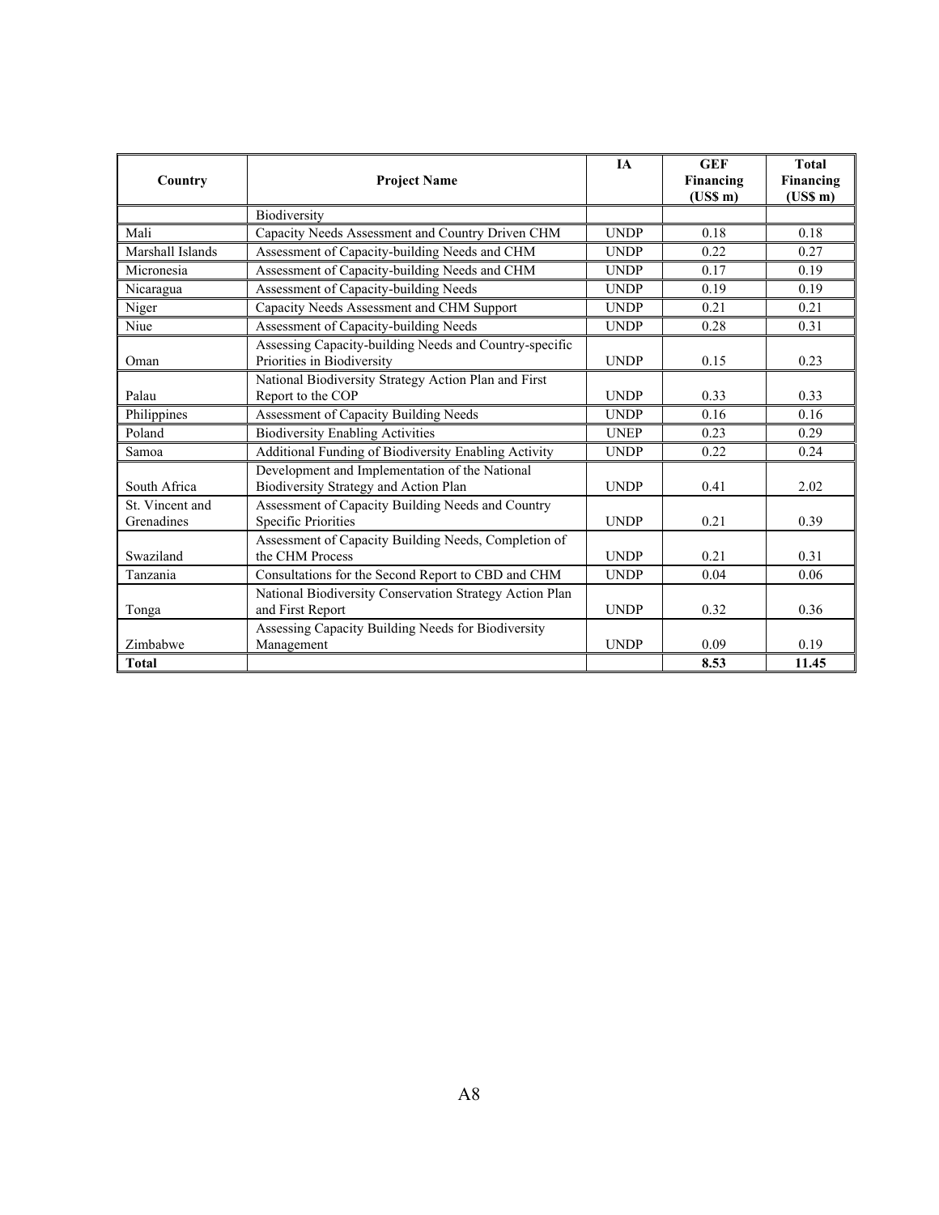| Country | Project Name | IA | GEF Financing (US$ m) | Total Financing (US$ m) |
|---|---|---|---|---|
| | Biodiversity | | | |
| Mali | Capacity Needs Assessment and Country Driven CHM | UNDP | 0.18 | 0.18 |
| Marshall Islands | Assessment of Capacity-building Needs and CHM | UNDP | 0.22 | 0.27 |
| Micronesia | Assessment of Capacity-building Needs and CHM | UNDP | 0.17 | 0.19 |
| Nicaragua | Assessment of Capacity-building Needs | UNDP | 0.19 | 0.19 |
| Niger | Capacity Needs Assessment and CHM Support | UNDP | 0.21 | 0.21 |
| Niue | Assessment of Capacity-building Needs | UNDP | 0.28 | 0.31 |
| Oman | Assessing Capacity-building Needs and Country-specific Priorities in Biodiversity | UNDP | 0.15 | 0.23 |
| Palau | National Biodiversity Strategy Action Plan and First Report to the COP | UNDP | 0.33 | 0.33 |
| Philippines | Assessment of Capacity Building Needs | UNDP | 0.16 | 0.16 |
| Poland | Biodiversity Enabling Activities | UNEP | 0.23 | 0.29 |
| Samoa | Additional Funding of Biodiversity Enabling Activity | UNDP | 0.22 | 0.24 |
| South Africa | Development and Implementation of the National Biodiversity Strategy and Action Plan | UNDP | 0.41 | 2.02 |
| St. Vincent and Grenadines | Assessment of Capacity Building Needs and Country Specific Priorities | UNDP | 0.21 | 0.39 |
| Swaziland | Assessment of Capacity Building Needs, Completion of the CHM Process | UNDP | 0.21 | 0.31 |
| Tanzania | Consultations for the Second Report to CBD and CHM | UNDP | 0.04 | 0.06 |
| Tonga | National Biodiversity Conservation Strategy Action Plan and First Report | UNDP | 0.32 | 0.36 |
| Zimbabwe | Assessing Capacity Building Needs for Biodiversity Management | UNDP | 0.09 | 0.19 |
| **Total** | | | **8.53** | **11.45** |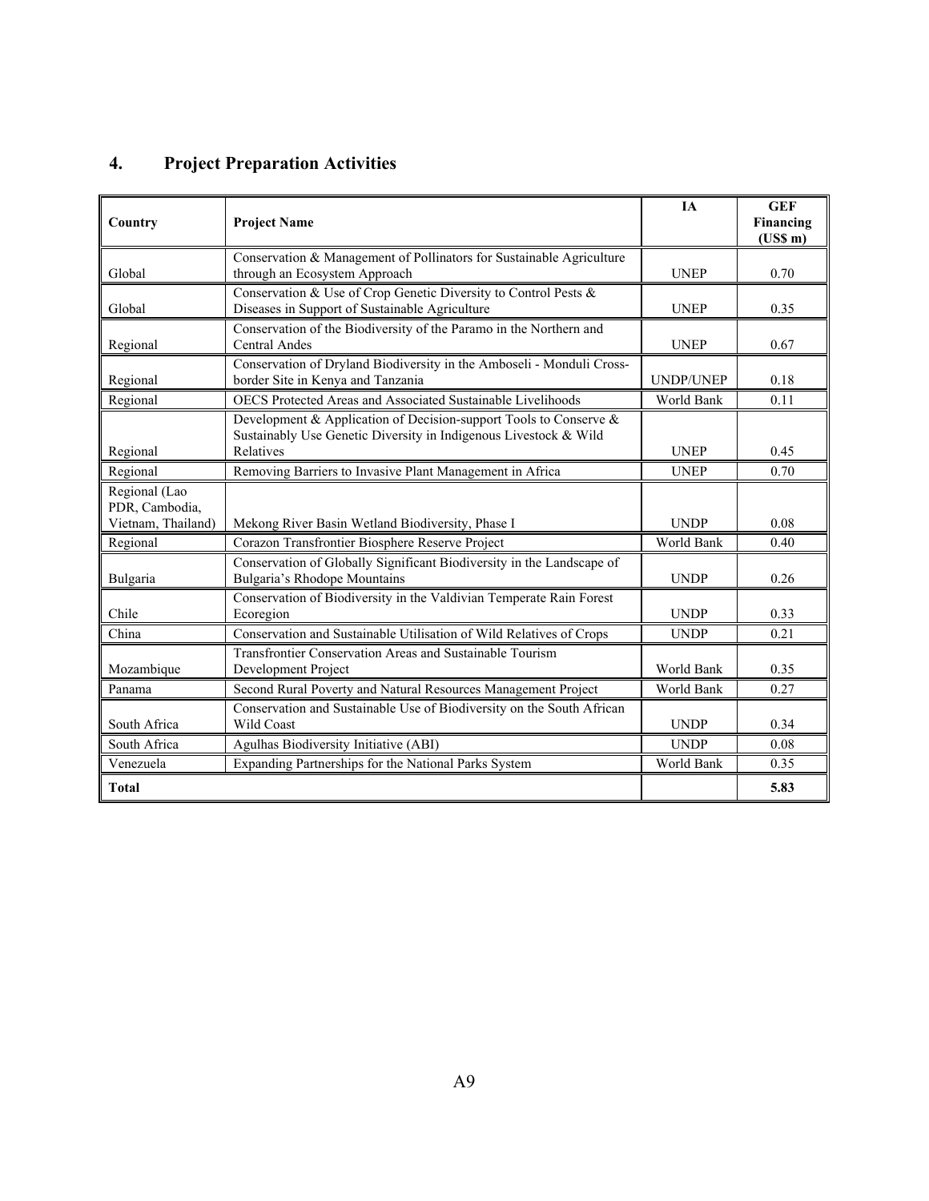## 4. Project Preparation Activities

| Country | Project Name | IA | GEF Financing (US$ m) |
|---|---|---|---|
| Global | Conservation & Management of Pollinators for Sustainable Agriculture through an Ecosystem Approach | UNEP | 0.70 |
| Global | Conservation & Use of Crop Genetic Diversity to Control Pests & Diseases in Support of Sustainable Agriculture | UNEP | 0.35 |
| Regional | Conservation of the Biodiversity of the Paramo in the Northern and Central Andes | UNEP | 0.67 |
| Regional | Conservation of Dryland Biodiversity in the Amboseli - Monduli Cross-border Site in Kenya and Tanzania | UNDP/UNEP | 0.18 |
| Regional | OECS Protected Areas and Associated Sustainable Livelihoods | World Bank | 0.11 |
| Regional | Development & Application of Decision-support Tools to Conserve & Sustainably Use Genetic Diversity in Indigenous Livestock & Wild Relatives | UNEP | 0.45 |
| Regional | Removing Barriers to Invasive Plant Management in Africa | UNEP | 0.70 |
| Regional (Lao PDR, Cambodia, Vietnam, Thailand) | Mekong River Basin Wetland Biodiversity, Phase I | UNDP | 0.08 |
| Regional | Corazon Transfrontier Biosphere Reserve Project | World Bank | 0.40 |
| Bulgaria | Conservation of Globally Significant Biodiversity in the Landscape of Bulgaria's Rhodope Mountains | UNDP | 0.26 |
| Chile | Conservation of Biodiversity in the Valdivian Temperate Rain Forest Ecoregion | UNDP | 0.33 |
| China | Conservation and Sustainable Utilisation of Wild Relatives of Crops | UNDP | 0.21 |
| Mozambique | Transfrontier Conservation Areas and Sustainable Tourism Development Project | World Bank | 0.35 |
| Panama | Second Rural Poverty and Natural Resources Management Project | World Bank | 0.27 |
| South Africa | Conservation and Sustainable Use of Biodiversity on the South African Wild Coast | UNDP | 0.34 |
| South Africa | Agulhas Biodiversity Initiative (ABI) | UNDP | 0.08 |
| Venezuela | Expanding Partnerships for the National Parks System | World Bank | 0.35 |
| **Total** | | | **5.83** |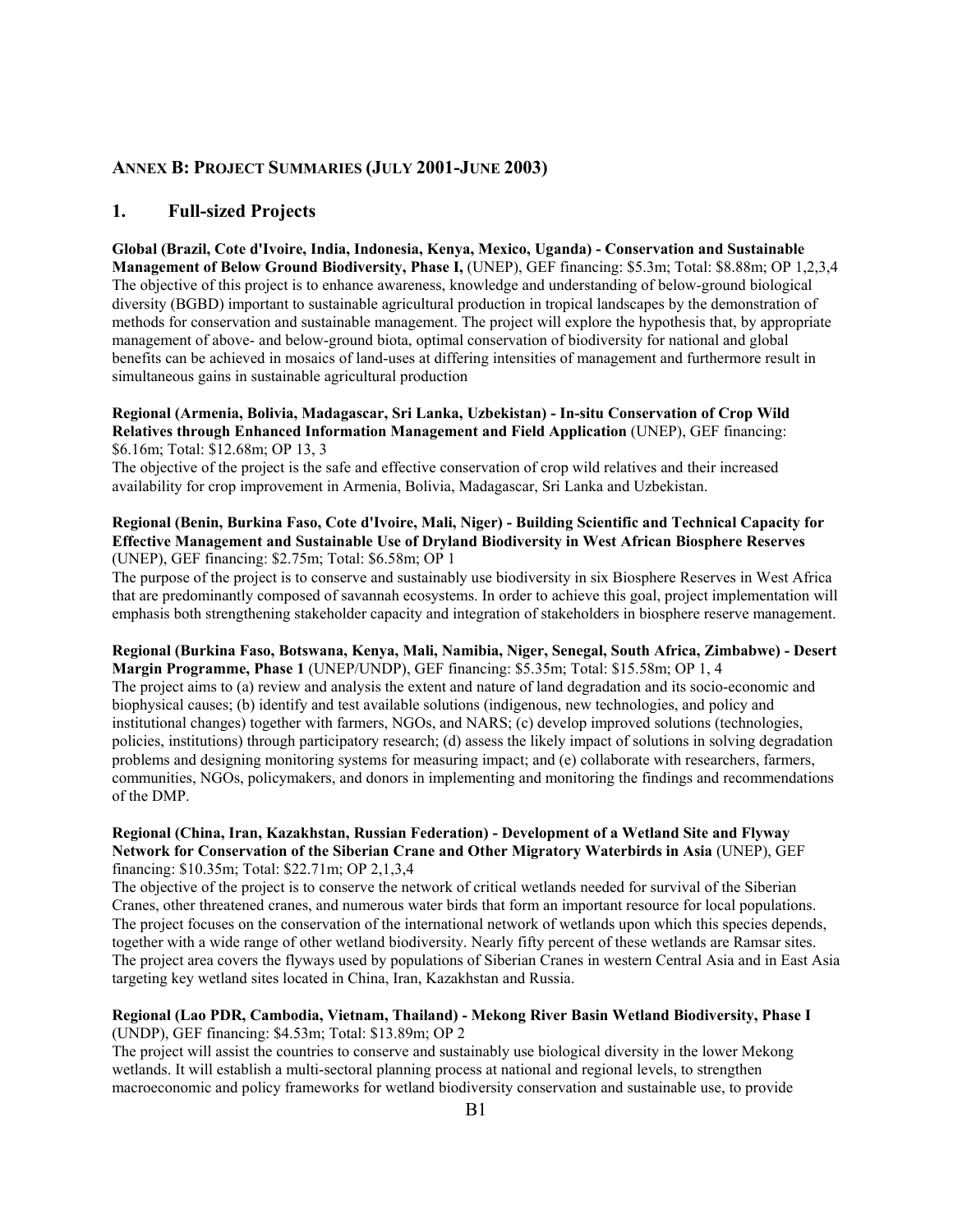## ANNEX B: PROJECT SUMMARIES (JULY 2001-JUNE 2003)

## 1. Full-sized Projects

**Global (Brazil, Cote d'Ivoire, India, Indonesia, Kenya, Mexico, Uganda) - Conservation and Sustainable Management of Below Ground Biodiversity, Phase I,** (UNEP), GEF financing: $5.3m; Total: $8.88m; OP 1,2,3,4
The objective of this project is to enhance awareness, knowledge and understanding of below-ground biological diversity (BGBD) important to sustainable agricultural production in tropical landscapes by the demonstration of methods for conservation and sustainable management. The project will explore the hypothesis that, by appropriate management of above- and below-ground biota, optimal conservation of biodiversity for national and global benefits can be achieved in mosaics of land-uses at differing intensities of management and furthermore result in simultaneous gains in sustainable agricultural production

**Regional (Armenia, Bolivia, Madagascar, Sri Lanka, Uzbekistan) - In-situ Conservation of Crop Wild Relatives through Enhanced Information Management and Field Application** (UNEP), GEF financing: $6.16m; Total: $12.68m; OP 13, 3
The objective of the project is the safe and effective conservation of crop wild relatives and their increased availability for crop improvement in Armenia, Bolivia, Madagascar, Sri Lanka and Uzbekistan.

**Regional (Benin, Burkina Faso, Cote d'Ivoire, Mali, Niger) - Building Scientific and Technical Capacity for Effective Management and Sustainable Use of Dryland Biodiversity in West African Biosphere Reserves** (UNEP), GEF financing: $2.75m; Total: $6.58m; OP 1
The purpose of the project is to conserve and sustainably use biodiversity in six Biosphere Reserves in West Africa that are predominantly composed of savannah ecosystems. In order to achieve this goal, project implementation will emphasis both strengthening stakeholder capacity and integration of stakeholders in biosphere reserve management.

**Regional (Burkina Faso, Botswana, Kenya, Mali, Namibia, Niger, Senegal, South Africa, Zimbabwe) - Desert Margin Programme, Phase 1** (UNEP/UNDP), GEF financing: $5.35m; Total: $15.58m; OP 1, 4
The project aims to (a) review and analysis the extent and nature of land degradation and its socio-economic and biophysical causes; (b) identify and test available solutions (indigenous, new technologies, and policy and institutional changes) together with farmers, NGOs, and NARS; (c) develop improved solutions (technologies, policies, institutions) through participatory research; (d) assess the likely impact of solutions in solving degradation problems and designing monitoring systems for measuring impact; and (e) collaborate with researchers, farmers, communities, NGOs, policymakers, and donors in implementing and monitoring the findings and recommendations of the DMP.

**Regional (China, Iran, Kazakhstan, Russian Federation) - Development of a Wetland Site and Flyway Network for Conservation of the Siberian Crane and Other Migratory Waterbirds in Asia** (UNEP), GEF financing: $10.35m; Total: $22.71m; OP 2,1,3,4
The objective of the project is to conserve the network of critical wetlands needed for survival of the Siberian Cranes, other threatened cranes, and numerous water birds that form an important resource for local populations. The project focuses on the conservation of the international network of wetlands upon which this species depends, together with a wide range of other wetland biodiversity. Nearly fifty percent of these wetlands are Ramsar sites. The project area covers the flyways used by populations of Siberian Cranes in western Central Asia and in East Asia targeting key wetland sites located in China, Iran, Kazakhstan and Russia.

**Regional (Lao PDR, Cambodia, Vietnam, Thailand) - Mekong River Basin Wetland Biodiversity, Phase I** (UNDP), GEF financing: $4.53m; Total: $13.89m; OP 2
The project will assist the countries to conserve and sustainably use biological diversity in the lower Mekong wetlands. It will establish a multi-sectoral planning process at national and regional levels, to strengthen macroeconomic and policy frameworks for wetland biodiversity conservation and sustainable use, to provide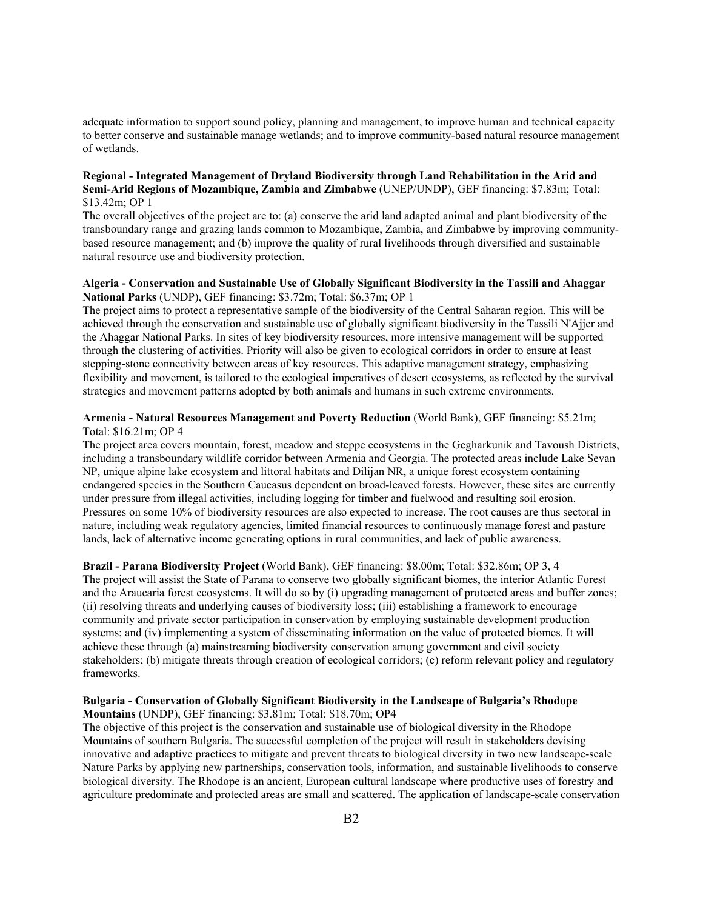adequate information to support sound policy, planning and management, to improve human and technical capacity to better conserve and sustainable manage wetlands; and to improve community-based natural resource management of wetlands.

**Regional - Integrated Management of Dryland Biodiversity through Land Rehabilitation in the Arid and Semi-Arid Regions of Mozambique, Zambia and Zimbabwe** (UNEP/UNDP), GEF financing: $7.83m; Total: $13.42m; OP 1

The overall objectives of the project are to: (a) conserve the arid land adapted animal and plant biodiversity of the transboundary range and grazing lands common to Mozambique, Zambia, and Zimbabwe by improving community-based resource management; and (b) improve the quality of rural livelihoods through diversified and sustainable natural resource use and biodiversity protection.

**Algeria - Conservation and Sustainable Use of Globally Significant Biodiversity in the Tassili and Ahaggar National Parks** (UNDP), GEF financing: $3.72m; Total: $6.37m; OP 1

The project aims to protect a representative sample of the biodiversity of the Central Saharan region. This will be achieved through the conservation and sustainable use of globally significant biodiversity in the Tassili N'Ajjer and the Ahaggar National Parks. In sites of key biodiversity resources, more intensive management will be supported through the clustering of activities. Priority will also be given to ecological corridors in order to ensure at least stepping-stone connectivity between areas of key resources. This adaptive management strategy, emphasizing flexibility and movement, is tailored to the ecological imperatives of desert ecosystems, as reflected by the survival strategies and movement patterns adopted by both animals and humans in such extreme environments.

**Armenia - Natural Resources Management and Poverty Reduction** (World Bank), GEF financing: $5.21m; Total: $16.21m; OP 4

The project area covers mountain, forest, meadow and steppe ecosystems in the Gegharkunik and Tavoush Districts, including a transboundary wildlife corridor between Armenia and Georgia. The protected areas include Lake Sevan NP, unique alpine lake ecosystem and littoral habitats and Dilijan NR, a unique forest ecosystem containing endangered species in the Southern Caucasus dependent on broad-leaved forests. However, these sites are currently under pressure from illegal activities, including logging for timber and fuelwood and resulting soil erosion. Pressures on some 10% of biodiversity resources are also expected to increase. The root causes are thus sectoral in nature, including weak regulatory agencies, limited financial resources to continuously manage forest and pasture lands, lack of alternative income generating options in rural communities, and lack of public awareness.

**Brazil - Parana Biodiversity Project** (World Bank), GEF financing: $8.00m; Total: $32.86m; OP 3, 4

The project will assist the State of Parana to conserve two globally significant biomes, the interior Atlantic Forest and the Araucaria forest ecosystems. It will do so by (i) upgrading management of protected areas and buffer zones; (ii) resolving threats and underlying causes of biodiversity loss; (iii) establishing a framework to encourage community and private sector participation in conservation by employing sustainable development production systems; and (iv) implementing a system of disseminating information on the value of protected biomes. It will achieve these through (a) mainstreaming biodiversity conservation among government and civil society stakeholders; (b) mitigate threats through creation of ecological corridors; (c) reform relevant policy and regulatory frameworks.

**Bulgaria - Conservation of Globally Significant Biodiversity in the Landscape of Bulgaria's Rhodope Mountains** (UNDP), GEF financing: $3.81m; Total: $18.70m; OP4

The objective of this project is the conservation and sustainable use of biological diversity in the Rhodope Mountains of southern Bulgaria. The successful completion of the project will result in stakeholders devising innovative and adaptive practices to mitigate and prevent threats to biological diversity in two new landscape-scale Nature Parks by applying new partnerships, conservation tools, information, and sustainable livelihoods to conserve biological diversity. The Rhodope is an ancient, European cultural landscape where productive uses of forestry and agriculture predominate and protected areas are small and scattered. The application of landscape-scale conservation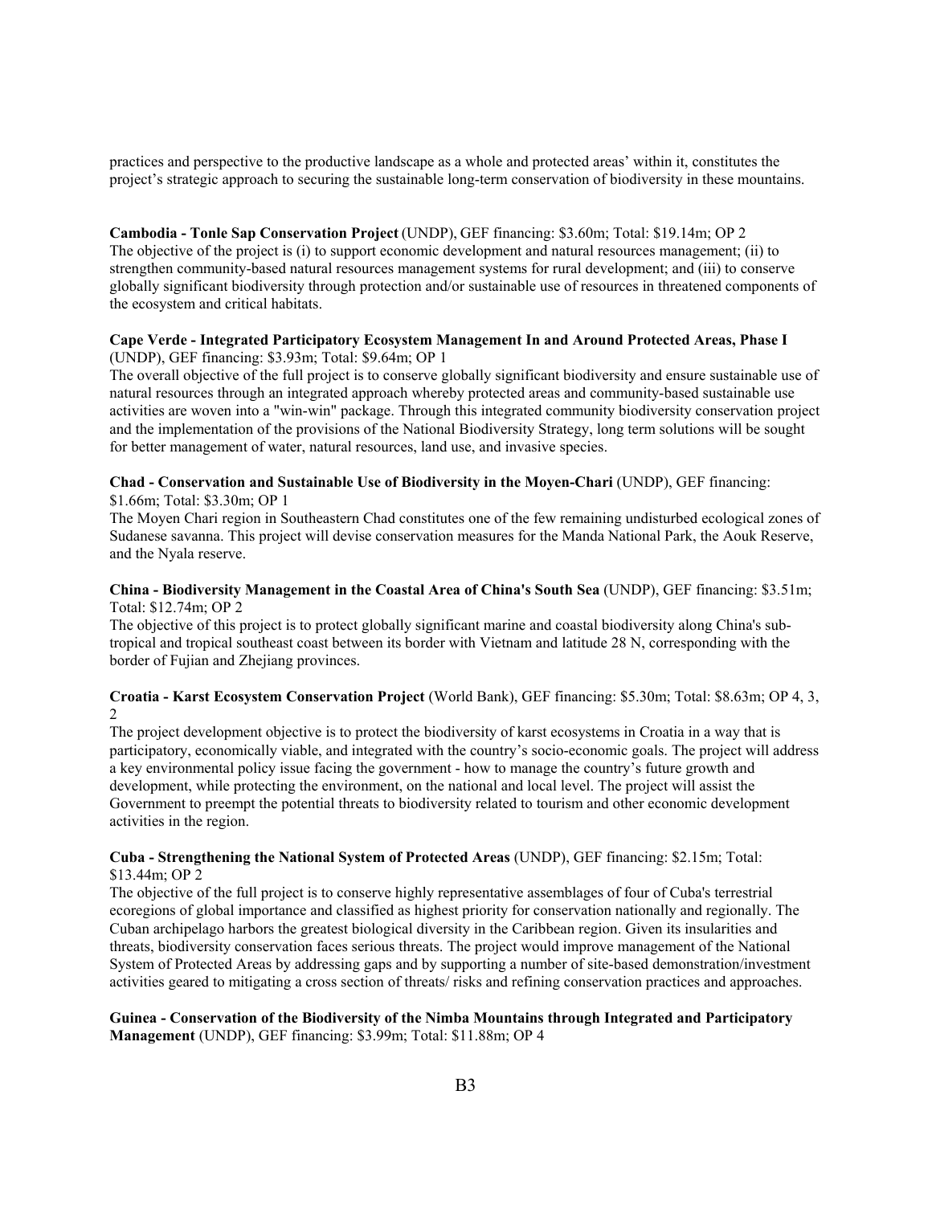practices and perspective to the productive landscape as a whole and protected areas' within it, constitutes the project's strategic approach to securing the sustainable long-term conservation of biodiversity in these mountains.

**Cambodia - Tonle Sap Conservation Project** (UNDP), GEF financing: $3.60m; Total: $19.14m; OP 2
The objective of the project is (i) to support economic development and natural resources management; (ii) to strengthen community-based natural resources management systems for rural development; and (iii) to conserve globally significant biodiversity through protection and/or sustainable use of resources in threatened components of the ecosystem and critical habitats.

**Cape Verde - Integrated Participatory Ecosystem Management In and Around Protected Areas, Phase I** (UNDP), GEF financing: $3.93m; Total: $9.64m; OP 1
The overall objective of the full project is to conserve globally significant biodiversity and ensure sustainable use of natural resources through an integrated approach whereby protected areas and community-based sustainable use activities are woven into a "win-win" package. Through this integrated community biodiversity conservation project and the implementation of the provisions of the National Biodiversity Strategy, long term solutions will be sought for better management of water, natural resources, land use, and invasive species.

**Chad - Conservation and Sustainable Use of Biodiversity in the Moyen-Chari** (UNDP), GEF financing: $1.66m; Total: $3.30m; OP 1
The Moyen Chari region in Southeastern Chad constitutes one of the few remaining undisturbed ecological zones of Sudanese savanna. This project will devise conservation measures for the Manda National Park, the Aouk Reserve, and the Nyala reserve.

**China - Biodiversity Management in the Coastal Area of China's South Sea** (UNDP), GEF financing: $3.51m; Total: $12.74m; OP 2
The objective of this project is to protect globally significant marine and coastal biodiversity along China's sub-tropical and tropical southeast coast between its border with Vietnam and latitude 28 N, corresponding with the border of Fujian and Zhejiang provinces.

**Croatia - Karst Ecosystem Conservation Project** (World Bank), GEF financing: $5.30m; Total: $8.63m; OP 4, 3, 2
The project development objective is to protect the biodiversity of karst ecosystems in Croatia in a way that is participatory, economically viable, and integrated with the country's socio-economic goals. The project will address a key environmental policy issue facing the government - how to manage the country's future growth and development, while protecting the environment, on the national and local level. The project will assist the Government to preempt the potential threats to biodiversity related to tourism and other economic development activities in the region.

**Cuba - Strengthening the National System of Protected Areas** (UNDP), GEF financing: $2.15m; Total: $13.44m; OP 2
The objective of the full project is to conserve highly representative assemblages of four of Cuba's terrestrial ecoregions of global importance and classified as highest priority for conservation nationally and regionally. The Cuban archipelago harbors the greatest biological diversity in the Caribbean region. Given its insularities and threats, biodiversity conservation faces serious threats. The project would improve management of the National System of Protected Areas by addressing gaps and by supporting a number of site-based demonstration/investment activities geared to mitigating a cross section of threats/ risks and refining conservation practices and approaches.

**Guinea - Conservation of the Biodiversity of the Nimba Mountains through Integrated and Participatory Management** (UNDP), GEF financing: $3.99m; Total: $11.88m; OP 4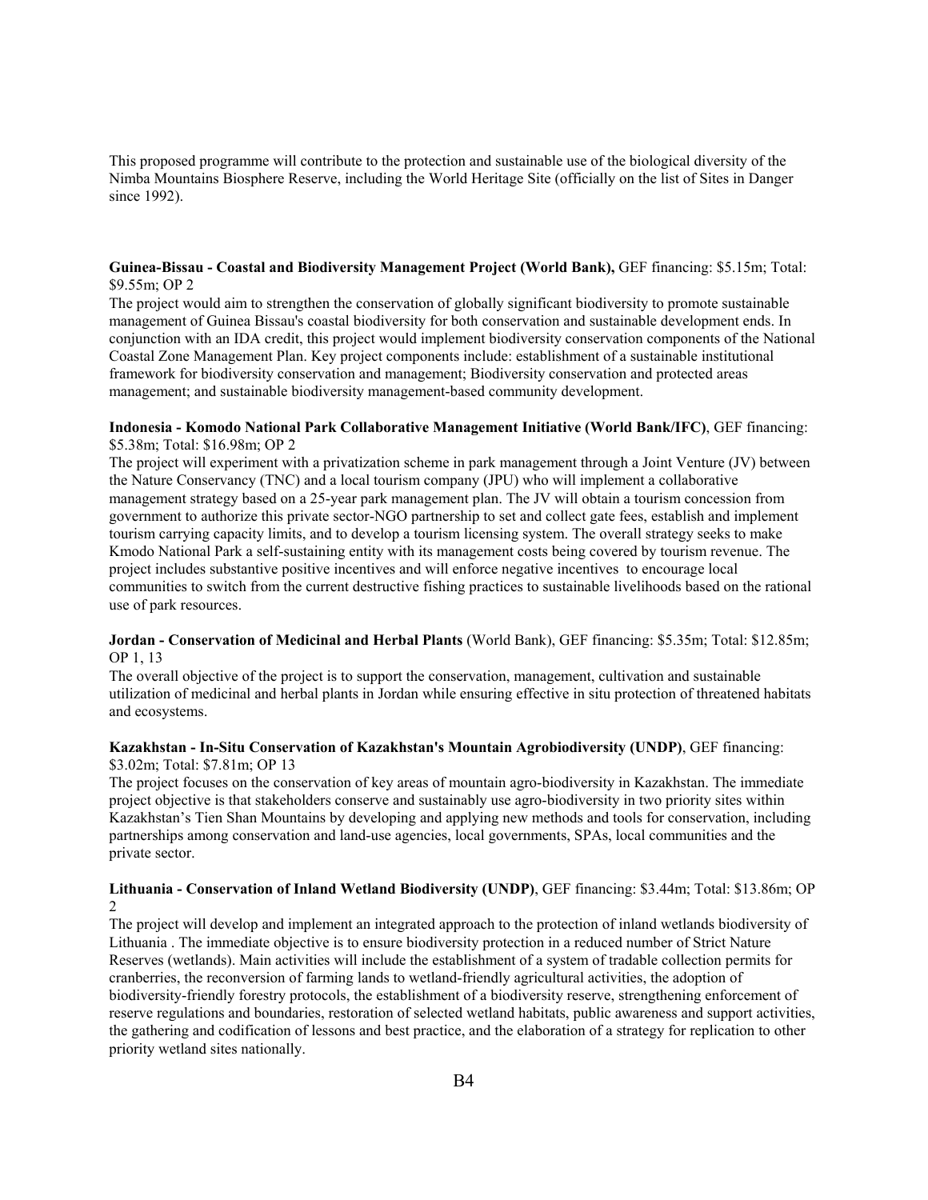This proposed programme will contribute to the protection and sustainable use of the biological diversity of the Nimba Mountains Biosphere Reserve, including the World Heritage Site (officially on the list of Sites in Danger since 1992).

**Guinea-Bissau - Coastal and Biodiversity Management Project (World Bank),** GEF financing: $5.15m; Total: $9.55m; OP 2
The project would aim to strengthen the conservation of globally significant biodiversity to promote sustainable management of Guinea Bissau's coastal biodiversity for both conservation and sustainable development ends. In conjunction with an IDA credit, this project would implement biodiversity conservation components of the National Coastal Zone Management Plan. Key project components include: establishment of a sustainable institutional framework for biodiversity conservation and management; Biodiversity conservation and protected areas management; and sustainable biodiversity management-based community development.

**Indonesia - Komodo National Park Collaborative Management Initiative (World Bank/IFC)**, GEF financing: $5.38m; Total: $16.98m; OP 2
The project will experiment with a privatization scheme in park management through a Joint Venture (JV) between the Nature Conservancy (TNC) and a local tourism company (JPU) who will implement a collaborative management strategy based on a 25-year park management plan. The JV will obtain a tourism concession from government to authorize this private sector-NGO partnership to set and collect gate fees, establish and implement tourism carrying capacity limits, and to develop a tourism licensing system. The overall strategy seeks to make Kmodo National Park a self-sustaining entity with its management costs being covered by tourism revenue. The project includes substantive positive incentives and will enforce negative incentives to encourage local communities to switch from the current destructive fishing practices to sustainable livelihoods based on the rational use of park resources.

**Jordan - Conservation of Medicinal and Herbal Plants** (World Bank), GEF financing: $5.35m; Total: $12.85m; OP 1, 13
The overall objective of the project is to support the conservation, management, cultivation and sustainable utilization of medicinal and herbal plants in Jordan while ensuring effective in situ protection of threatened habitats and ecosystems.

**Kazakhstan - In-Situ Conservation of Kazakhstan's Mountain Agrobiodiversity (UNDP)**, GEF financing: $3.02m; Total: $7.81m; OP 13
The project focuses on the conservation of key areas of mountain agro-biodiversity in Kazakhstan. The immediate project objective is that stakeholders conserve and sustainably use agro-biodiversity in two priority sites within Kazakhstan's Tien Shan Mountains by developing and applying new methods and tools for conservation, including partnerships among conservation and land-use agencies, local governments, SPAs, local communities and the private sector.

**Lithuania - Conservation of Inland Wetland Biodiversity (UNDP)**, GEF financing: $3.44m; Total: $13.86m; OP 2
The project will develop and implement an integrated approach to the protection of inland wetlands biodiversity of Lithuania . The immediate objective is to ensure biodiversity protection in a reduced number of Strict Nature Reserves (wetlands). Main activities will include the establishment of a system of tradable collection permits for cranberries, the reconversion of farming lands to wetland-friendly agricultural activities, the adoption of biodiversity-friendly forestry protocols, the establishment of a biodiversity reserve, strengthening enforcement of reserve regulations and boundaries, restoration of selected wetland habitats, public awareness and support activities, the gathering and codification of lessons and best practice, and the elaboration of a strategy for replication to other priority wetland sites nationally.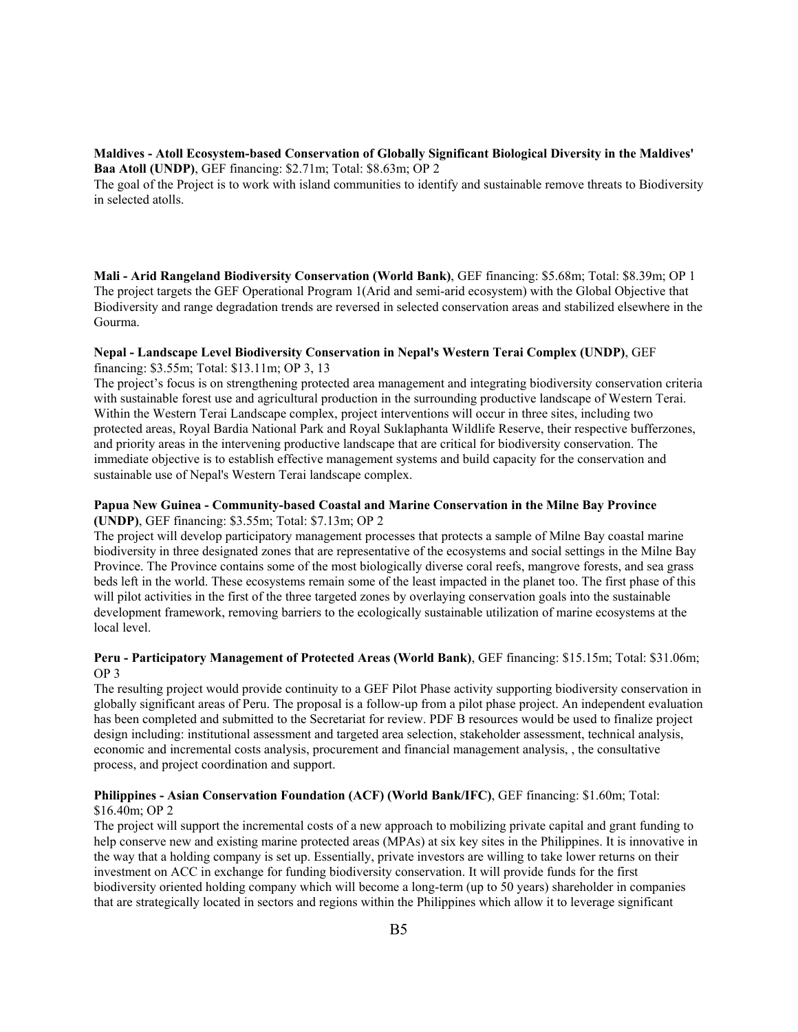**Maldives - Atoll Ecosystem-based Conservation of Globally Significant Biological Diversity in the Maldives' Baa Atoll (UNDP)**, GEF financing: $2.71m; Total: $8.63m; OP 2
The goal of the Project is to work with island communities to identify and sustainable remove threats to Biodiversity in selected atolls.

**Mali - Arid Rangeland Biodiversity Conservation (World Bank)**, GEF financing: $5.68m; Total: $8.39m; OP 1
The project targets the GEF Operational Program 1(Arid and semi-arid ecosystem) with the Global Objective that Biodiversity and range degradation trends are reversed in selected conservation areas and stabilized elsewhere in the Gourma.

**Nepal - Landscape Level Biodiversity Conservation in Nepal's Western Terai Complex (UNDP)**, GEF financing: $3.55m; Total: $13.11m; OP 3, 13
The project's focus is on strengthening protected area management and integrating biodiversity conservation criteria with sustainable forest use and agricultural production in the surrounding productive landscape of Western Terai. Within the Western Terai Landscape complex, project interventions will occur in three sites, including two protected areas, Royal Bardia National Park and Royal Suklaphanta Wildlife Reserve, their respective bufferzones, and priority areas in the intervening productive landscape that are critical for biodiversity conservation. The immediate objective is to establish effective management systems and build capacity for the conservation and sustainable use of Nepal's Western Terai landscape complex.

**Papua New Guinea - Community-based Coastal and Marine Conservation in the Milne Bay Province (UNDP)**, GEF financing: $3.55m; Total: $7.13m; OP 2
The project will develop participatory management processes that protects a sample of Milne Bay coastal marine biodiversity in three designated zones that are representative of the ecosystems and social settings in the Milne Bay Province. The Province contains some of the most biologically diverse coral reefs, mangrove forests, and sea grass beds left in the world. These ecosystems remain some of the least impacted in the planet too. The first phase of this will pilot activities in the first of the three targeted zones by overlaying conservation goals into the sustainable development framework, removing barriers to the ecologically sustainable utilization of marine ecosystems at the local level.

**Peru - Participatory Management of Protected Areas (World Bank)**, GEF financing: $15.15m; Total: $31.06m; OP 3
The resulting project would provide continuity to a GEF Pilot Phase activity supporting biodiversity conservation in globally significant areas of Peru. The proposal is a follow-up from a pilot phase project. An independent evaluation has been completed and submitted to the Secretariat for review. PDF B resources would be used to finalize project design including: institutional assessment and targeted area selection, stakeholder assessment, technical analysis, economic and incremental costs analysis, procurement and financial management analysis, , the consultative process, and project coordination and support.

**Philippines - Asian Conservation Foundation (ACF) (World Bank/IFC)**, GEF financing: $1.60m; Total: $16.40m; OP 2
The project will support the incremental costs of a new approach to mobilizing private capital and grant funding to help conserve new and existing marine protected areas (MPAs) at six key sites in the Philippines. It is innovative in the way that a holding company is set up. Essentially, private investors are willing to take lower returns on their investment on ACC in exchange for funding biodiversity conservation. It will provide funds for the first biodiversity oriented holding company which will become a long-term (up to 50 years) shareholder in companies that are strategically located in sectors and regions within the Philippines which allow it to leverage significant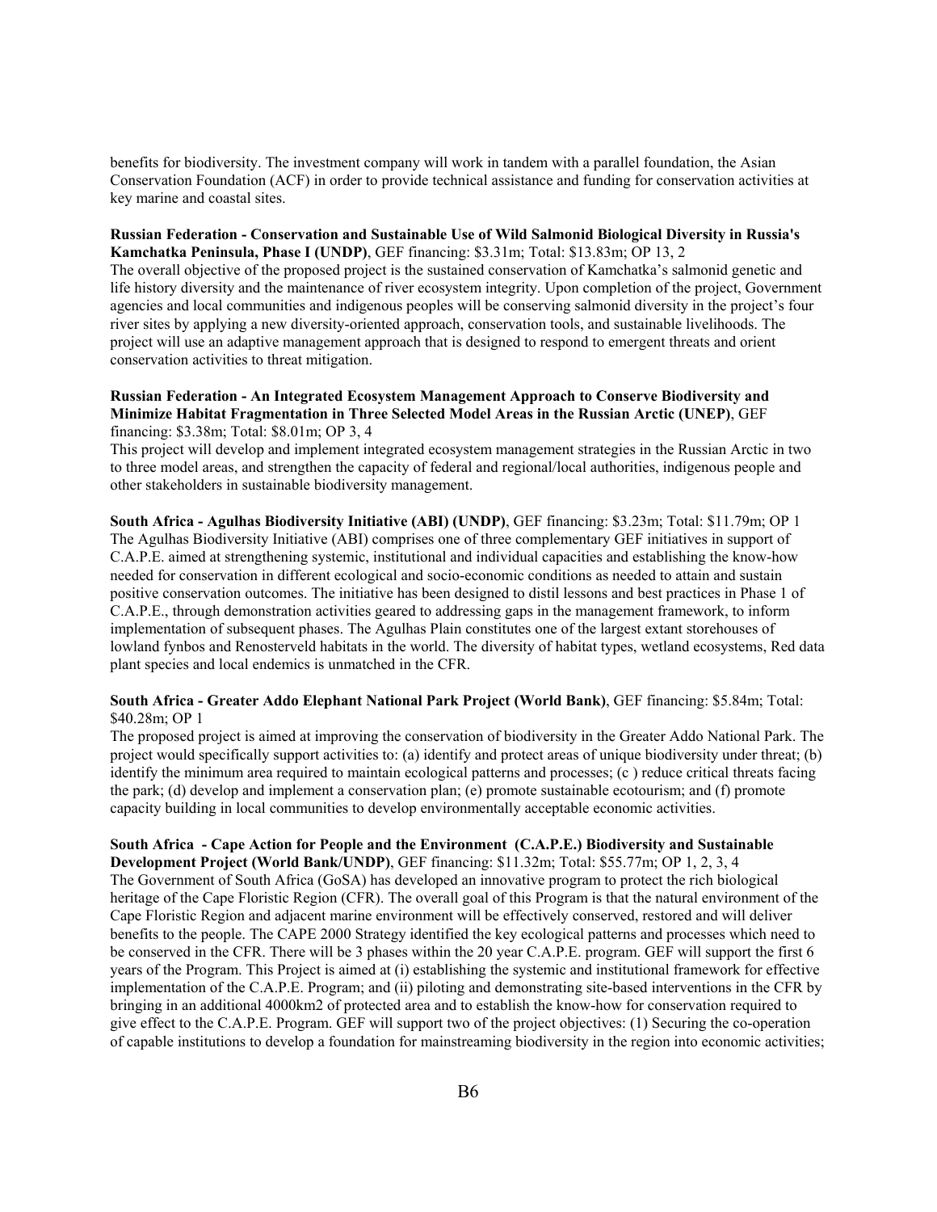benefits for biodiversity. The investment company will work in tandem with a parallel foundation, the Asian Conservation Foundation (ACF) in order to provide technical assistance and funding for conservation activities at key marine and coastal sites.

**Russian Federation - Conservation and Sustainable Use of Wild Salmonid Biological Diversity in Russia's Kamchatka Peninsula, Phase I (UNDP)**, GEF financing: $3.31m; Total: $13.83m; OP 13, 2
The overall objective of the proposed project is the sustained conservation of Kamchatka's salmonid genetic and life history diversity and the maintenance of river ecosystem integrity. Upon completion of the project, Government agencies and local communities and indigenous peoples will be conserving salmonid diversity in the project's four river sites by applying a new diversity-oriented approach, conservation tools, and sustainable livelihoods. The project will use an adaptive management approach that is designed to respond to emergent threats and orient conservation activities to threat mitigation.

**Russian Federation - An Integrated Ecosystem Management Approach to Conserve Biodiversity and Minimize Habitat Fragmentation in Three Selected Model Areas in the Russian Arctic (UNEP)**, GEF financing: $3.38m; Total: $8.01m; OP 3, 4
This project will develop and implement integrated ecosystem management strategies in the Russian Arctic in two to three model areas, and strengthen the capacity of federal and regional/local authorities, indigenous people and other stakeholders in sustainable biodiversity management.

**South Africa - Agulhas Biodiversity Initiative (ABI) (UNDP)**, GEF financing: $3.23m; Total: $11.79m; OP 1
The Agulhas Biodiversity Initiative (ABI) comprises one of three complementary GEF initiatives in support of C.A.P.E. aimed at strengthening systemic, institutional and individual capacities and establishing the know-how needed for conservation in different ecological and socio-economic conditions as needed to attain and sustain positive conservation outcomes. The initiative has been designed to distil lessons and best practices in Phase 1 of C.A.P.E., through demonstration activities geared to addressing gaps in the management framework, to inform implementation of subsequent phases. The Agulhas Plain constitutes one of the largest extant storehouses of lowland fynbos and Renosterveld habitats in the world. The diversity of habitat types, wetland ecosystems, Red data plant species and local endemics is unmatched in the CFR.

**South Africa - Greater Addo Elephant National Park Project (World Bank)**, GEF financing: $5.84m; Total: $40.28m; OP 1
The proposed project is aimed at improving the conservation of biodiversity in the Greater Addo National Park. The project would specifically support activities to: (a) identify and protect areas of unique biodiversity under threat; (b) identify the minimum area required to maintain ecological patterns and processes; (c ) reduce critical threats facing the park; (d) develop and implement a conservation plan; (e) promote sustainable ecotourism; and (f) promote capacity building in local communities to develop environmentally acceptable economic activities.

**South Africa - Cape Action for People and the Environment (C.A.P.E.) Biodiversity and Sustainable Development Project (World Bank/UNDP)**, GEF financing: $11.32m; Total: $55.77m; OP 1, 2, 3, 4
The Government of South Africa (GoSA) has developed an innovative program to protect the rich biological heritage of the Cape Floristic Region (CFR). The overall goal of this Program is that the natural environment of the Cape Floristic Region and adjacent marine environment will be effectively conserved, restored and will deliver benefits to the people. The CAPE 2000 Strategy identified the key ecological patterns and processes which need to be conserved in the CFR. There will be 3 phases within the 20 year C.A.P.E. program. GEF will support the first 6 years of the Program. This Project is aimed at (i) establishing the systemic and institutional framework for effective implementation of the C.A.P.E. Program; and (ii) piloting and demonstrating site-based interventions in the CFR by bringing in an additional 4000km2 of protected area and to establish the know-how for conservation required to give effect to the C.A.P.E. Program. GEF will support two of the project objectives: (1) Securing the co-operation of capable institutions to develop a foundation for mainstreaming biodiversity in the region into economic activities;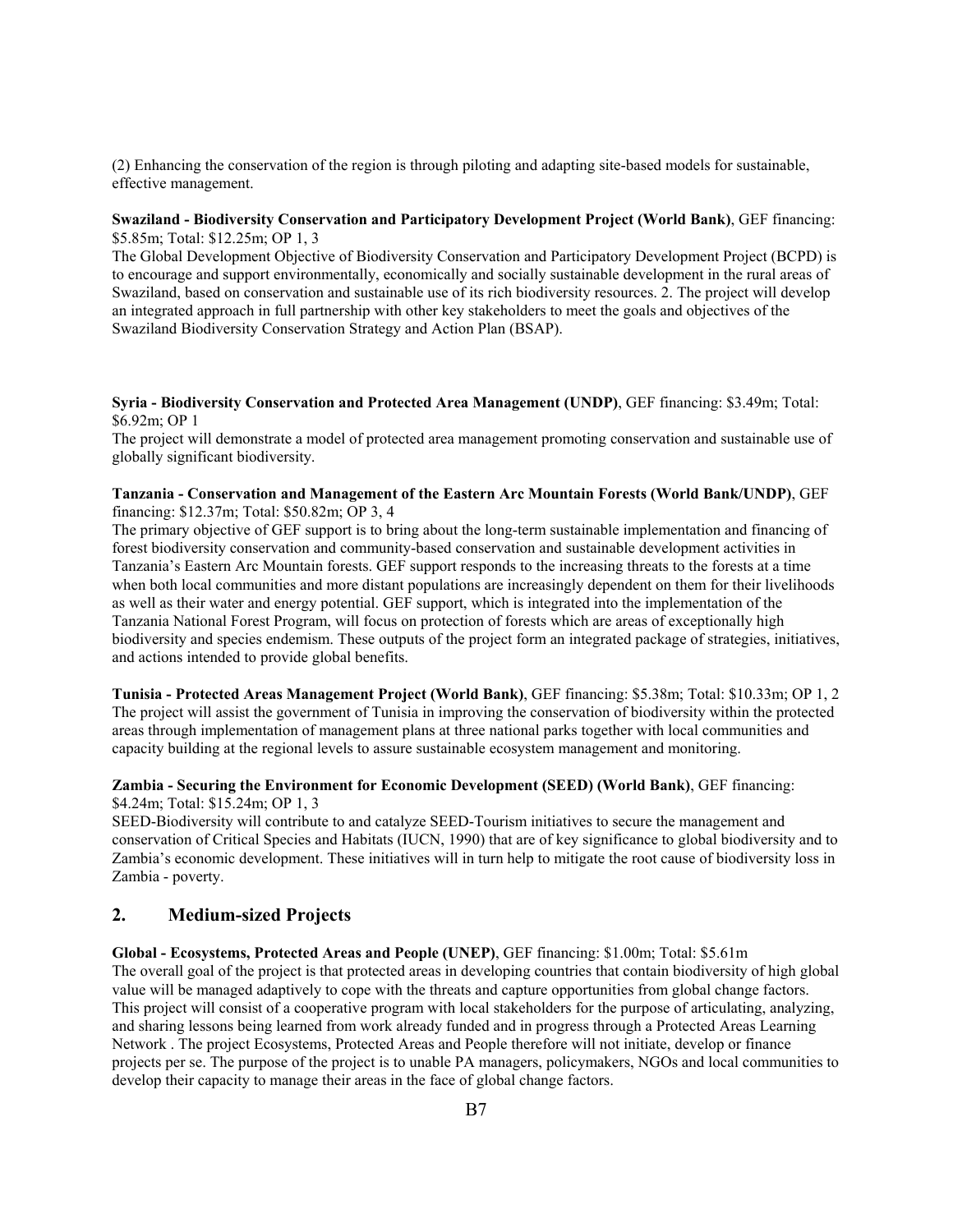(2) Enhancing the conservation of the region is through piloting and adapting site-based models for sustainable, effective management.

**Swaziland - Biodiversity Conservation and Participatory Development Project (World Bank)**, GEF financing: $5.85m; Total: $12.25m; OP 1, 3
The Global Development Objective of Biodiversity Conservation and Participatory Development Project (BCPD) is to encourage and support environmentally, economically and socially sustainable development in the rural areas of Swaziland, based on conservation and sustainable use of its rich biodiversity resources. 2. The project will develop an integrated approach in full partnership with other key stakeholders to meet the goals and objectives of the Swaziland Biodiversity Conservation Strategy and Action Plan (BSAP).

**Syria - Biodiversity Conservation and Protected Area Management (UNDP)**, GEF financing: $3.49m; Total: $6.92m; OP 1
The project will demonstrate a model of protected area management promoting conservation and sustainable use of globally significant biodiversity.

**Tanzania - Conservation and Management of the Eastern Arc Mountain Forests (World Bank/UNDP)**, GEF financing: $12.37m; Total: $50.82m; OP 3, 4
The primary objective of GEF support is to bring about the long-term sustainable implementation and financing of forest biodiversity conservation and community-based conservation and sustainable development activities in Tanzania's Eastern Arc Mountain forests. GEF support responds to the increasing threats to the forests at a time when both local communities and more distant populations are increasingly dependent on them for their livelihoods as well as their water and energy potential. GEF support, which is integrated into the implementation of the Tanzania National Forest Program, will focus on protection of forests which are areas of exceptionally high biodiversity and species endemism. These outputs of the project form an integrated package of strategies, initiatives, and actions intended to provide global benefits.

**Tunisia - Protected Areas Management Project (World Bank)**, GEF financing: $5.38m; Total: $10.33m; OP 1, 2
The project will assist the government of Tunisia in improving the conservation of biodiversity within the protected areas through implementation of management plans at three national parks together with local communities and capacity building at the regional levels to assure sustainable ecosystem management and monitoring.

**Zambia - Securing the Environment for Economic Development (SEED) (World Bank)**, GEF financing: $4.24m; Total: $15.24m; OP 1, 3
SEED-Biodiversity will contribute to and catalyze SEED-Tourism initiatives to secure the management and conservation of Critical Species and Habitats (IUCN, 1990) that are of key significance to global biodiversity and to Zambia's economic development. These initiatives will in turn help to mitigate the root cause of biodiversity loss in Zambia - poverty.

## 2. Medium-sized Projects

**Global - Ecosystems, Protected Areas and People (UNEP)**, GEF financing: $1.00m; Total: $5.61m
The overall goal of the project is that protected areas in developing countries that contain biodiversity of high global value will be managed adaptively to cope with the threats and capture opportunities from global change factors. This project will consist of a cooperative program with local stakeholders for the purpose of articulating, analyzing, and sharing lessons being learned from work already funded and in progress through a Protected Areas Learning Network . The project Ecosystems, Protected Areas and People therefore will not initiate, develop or finance projects per se. The purpose of the project is to unable PA managers, policymakers, NGOs and local communities to develop their capacity to manage their areas in the face of global change factors.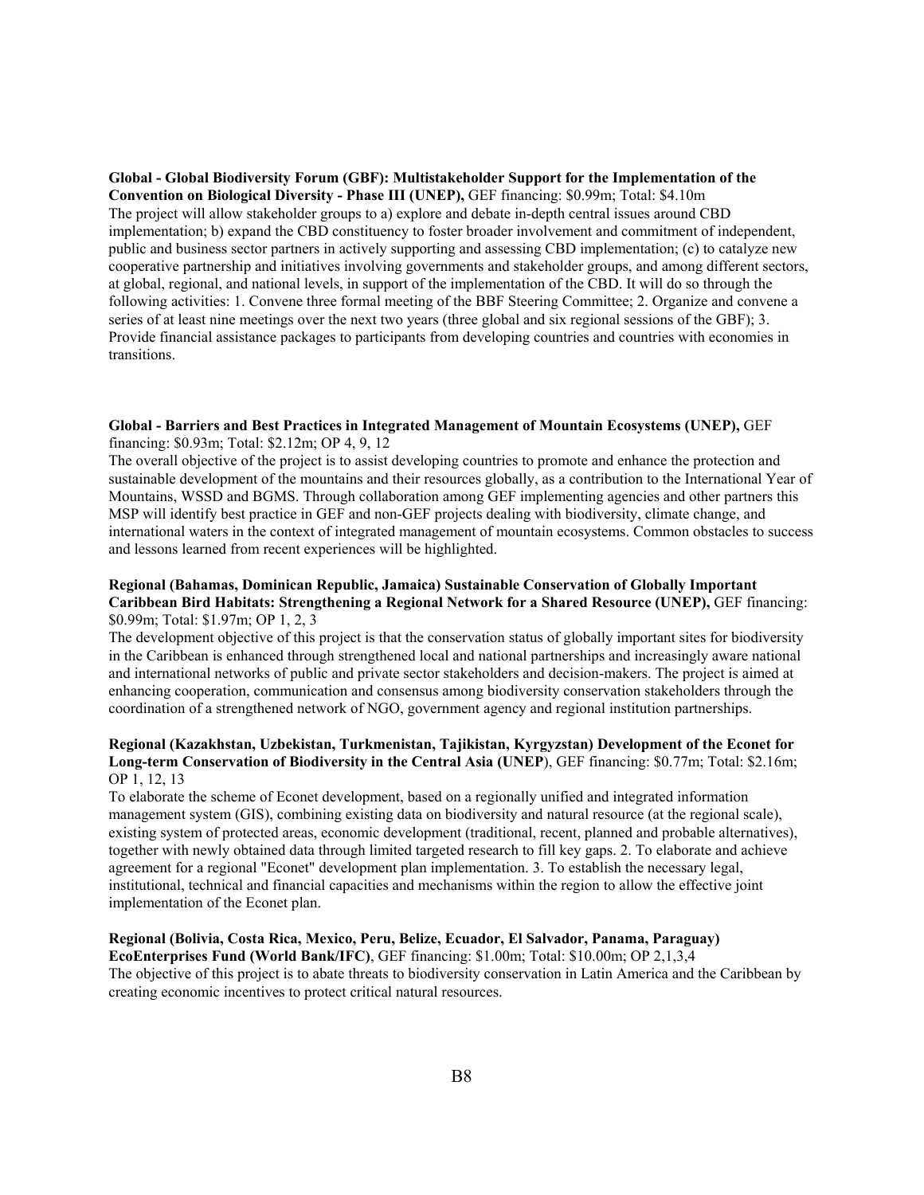**Global - Global Biodiversity Forum (GBF): Multistakeholder Support for the Implementation of the Convention on Biological Diversity - Phase III (UNEP),** GEF financing: $0.99m; Total: $4.10m
The project will allow stakeholder groups to a) explore and debate in-depth central issues around CBD implementation; b) expand the CBD constituency to foster broader involvement and commitment of independent, public and business sector partners in actively supporting and assessing CBD implementation; (c) to catalyze new cooperative partnership and initiatives involving governments and stakeholder groups, and among different sectors, at global, regional, and national levels, in support of the implementation of the CBD. It will do so through the following activities: 1. Convene three formal meeting of the BBF Steering Committee; 2. Organize and convene a series of at least nine meetings over the next two years (three global and six regional sessions of the GBF); 3. Provide financial assistance packages to participants from developing countries and countries with economies in transitions.

**Global - Barriers and Best Practices in Integrated Management of Mountain Ecosystems (UNEP),** GEF financing: $0.93m; Total: $2.12m; OP 4, 9, 12
The overall objective of the project is to assist developing countries to promote and enhance the protection and sustainable development of the mountains and their resources globally, as a contribution to the International Year of Mountains, WSSD and BGMS. Through collaboration among GEF implementing agencies and other partners this MSP will identify best practice in GEF and non-GEF projects dealing with biodiversity, climate change, and international waters in the context of integrated management of mountain ecosystems. Common obstacles to success and lessons learned from recent experiences will be highlighted.

**Regional (Bahamas, Dominican Republic, Jamaica) Sustainable Conservation of Globally Important Caribbean Bird Habitats: Strengthening a Regional Network for a Shared Resource (UNEP),** GEF financing: $0.99m; Total: $1.97m; OP 1, 2, 3
The development objective of this project is that the conservation status of globally important sites for biodiversity in the Caribbean is enhanced through strengthened local and national partnerships and increasingly aware national and international networks of public and private sector stakeholders and decision-makers. The project is aimed at enhancing cooperation, communication and consensus among biodiversity conservation stakeholders through the coordination of a strengthened network of NGO, government agency and regional institution partnerships.

**Regional (Kazakhstan, Uzbekistan, Turkmenistan, Tajikistan, Kyrgyzstan) Development of the Econet for Long-term Conservation of Biodiversity in the Central Asia (UNEP**), GEF financing: $0.77m; Total: $2.16m; OP 1, 12, 13
To elaborate the scheme of Econet development, based on a regionally unified and integrated information management system (GIS), combining existing data on biodiversity and natural resource (at the regional scale), existing system of protected areas, economic development (traditional, recent, planned and probable alternatives), together with newly obtained data through limited targeted research to fill key gaps. 2. To elaborate and achieve agreement for a regional "Econet" development plan implementation. 3. To establish the necessary legal, institutional, technical and financial capacities and mechanisms within the region to allow the effective joint implementation of the Econet plan.

**Regional (Bolivia, Costa Rica, Mexico, Peru, Belize, Ecuador, El Salvador, Panama, Paraguay) EcoEnterprises Fund (World Bank/IFC)**, GEF financing: $1.00m; Total: $10.00m; OP 2,1,3,4
The objective of this project is to abate threats to biodiversity conservation in Latin America and the Caribbean by creating economic incentives to protect critical natural resources.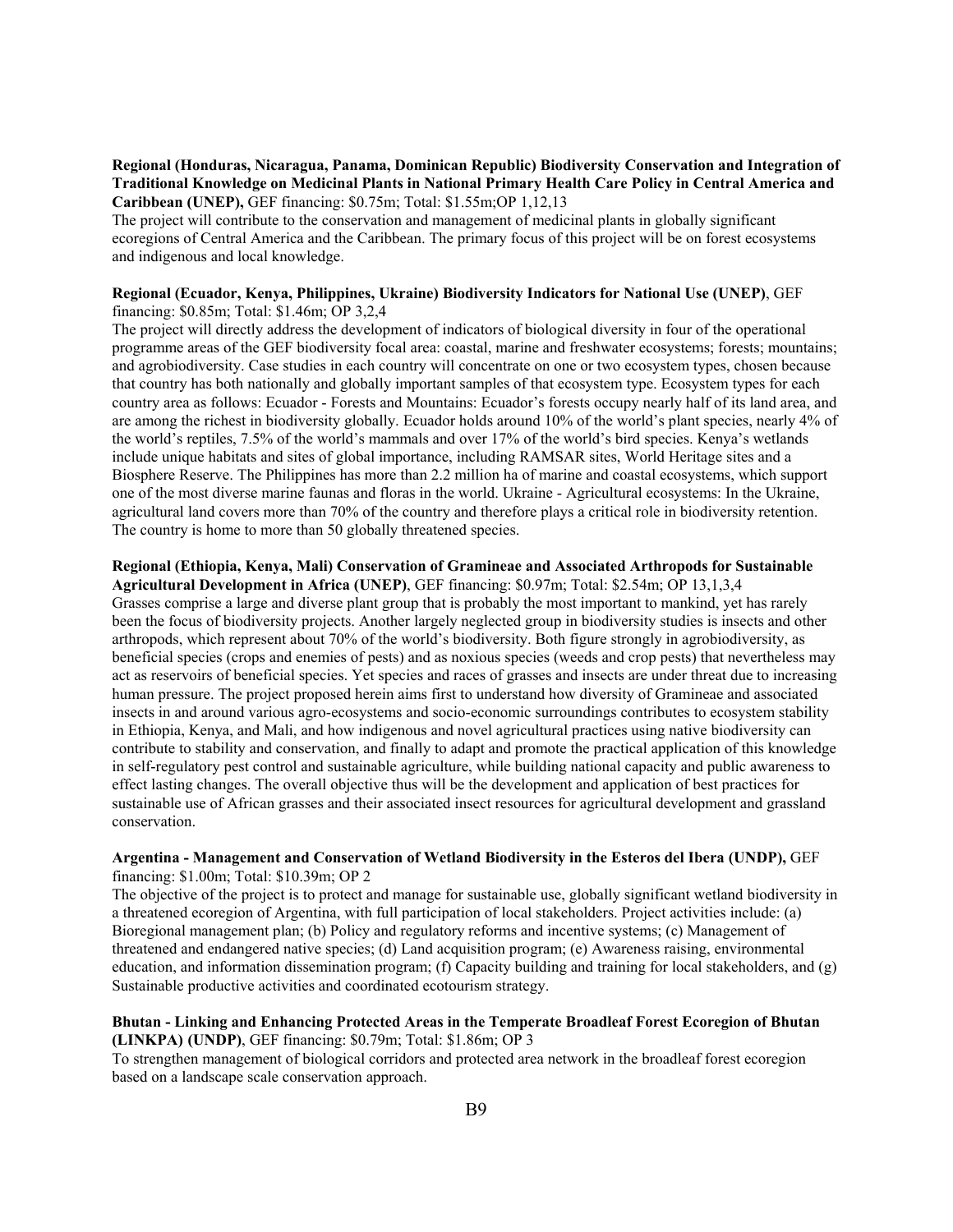**Regional (Honduras, Nicaragua, Panama, Dominican Republic) Biodiversity Conservation and Integration of Traditional Knowledge on Medicinal Plants in National Primary Health Care Policy in Central America and Caribbean (UNEP),** GEF financing: $0.75m; Total: $1.55m;OP 1,12,13

The project will contribute to the conservation and management of medicinal plants in globally significant ecoregions of Central America and the Caribbean. The primary focus of this project will be on forest ecosystems and indigenous and local knowledge.

**Regional (Ecuador, Kenya, Philippines, Ukraine) Biodiversity Indicators for National Use (UNEP)**, GEF financing: $0.85m; Total: $1.46m; OP 3,2,4

The project will directly address the development of indicators of biological diversity in four of the operational programme areas of the GEF biodiversity focal area: coastal, marine and freshwater ecosystems; forests; mountains; and agrobiodiversity. Case studies in each country will concentrate on one or two ecosystem types, chosen because that country has both nationally and globally important samples of that ecosystem type. Ecosystem types for each country area as follows: Ecuador - Forests and Mountains: Ecuador's forests occupy nearly half of its land area, and are among the richest in biodiversity globally. Ecuador holds around 10% of the world's plant species, nearly 4% of the world's reptiles, 7.5% of the world's mammals and over 17% of the world's bird species. Kenya's wetlands include unique habitats and sites of global importance, including RAMSAR sites, World Heritage sites and a Biosphere Reserve. The Philippines has more than 2.2 million ha of marine and coastal ecosystems, which support one of the most diverse marine faunas and floras in the world. Ukraine - Agricultural ecosystems: In the Ukraine, agricultural land covers more than 70% of the country and therefore plays a critical role in biodiversity retention. The country is home to more than 50 globally threatened species.

**Regional (Ethiopia, Kenya, Mali) Conservation of Gramineae and Associated Arthropods for Sustainable Agricultural Development in Africa (UNEP)**, GEF financing: $0.97m; Total: $2.54m; OP 13,1,3,4

Grasses comprise a large and diverse plant group that is probably the most important to mankind, yet has rarely been the focus of biodiversity projects. Another largely neglected group in biodiversity studies is insects and other arthropods, which represent about 70% of the world's biodiversity. Both figure strongly in agrobiodiversity, as beneficial species (crops and enemies of pests) and as noxious species (weeds and crop pests) that nevertheless may act as reservoirs of beneficial species. Yet species and races of grasses and insects are under threat due to increasing human pressure. The project proposed herein aims first to understand how diversity of Gramineae and associated insects in and around various agro-ecosystems and socio-economic surroundings contributes to ecosystem stability in Ethiopia, Kenya, and Mali, and how indigenous and novel agricultural practices using native biodiversity can contribute to stability and conservation, and finally to adapt and promote the practical application of this knowledge in self-regulatory pest control and sustainable agriculture, while building national capacity and public awareness to effect lasting changes. The overall objective thus will be the development and application of best practices for sustainable use of African grasses and their associated insect resources for agricultural development and grassland conservation.

**Argentina - Management and Conservation of Wetland Biodiversity in the Esteros del Ibera (UNDP),** GEF financing: $1.00m; Total: $10.39m; OP 2

The objective of the project is to protect and manage for sustainable use, globally significant wetland biodiversity in a threatened ecoregion of Argentina, with full participation of local stakeholders. Project activities include: (a) Bioregional management plan; (b) Policy and regulatory reforms and incentive systems; (c) Management of threatened and endangered native species; (d) Land acquisition program; (e) Awareness raising, environmental education, and information dissemination program; (f) Capacity building and training for local stakeholders, and (g) Sustainable productive activities and coordinated ecotourism strategy.

**Bhutan - Linking and Enhancing Protected Areas in the Temperate Broadleaf Forest Ecoregion of Bhutan (LINKPA) (UNDP)**, GEF financing: $0.79m; Total: $1.86m; OP 3

To strengthen management of biological corridors and protected area network in the broadleaf forest ecoregion based on a landscape scale conservation approach.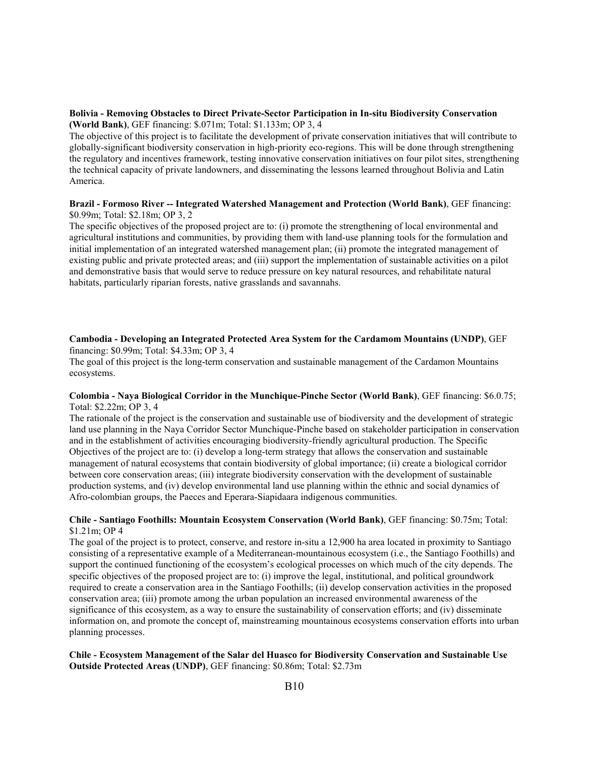**Bolivia - Removing Obstacles to Direct Private-Sector Participation in In-situ Biodiversity Conservation (World Bank)**, GEF financing: $.071m; Total: $1.133m; OP 3, 4

The objective of this project is to facilitate the development of private conservation initiatives that will contribute to globally-significant biodiversity conservation in high-priority eco-regions. This will be done through strengthening the regulatory and incentives framework, testing innovative conservation initiatives on four pilot sites, strengthening the technical capacity of private landowners, and disseminating the lessons learned throughout Bolivia and Latin America.

**Brazil - Formoso River -- Integrated Watershed Management and Protection (World Bank)**, GEF financing: $0.99m; Total: $2.18m; OP 3, 2

The specific objectives of the proposed project are to: (i) promote the strengthening of local environmental and agricultural institutions and communities, by providing them with land-use planning tools for the formulation and initial implementation of an integrated watershed management plan; (ii) promote the integrated management of existing public and private protected areas; and (iii) support the implementation of sustainable activities on a pilot and demonstrative basis that would serve to reduce pressure on key natural resources, and rehabilitate natural habitats, particularly riparian forests, native grasslands and savannahs.

**Cambodia - Developing an Integrated Protected Area System for the Cardamom Mountains (UNDP)**, GEF financing: $0.99m; Total: $4.33m; OP 3, 4

The goal of this project is the long-term conservation and sustainable management of the Cardamon Mountains ecosystems.

**Colombia - Naya Biological Corridor in the Munchique-Pinche Sector (World Bank)**, GEF financing: $6.0.75; Total: $2.22m; OP 3, 4

The rationale of the project is the conservation and sustainable use of biodiversity and the development of strategic land use planning in the Naya Corridor Sector Munchique-Pinche based on stakeholder participation in conservation and in the establishment of activities encouraging biodiversity-friendly agricultural production. The Specific Objectives of the project are to: (i) develop a long-term strategy that allows the conservation and sustainable management of natural ecosystems that contain biodiversity of global importance; (ii) create a biological corridor between core conservation areas; (iii) integrate biodiversity conservation with the development of sustainable production systems, and (iv) develop environmental land use planning within the ethnic and social dynamics of Afro-colombian groups, the Paeces and Eperara-Siapidaara indigenous communities.

**Chile - Santiago Foothills: Mountain Ecosystem Conservation (World Bank)**, GEF financing: $0.75m; Total: $1.21m; OP 4

The goal of the project is to protect, conserve, and restore in-situ a 12,900 ha area located in proximity to Santiago consisting of a representative example of a Mediterranean-mountainous ecosystem (i.e., the Santiago Foothills) and support the continued functioning of the ecosystem's ecological processes on which much of the city depends. The specific objectives of the proposed project are to: (i) improve the legal, institutional, and political groundwork required to create a conservation area in the Santiago Foothills; (ii) develop conservation activities in the proposed conservation area; (iii) promote among the urban population an increased environmental awareness of the significance of this ecosystem, as a way to ensure the sustainability of conservation efforts; and (iv) disseminate information on, and promote the concept of, mainstreaming mountainous ecosystems conservation efforts into urban planning processes.

**Chile - Ecosystem Management of the Salar del Huasco for Biodiversity Conservation and Sustainable Use Outside Protected Areas (UNDP)**, GEF financing: $0.86m; Total: $2.73m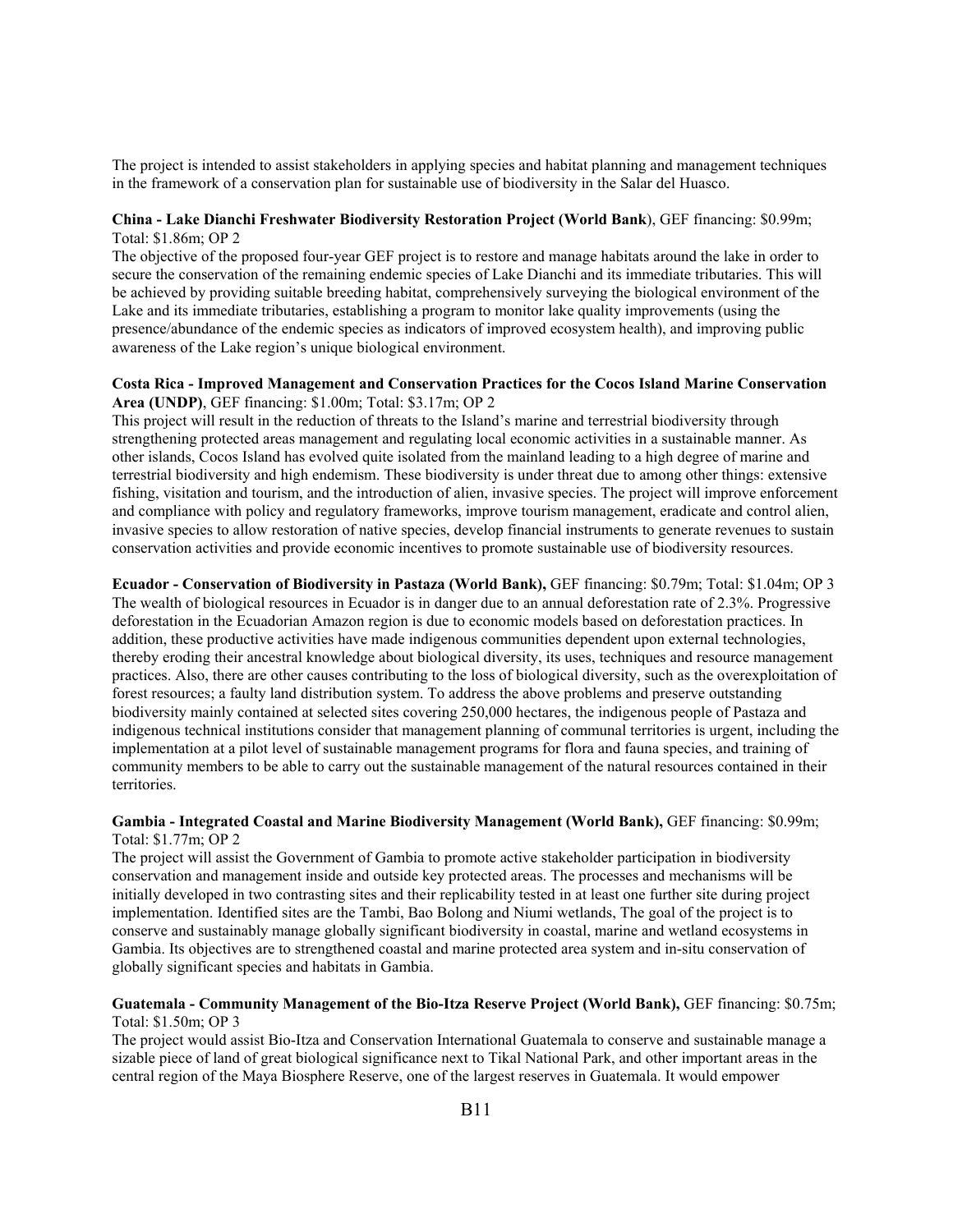The project is intended to assist stakeholders in applying species and habitat planning and management techniques in the framework of a conservation plan for sustainable use of biodiversity in the Salar del Huasco.

**China - Lake Dianchi Freshwater Biodiversity Restoration Project (World Bank**), GEF financing: $0.99m; Total: $1.86m; OP 2

The objective of the proposed four-year GEF project is to restore and manage habitats around the lake in order to secure the conservation of the remaining endemic species of Lake Dianchi and its immediate tributaries. This will be achieved by providing suitable breeding habitat, comprehensively surveying the biological environment of the Lake and its immediate tributaries, establishing a program to monitor lake quality improvements (using the presence/abundance of the endemic species as indicators of improved ecosystem health), and improving public awareness of the Lake region's unique biological environment.

**Costa Rica - Improved Management and Conservation Practices for the Cocos Island Marine Conservation Area (UNDP)**, GEF financing: $1.00m; Total: $3.17m; OP 2

This project will result in the reduction of threats to the Island's marine and terrestrial biodiversity through strengthening protected areas management and regulating local economic activities in a sustainable manner. As other islands, Cocos Island has evolved quite isolated from the mainland leading to a high degree of marine and terrestrial biodiversity and high endemism. These biodiversity is under threat due to among other things: extensive fishing, visitation and tourism, and the introduction of alien, invasive species. The project will improve enforcement and compliance with policy and regulatory frameworks, improve tourism management, eradicate and control alien, invasive species to allow restoration of native species, develop financial instruments to generate revenues to sustain conservation activities and provide economic incentives to promote sustainable use of biodiversity resources.

**Ecuador - Conservation of Biodiversity in Pastaza (World Bank),** GEF financing: $0.79m; Total: $1.04m; OP 3

The wealth of biological resources in Ecuador is in danger due to an annual deforestation rate of 2.3%. Progressive deforestation in the Ecuadorian Amazon region is due to economic models based on deforestation practices. In addition, these productive activities have made indigenous communities dependent upon external technologies, thereby eroding their ancestral knowledge about biological diversity, its uses, techniques and resource management practices. Also, there are other causes contributing to the loss of biological diversity, such as the overexploitation of forest resources; a faulty land distribution system. To address the above problems and preserve outstanding biodiversity mainly contained at selected sites covering 250,000 hectares, the indigenous people of Pastaza and indigenous technical institutions consider that management planning of communal territories is urgent, including the implementation at a pilot level of sustainable management programs for flora and fauna species, and training of community members to be able to carry out the sustainable management of the natural resources contained in their territories.

**Gambia - Integrated Coastal and Marine Biodiversity Management (World Bank),** GEF financing: $0.99m; Total: $1.77m; OP 2

The project will assist the Government of Gambia to promote active stakeholder participation in biodiversity conservation and management inside and outside key protected areas. The processes and mechanisms will be initially developed in two contrasting sites and their replicability tested in at least one further site during project implementation. Identified sites are the Tambi, Bao Bolong and Niumi wetlands, The goal of the project is to conserve and sustainably manage globally significant biodiversity in coastal, marine and wetland ecosystems in Gambia. Its objectives are to strengthened coastal and marine protected area system and in-situ conservation of globally significant species and habitats in Gambia.

**Guatemala - Community Management of the Bio-Itza Reserve Project (World Bank),** GEF financing: $0.75m; Total: $1.50m; OP 3

The project would assist Bio-Itza and Conservation International Guatemala to conserve and sustainable manage a sizable piece of land of great biological significance next to Tikal National Park, and other important areas in the central region of the Maya Biosphere Reserve, one of the largest reserves in Guatemala. It would empower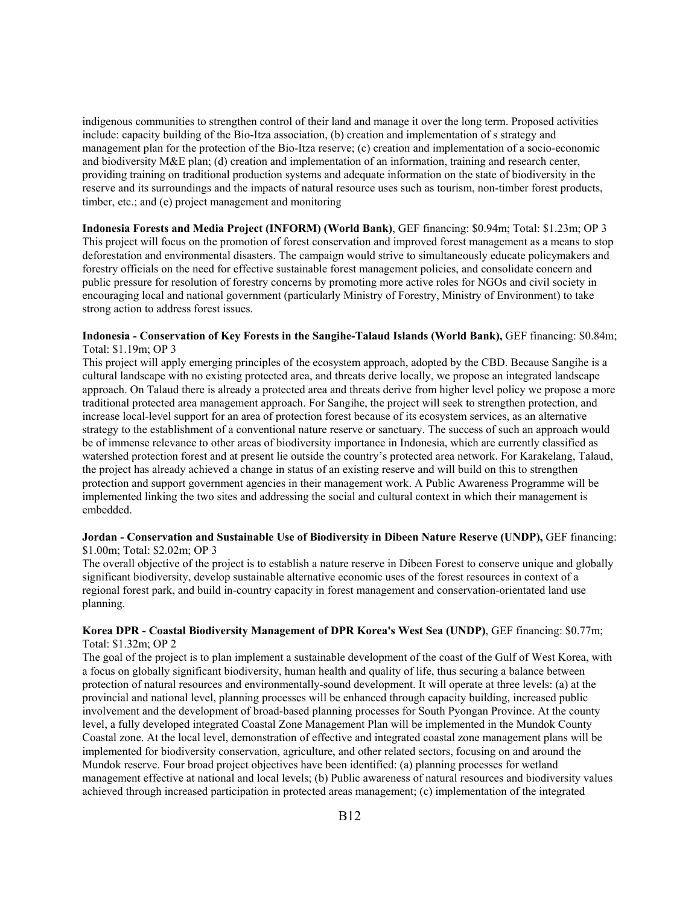indigenous communities to strengthen control of their land and manage it over the long term. Proposed activities include: capacity building of the Bio-Itza association, (b) creation and implementation of s strategy and management plan for the protection of the Bio-Itza reserve; (c) creation and implementation of a socio-economic and biodiversity M&E plan; (d) creation and implementation of an information, training and research center, providing training on traditional production systems and adequate information on the state of biodiversity in the reserve and its surroundings and the impacts of natural resource uses such as tourism, non-timber forest products, timber, etc.; and (e) project management and monitoring

**Indonesia Forests and Media Project (INFORM) (World Bank)**, GEF financing: $0.94m; Total: $1.23m; OP 3
This project will focus on the promotion of forest conservation and improved forest management as a means to stop deforestation and environmental disasters. The campaign would strive to simultaneously educate policymakers and forestry officials on the need for effective sustainable forest management policies, and consolidate concern and public pressure for resolution of forestry concerns by promoting more active roles for NGOs and civil society in encouraging local and national government (particularly Ministry of Forestry, Ministry of Environment) to take strong action to address forest issues.

**Indonesia - Conservation of Key Forests in the Sangihe-Talaud Islands (World Bank),** GEF financing: $0.84m; Total: $1.19m; OP 3
This project will apply emerging principles of the ecosystem approach, adopted by the CBD. Because Sangihe is a cultural landscape with no existing protected area, and threats derive locally, we propose an integrated landscape approach. On Talaud there is already a protected area and threats derive from higher level policy we propose a more traditional protected area management approach. For Sangihe, the project will seek to strengthen protection, and increase local-level support for an area of protection forest because of its ecosystem services, as an alternative strategy to the establishment of a conventional nature reserve or sanctuary. The success of such an approach would be of immense relevance to other areas of biodiversity importance in Indonesia, which are currently classified as watershed protection forest and at present lie outside the country's protected area network. For Karakelang, Talaud, the project has already achieved a change in status of an existing reserve and will build on this to strengthen protection and support government agencies in their management work. A Public Awareness Programme will be implemented linking the two sites and addressing the social and cultural context in which their management is embedded.

**Jordan - Conservation and Sustainable Use of Biodiversity in Dibeen Nature Reserve (UNDP),** GEF financing: $1.00m; Total: $2.02m; OP 3
The overall objective of the project is to establish a nature reserve in Dibeen Forest to conserve unique and globally significant biodiversity, develop sustainable alternative economic uses of the forest resources in context of a regional forest park, and build in-country capacity in forest management and conservation-orientated land use planning.

**Korea DPR - Coastal Biodiversity Management of DPR Korea's West Sea (UNDP)**, GEF financing: $0.77m; Total: $1.32m; OP 2
The goal of the project is to plan implement a sustainable development of the coast of the Gulf of West Korea, with a focus on globally significant biodiversity, human health and quality of life, thus securing a balance between protection of natural resources and environmentally-sound development. It will operate at three levels: (a) at the provincial and national level, planning processes will be enhanced through capacity building, increased public involvement and the development of broad-based planning processes for South Pyongan Province. At the county level, a fully developed integrated Coastal Zone Management Plan will be implemented in the Mundok County Coastal zone. At the local level, demonstration of effective and integrated coastal zone management plans will be implemented for biodiversity conservation, agriculture, and other related sectors, focusing on and around the Mundok reserve. Four broad project objectives have been identified: (a) planning processes for wetland management effective at national and local levels; (b) Public awareness of natural resources and biodiversity values achieved through increased participation in protected areas management; (c) implementation of the integrated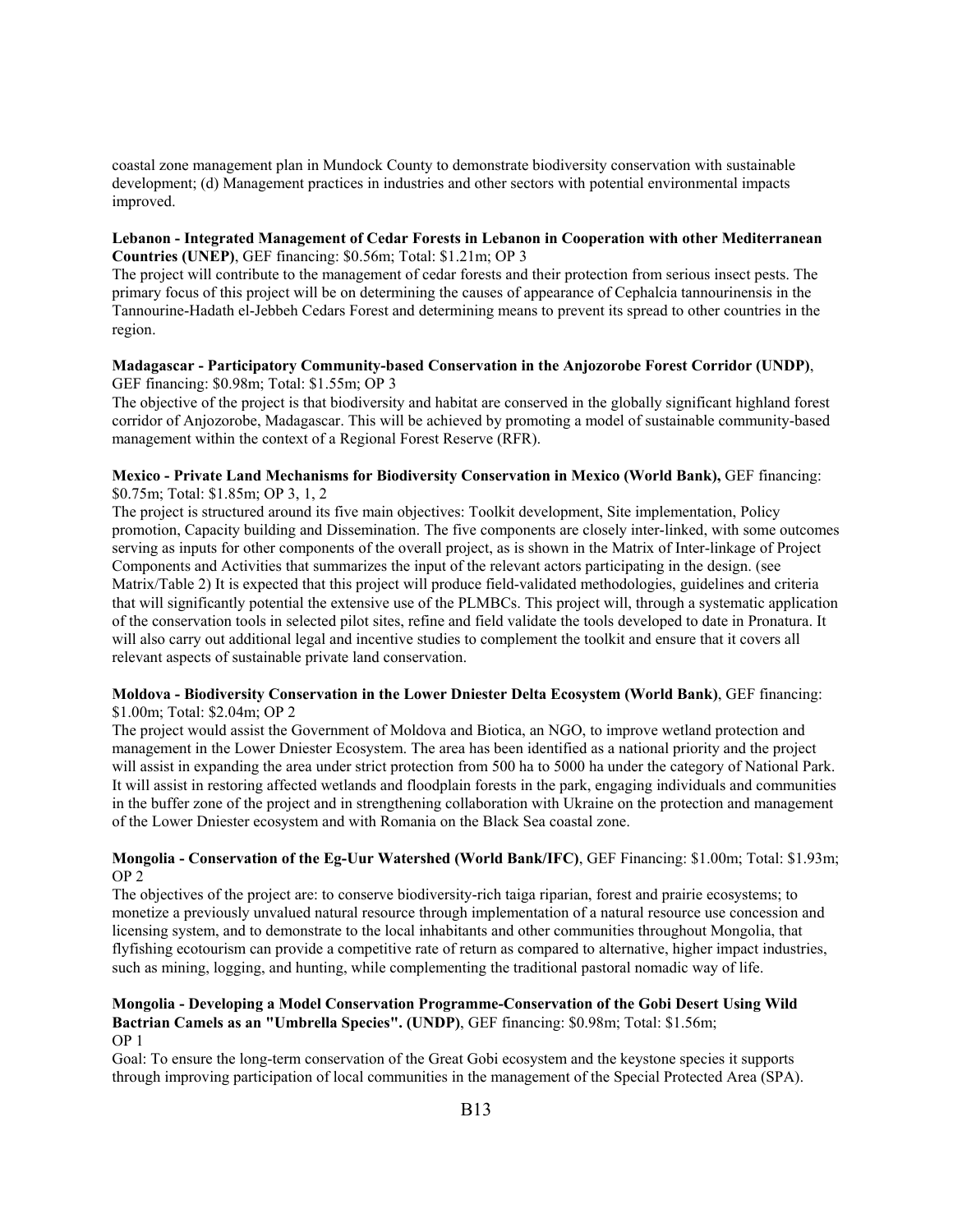coastal zone management plan in Mundock County to demonstrate biodiversity conservation with sustainable development; (d) Management practices in industries and other sectors with potential environmental impacts improved.

**Lebanon - Integrated Management of Cedar Forests in Lebanon in Cooperation with other Mediterranean Countries (UNEP)**, GEF financing: $0.56m; Total: $1.21m; OP 3
The project will contribute to the management of cedar forests and their protection from serious insect pests. The primary focus of this project will be on determining the causes of appearance of Cephalcia tannourinensis in the Tannourine-Hadath el-Jebbeh Cedars Forest and determining means to prevent its spread to other countries in the region.

**Madagascar - Participatory Community-based Conservation in the Anjozorobe Forest Corridor (UNDP)**, GEF financing: $0.98m; Total: $1.55m; OP 3
The objective of the project is that biodiversity and habitat are conserved in the globally significant highland forest corridor of Anjozorobe, Madagascar. This will be achieved by promoting a model of sustainable community-based management within the context of a Regional Forest Reserve (RFR).

**Mexico - Private Land Mechanisms for Biodiversity Conservation in Mexico (World Bank),** GEF financing: $0.75m; Total: $1.85m; OP 3, 1, 2
The project is structured around its five main objectives: Toolkit development, Site implementation, Policy promotion, Capacity building and Dissemination. The five components are closely inter-linked, with some outcomes serving as inputs for other components of the overall project, as is shown in the Matrix of Inter-linkage of Project Components and Activities that summarizes the input of the relevant actors participating in the design. (see Matrix/Table 2) It is expected that this project will produce field-validated methodologies, guidelines and criteria that will significantly potential the extensive use of the PLMBCs. This project will, through a systematic application of the conservation tools in selected pilot sites, refine and field validate the tools developed to date in Pronatura. It will also carry out additional legal and incentive studies to complement the toolkit and ensure that it covers all relevant aspects of sustainable private land conservation.

**Moldova - Biodiversity Conservation in the Lower Dniester Delta Ecosystem (World Bank)**, GEF financing: $1.00m; Total: $2.04m; OP 2
The project would assist the Government of Moldova and Biotica, an NGO, to improve wetland protection and management in the Lower Dniester Ecosystem. The area has been identified as a national priority and the project will assist in expanding the area under strict protection from 500 ha to 5000 ha under the category of National Park. It will assist in restoring affected wetlands and floodplain forests in the park, engaging individuals and communities in the buffer zone of the project and in strengthening collaboration with Ukraine on the protection and management of the Lower Dniester ecosystem and with Romania on the Black Sea coastal zone.

**Mongolia - Conservation of the Eg-Uur Watershed (World Bank/IFC)**, GEF Financing: $1.00m; Total: $1.93m; OP 2
The objectives of the project are: to conserve biodiversity-rich taiga riparian, forest and prairie ecosystems; to monetize a previously unvalued natural resource through implementation of a natural resource use concession and licensing system, and to demonstrate to the local inhabitants and other communities throughout Mongolia, that flyfishing ecotourism can provide a competitive rate of return as compared to alternative, higher impact industries, such as mining, logging, and hunting, while complementing the traditional pastoral nomadic way of life.

**Mongolia - Developing a Model Conservation Programme-Conservation of the Gobi Desert Using Wild Bactrian Camels as an "Umbrella Species". (UNDP)**, GEF financing: $0.98m; Total: $1.56m; OP 1
Goal: To ensure the long-term conservation of the Great Gobi ecosystem and the keystone species it supports through improving participation of local communities in the management of the Special Protected Area (SPA).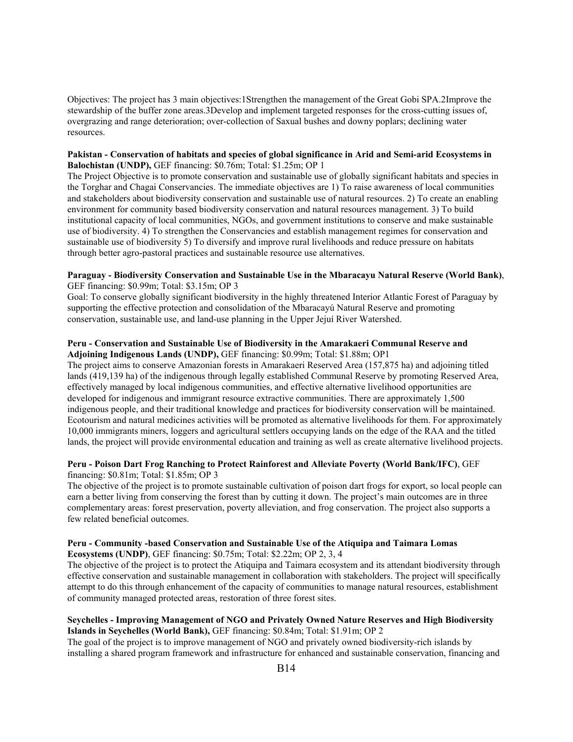Objectives: The project has 3 main objectives:1Strengthen the management of the Great Gobi SPA.2Improve the stewardship of the buffer zone areas.3Develop and implement targeted responses for the cross-cutting issues of, overgrazing and range deterioration; over-collection of Saxual bushes and downy poplars; declining water resources.

**Pakistan - Conservation of habitats and species of global significance in Arid and Semi-arid Ecosystems in Balochistan (UNDP),** GEF financing: $0.76m; Total: $1.25m; OP 1

The Project Objective is to promote conservation and sustainable use of globally significant habitats and species in the Torghar and Chagai Conservancies. The immediate objectives are 1) To raise awareness of local communities and stakeholders about biodiversity conservation and sustainable use of natural resources. 2) To create an enabling environment for community based biodiversity conservation and natural resources management. 3) To build institutional capacity of local communities, NGOs, and government institutions to conserve and make sustainable use of biodiversity. 4) To strengthen the Conservancies and establish management regimes for conservation and sustainable use of biodiversity 5) To diversify and improve rural livelihoods and reduce pressure on habitats through better agro-pastoral practices and sustainable resource use alternatives.

**Paraguay - Biodiversity Conservation and Sustainable Use in the Mbaracayu Natural Reserve (World Bank)**, GEF financing: $0.99m; Total: $3.15m; OP 3

Goal: To conserve globally significant biodiversity in the highly threatened Interior Atlantic Forest of Paraguay by supporting the effective protection and consolidation of the Mbaracayú Natural Reserve and promoting conservation, sustainable use, and land-use planning in the Upper Jejuí River Watershed.

**Peru - Conservation and Sustainable Use of Biodiversity in the Amarakaeri Communal Reserve and Adjoining Indigenous Lands (UNDP),** GEF financing: $0.99m; Total: $1.88m; OP1

The project aims to conserve Amazonian forests in Amarakaeri Reserved Area (157,875 ha) and adjoining titled lands (419,139 ha) of the indigenous through legally established Communal Reserve by promoting Reserved Area, effectively managed by local indigenous communities, and effective alternative livelihood opportunities are developed for indigenous and immigrant resource extractive communities. There are approximately 1,500 indigenous people, and their traditional knowledge and practices for biodiversity conservation will be maintained. Ecotourism and natural medicines activities will be promoted as alternative livelihoods for them. For approximately 10,000 immigrants miners, loggers and agricultural settlers occupying lands on the edge of the RAA and the titled lands, the project will provide environmental education and training as well as create alternative livelihood projects.

**Peru - Poison Dart Frog Ranching to Protect Rainforest and Alleviate Poverty (World Bank/IFC)**, GEF financing: $0.81m; Total: $1.85m; OP 3

The objective of the project is to promote sustainable cultivation of poison dart frogs for export, so local people can earn a better living from conserving the forest than by cutting it down. The project's main outcomes are in three complementary areas: forest preservation, poverty alleviation, and frog conservation. The project also supports a few related beneficial outcomes.

**Peru - Community -based Conservation and Sustainable Use of the Atiquipa and Taimara Lomas Ecosystems (UNDP)**, GEF financing: $0.75m; Total: $2.22m; OP 2, 3, 4

The objective of the project is to protect the Atiquipa and Taimara ecosystem and its attendant biodiversity through effective conservation and sustainable management in collaboration with stakeholders. The project will specifically attempt to do this through enhancement of the capacity of communities to manage natural resources, establishment of community managed protected areas, restoration of three forest sites.

**Seychelles - Improving Management of NGO and Privately Owned Nature Reserves and High Biodiversity Islands in Seychelles (World Bank),** GEF financing: $0.84m; Total: $1.91m; OP 2

The goal of the project is to improve management of NGO and privately owned biodiversity-rich islands by installing a shared program framework and infrastructure for enhanced and sustainable conservation, financing and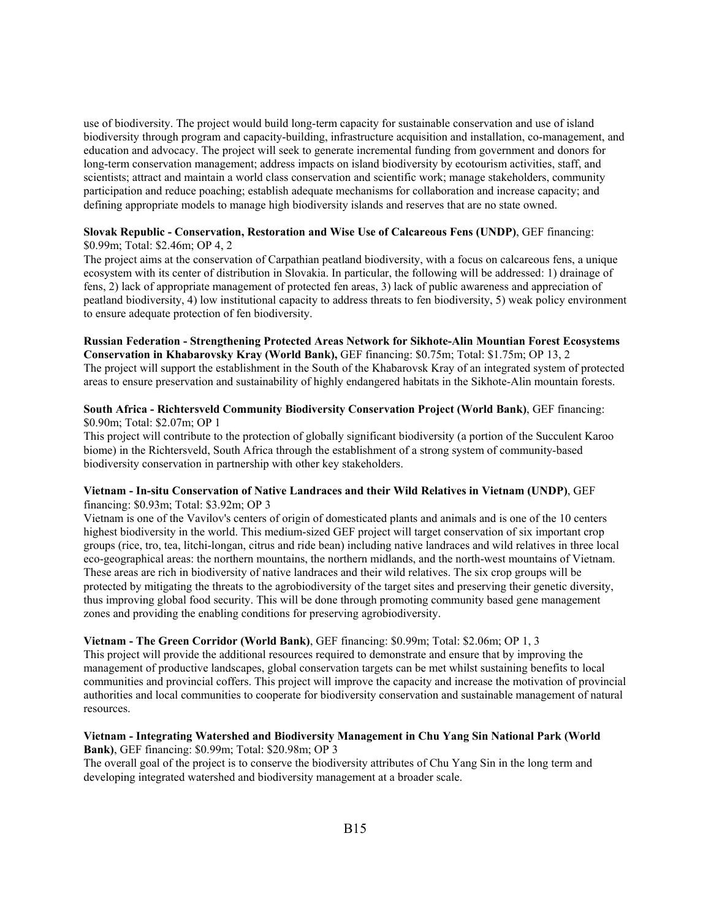use of biodiversity. The project would build long-term capacity for sustainable conservation and use of island biodiversity through program and capacity-building, infrastructure acquisition and installation, co-management, and education and advocacy. The project will seek to generate incremental funding from government and donors for long-term conservation management; address impacts on island biodiversity by ecotourism activities, staff, and scientists; attract and maintain a world class conservation and scientific work; manage stakeholders, community participation and reduce poaching; establish adequate mechanisms for collaboration and increase capacity; and defining appropriate models to manage high biodiversity islands and reserves that are no state owned.

**Slovak Republic - Conservation, Restoration and Wise Use of Calcareous Fens (UNDP)**, GEF financing: $0.99m; Total: $2.46m; OP 4, 2

The project aims at the conservation of Carpathian peatland biodiversity, with a focus on calcareous fens, a unique ecosystem with its center of distribution in Slovakia. In particular, the following will be addressed: 1) drainage of fens, 2) lack of appropriate management of protected fen areas, 3) lack of public awareness and appreciation of peatland biodiversity, 4) low institutional capacity to address threats to fen biodiversity, 5) weak policy environment to ensure adequate protection of fen biodiversity.

**Russian Federation - Strengthening Protected Areas Network for Sikhote-Alin Mountian Forest Ecosystems Conservation in Khabarovsky Kray (World Bank),** GEF financing: $0.75m; Total: $1.75m; OP 13, 2

The project will support the establishment in the South of the Khabarovsk Kray of an integrated system of protected areas to ensure preservation and sustainability of highly endangered habitats in the Sikhote-Alin mountain forests.

**South Africa - Richtersveld Community Biodiversity Conservation Project (World Bank)**, GEF financing: $0.90m; Total: $2.07m; OP 1

This project will contribute to the protection of globally significant biodiversity (a portion of the Succulent Karoo biome) in the Richtersveld, South Africa through the establishment of a strong system of community-based biodiversity conservation in partnership with other key stakeholders.

**Vietnam - In-situ Conservation of Native Landraces and their Wild Relatives in Vietnam (UNDP)**, GEF financing: $0.93m; Total: $3.92m; OP 3

Vietnam is one of the Vavilov's centers of origin of domesticated plants and animals and is one of the 10 centers highest biodiversity in the world. This medium-sized GEF project will target conservation of six important crop groups (rice, tro, tea, litchi-longan, citrus and ride bean) including native landraces and wild relatives in three local eco-geographical areas: the northern mountains, the northern midlands, and the north-west mountains of Vietnam. These areas are rich in biodiversity of native landraces and their wild relatives. The six crop groups will be protected by mitigating the threats to the agrobiodiversity of the target sites and preserving their genetic diversity, thus improving global food security. This will be done through promoting community based gene management zones and providing the enabling conditions for preserving agrobiodiversity.

**Vietnam - The Green Corridor (World Bank)**, GEF financing: $0.99m; Total: $2.06m; OP 1, 3

This project will provide the additional resources required to demonstrate and ensure that by improving the management of productive landscapes, global conservation targets can be met whilst sustaining benefits to local communities and provincial coffers. This project will improve the capacity and increase the motivation of provincial authorities and local communities to cooperate for biodiversity conservation and sustainable management of natural resources.

**Vietnam - Integrating Watershed and Biodiversity Management in Chu Yang Sin National Park (World Bank)**, GEF financing: $0.99m; Total: $20.98m; OP 3

The overall goal of the project is to conserve the biodiversity attributes of Chu Yang Sin in the long term and developing integrated watershed and biodiversity management at a broader scale.